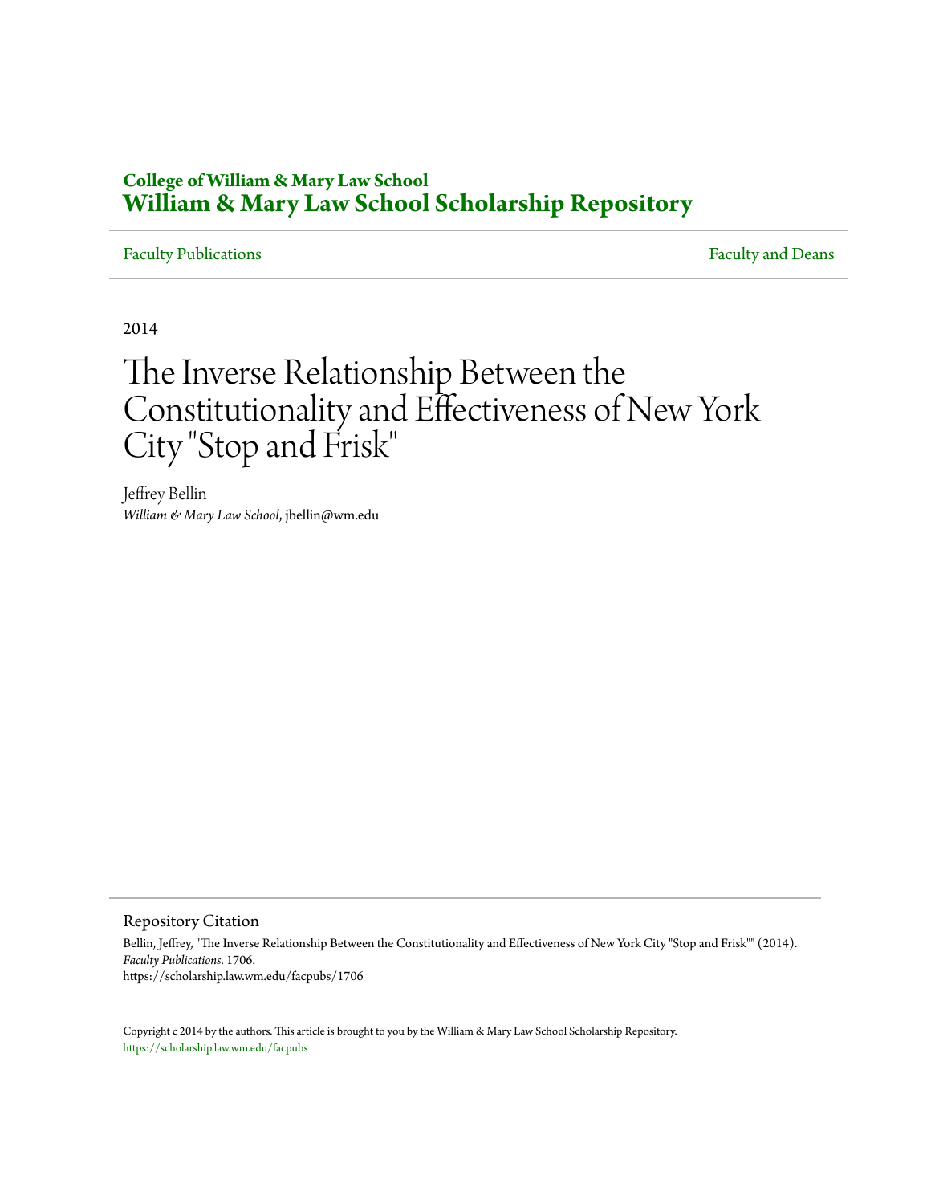**College of William & Mary Law School**
**William & Mary Law School Scholarship Repository**

Faculty Publications | Faculty and Deans

2014

# The Inverse Relationship Between the Constitutionality and Effectiveness of New York City "Stop and Frisk"

Jeffrey Bellin
*William & Mary Law School*, jbellin@wm.edu

## Repository Citation

Bellin, Jeffrey, "The Inverse Relationship Between the Constitutionality and Effectiveness of New York City "Stop and Frisk"" (2014). *Faculty Publications*. 1706.
https://scholarship.law.wm.edu/facpubs/1706

Copyright c 2014 by the authors. This article is brought to you by the William & Mary Law School Scholarship Repository.
https://scholarship.law.wm.edu/facpubs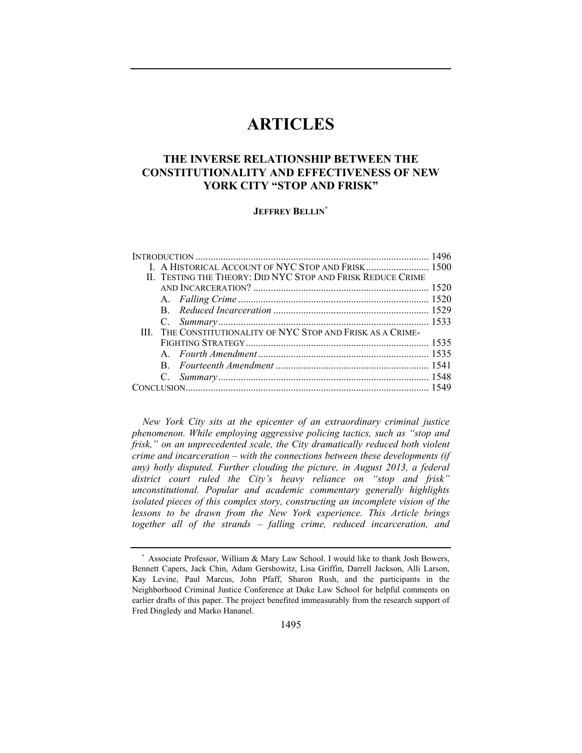# ARTICLES

## THE INVERSE RELATIONSHIP BETWEEN THE CONSTITUTIONALITY AND EFFECTIVENESS OF NEW YORK CITY "STOP AND FRISK"

**JEFFREY BELLIN**[*]

INTRODUCTION ..... 1496
I. A HISTORICAL ACCOUNT OF NYC STOP AND FRISK ..... 1500
II. TESTING THE THEORY: DID NYC STOP AND FRISK REDUCE CRIME AND INCARCERATION? ..... 1520
  A. *Falling Crime* ..... 1520
  B. *Reduced Incarceration* ..... 1529
  C. *Summary* ..... 1533
III. THE CONSTITUTIONALITY OF NYC STOP AND FRISK AS A CRIME-FIGHTING STRATEGY ..... 1535
  A. *Fourth Amendment* ..... 1535
  B. *Fourteenth Amendment* ..... 1541
  C. *Summary* ..... 1548
CONCLUSION ..... 1549

*New York City sits at the epicenter of an extraordinary criminal justice phenomenon. While employing aggressive policing tactics, such as "stop and frisk," on an unprecedented scale, the City dramatically reduced both violent crime and incarceration – with the connections between these developments (if any) hotly disputed. Further clouding the picture, in August 2013, a federal district court ruled the City's heavy reliance on "stop and frisk" unconstitutional. Popular and academic commentary generally highlights isolated pieces of this complex story, constructing an incomplete vision of the lessons to be drawn from the New York experience. This Article brings together all of the strands – falling crime, reduced incarceration, and*

---

[*] Associate Professor, William & Mary Law School. I would like to thank Josh Bowers, Bennett Capers, Jack Chin, Adam Gershowitz, Lisa Griffin, Darrell Jackson, Alli Larson, Kay Levine, Paul Marcus, John Pfaff, Sharon Rush, and the participants in the Neighborhood Criminal Justice Conference at Duke Law School for helpful comments on earlier drafts of this paper. The project benefited immeasurably from the research support of Fred Dingledy and Marko Hananel.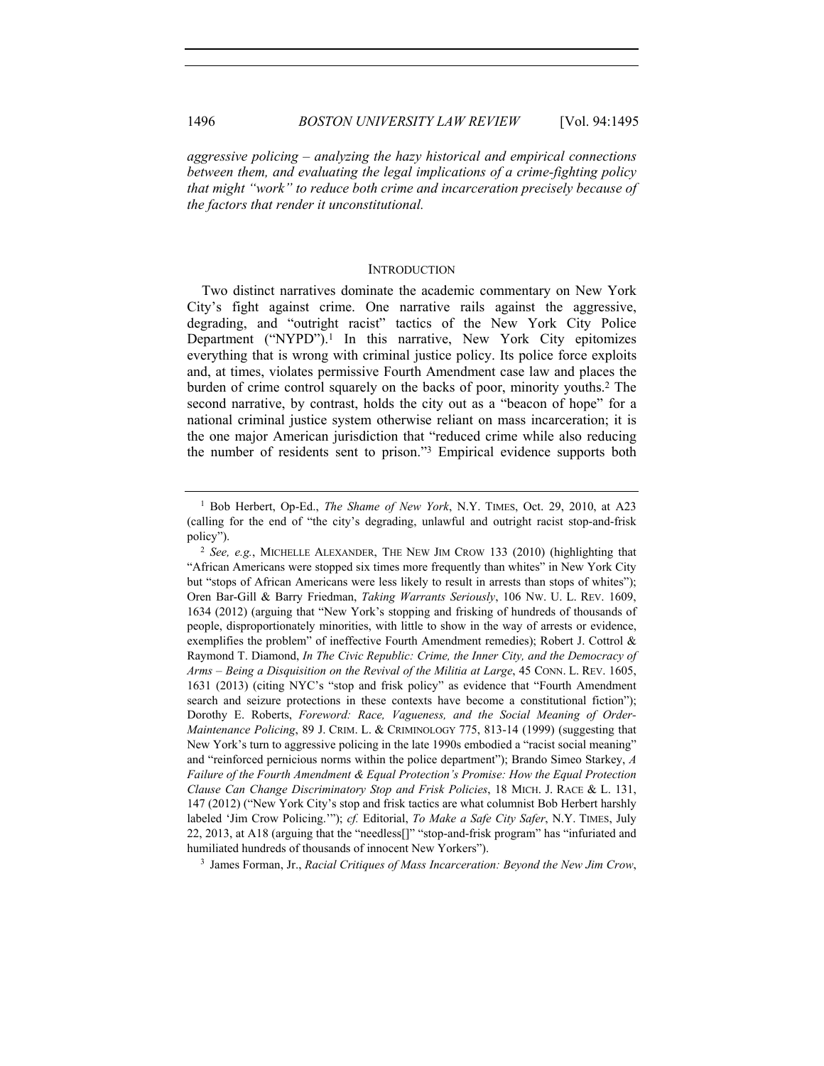*aggressive policing – analyzing the hazy historical and empirical connections between them, and evaluating the legal implications of a crime-fighting policy that might "work" to reduce both crime and incarceration precisely because of the factors that render it unconstitutional.*

## INTRODUCTION

Two distinct narratives dominate the academic commentary on New York City's fight against crime. One narrative rails against the aggressive, degrading, and "outright racist" tactics of the New York City Police Department ("NYPD").[1] In this narrative, New York City epitomizes everything that is wrong with criminal justice policy. Its police force exploits and, at times, violates permissive Fourth Amendment case law and places the burden of crime control squarely on the backs of poor, minority youths.[2] The second narrative, by contrast, holds the city out as a "beacon of hope" for a national criminal justice system otherwise reliant on mass incarceration; it is the one major American jurisdiction that "reduced crime while also reducing the number of residents sent to prison."[3] Empirical evidence supports both

---

[1] Bob Herbert, Op-Ed., *The Shame of New York*, N.Y. TIMES, Oct. 29, 2010, at A23 (calling for the end of "the city's degrading, unlawful and outright racist stop-and-frisk policy").

[2] *See, e.g.*, MICHELLE ALEXANDER, THE NEW JIM CROW 133 (2010) (highlighting that "African Americans were stopped six times more frequently than whites" in New York City but "stops of African Americans were less likely to result in arrests than stops of whites"); Oren Bar-Gill & Barry Friedman, *Taking Warrants Seriously*, 106 NW. U. L. REV. 1609, 1634 (2012) (arguing that "New York's stopping and frisking of hundreds of thousands of people, disproportionately minorities, with little to show in the way of arrests or evidence, exemplifies the problem" of ineffective Fourth Amendment remedies); Robert J. Cottrol & Raymond T. Diamond, *In The Civic Republic: Crime, the Inner City, and the Democracy of Arms – Being a Disquisition on the Revival of the Militia at Large*, 45 CONN. L. REV. 1605, 1631 (2013) (citing NYC's "stop and frisk policy" as evidence that "Fourth Amendment search and seizure protections in these contexts have become a constitutional fiction"); Dorothy E. Roberts, *Foreword: Race, Vagueness, and the Social Meaning of Order-Maintenance Policing*, 89 J. CRIM. L. & CRIMINOLOGY 775, 813-14 (1999) (suggesting that New York's turn to aggressive policing in the late 1990s embodied a "racist social meaning" and "reinforced pernicious norms within the police department"); Brando Simeo Starkey, *A Failure of the Fourth Amendment & Equal Protection's Promise: How the Equal Protection Clause Can Change Discriminatory Stop and Frisk Policies*, 18 MICH. J. RACE & L. 131, 147 (2012) ("New York City's stop and frisk tactics are what columnist Bob Herbert harshly labeled 'Jim Crow Policing.'"); *cf.* Editorial, *To Make a Safe City Safer*, N.Y. TIMES, July 22, 2013, at A18 (arguing that the "needless[]" "stop-and-frisk program" has "infuriated and humiliated hundreds of thousands of innocent New Yorkers").

[3] James Forman, Jr., *Racial Critiques of Mass Incarceration: Beyond the New Jim Crow*,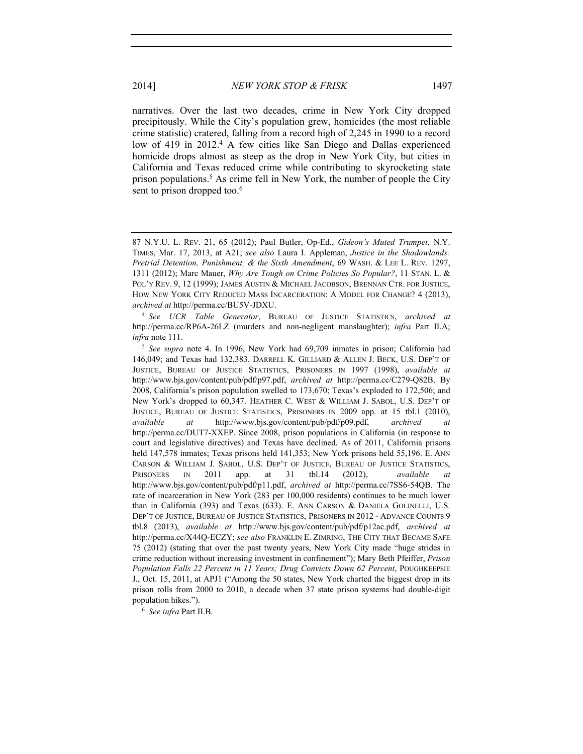narratives. Over the last two decades, crime in New York City dropped precipitously. While the City's population grew, homicides (the most reliable crime statistic) cratered, falling from a record high of 2,245 in 1990 to a record low of 419 in 2012.[4] A few cities like San Diego and Dallas experienced homicide drops almost as steep as the drop in New York City, but cities in California and Texas reduced crime while contributing to skyrocketing state prison populations.[5] As crime fell in New York, the number of people the City sent to prison dropped too.[6]

---

87 N.Y.U. L. REV. 21, 65 (2012); Paul Butler, Op-Ed., *Gideon's Muted Trumpet*, N.Y. TIMES, Mar. 17, 2013, at A21; *see also* Laura I. Appleman, *Justice in the Shadowlands: Pretrial Detention, Punishment, & the Sixth Amendment*, 69 WASH. & LEE L. REV. 1297, 1311 (2012); Marc Mauer, *Why Are Tough on Crime Policies So Popular?*, 11 STAN. L. & POL'Y REV. 9, 12 (1999); JAMES AUSTIN & MICHAEL JACOBSON, BRENNAN CTR. FOR JUSTICE, HOW NEW YORK CITY REDUCED MASS INCARCERATION: A MODEL FOR CHANGE? 4 (2013), *archived at* http://perma.cc/BU5V-JDXU.

[4] *See UCR Table Generator*, BUREAU OF JUSTICE STATISTICS, *archived at* http://perma.cc/RP6A-26LZ (murders and non-negligent manslaughter); *infra* Part II.A; *infra* note 111.

[5] *See supra* note 4. In 1996, New York had 69,709 inmates in prison; California had 146,049; and Texas had 132,383. DARRELL K. GILLIARD & ALLEN J. BECK, U.S. DEP'T OF JUSTICE, BUREAU OF JUSTICE STATISTICS, PRISONERS IN 1997 (1998), *available at* http://www.bjs.gov/content/pub/pdf/p97.pdf, *archived at* http://perma.cc/C279-Q82B. By 2008, California's prison population swelled to 173,670; Texas's exploded to 172,506; and New York's dropped to 60,347. HEATHER C. WEST & WILLIAM J. SABOL, U.S. DEP'T OF JUSTICE, BUREAU OF JUSTICE STATISTICS, PRISONERS IN 2009 app. at 15 tbl.1 (2010), *available at* http://www.bjs.gov/content/pub/pdf/p09.pdf, *archived at* http://perma.cc/DUT7-XXEP. Since 2008, prison populations in California (in response to court and legislative directives) and Texas have declined. As of 2011, California prisons held 147,578 inmates; Texas prisons held 141,353; New York prisons held 55,196. E. ANN CARSON & WILLIAM J. SABOL, U.S. DEP'T OF JUSTICE, BUREAU OF JUSTICE STATISTICS, PRISONERS IN 2011 app. at 31 tbl.14 (2012), *available at* http://www.bjs.gov/content/pub/pdf/p11.pdf, *archived at* http://perma.cc/7SS6-54QB. The rate of incarceration in New York (283 per 100,000 residents) continues to be much lower than in California (393) and Texas (633). E. ANN CARSON & DANIELA GOLINELLI, U.S. DEP'T OF JUSTICE, BUREAU OF JUSTICE STATISTICS, PRISONERS IN 2012 - ADVANCE COUNTS 9 tbl.8 (2013), *available at* http://www.bjs.gov/content/pub/pdf/p12ac.pdf, *archived at* http://perma.cc/X44Q-ECZY; *see also* FRANKLIN E. ZIMRING, THE CITY THAT BECAME SAFE 75 (2012) (stating that over the past twenty years, New York City made "huge strides in crime reduction without increasing investment in confinement"); Mary Beth Pfeiffer, *Prison Population Falls 22 Percent in 11 Years; Drug Convicts Down 62 Percent*, POUGHKEEPSIE J., Oct. 15, 2011, at APJ1 ("Among the 50 states, New York charted the biggest drop in its prison rolls from 2000 to 2010, a decade when 37 state prison systems had double-digit population hikes.").

[6] *See infra* Part II.B.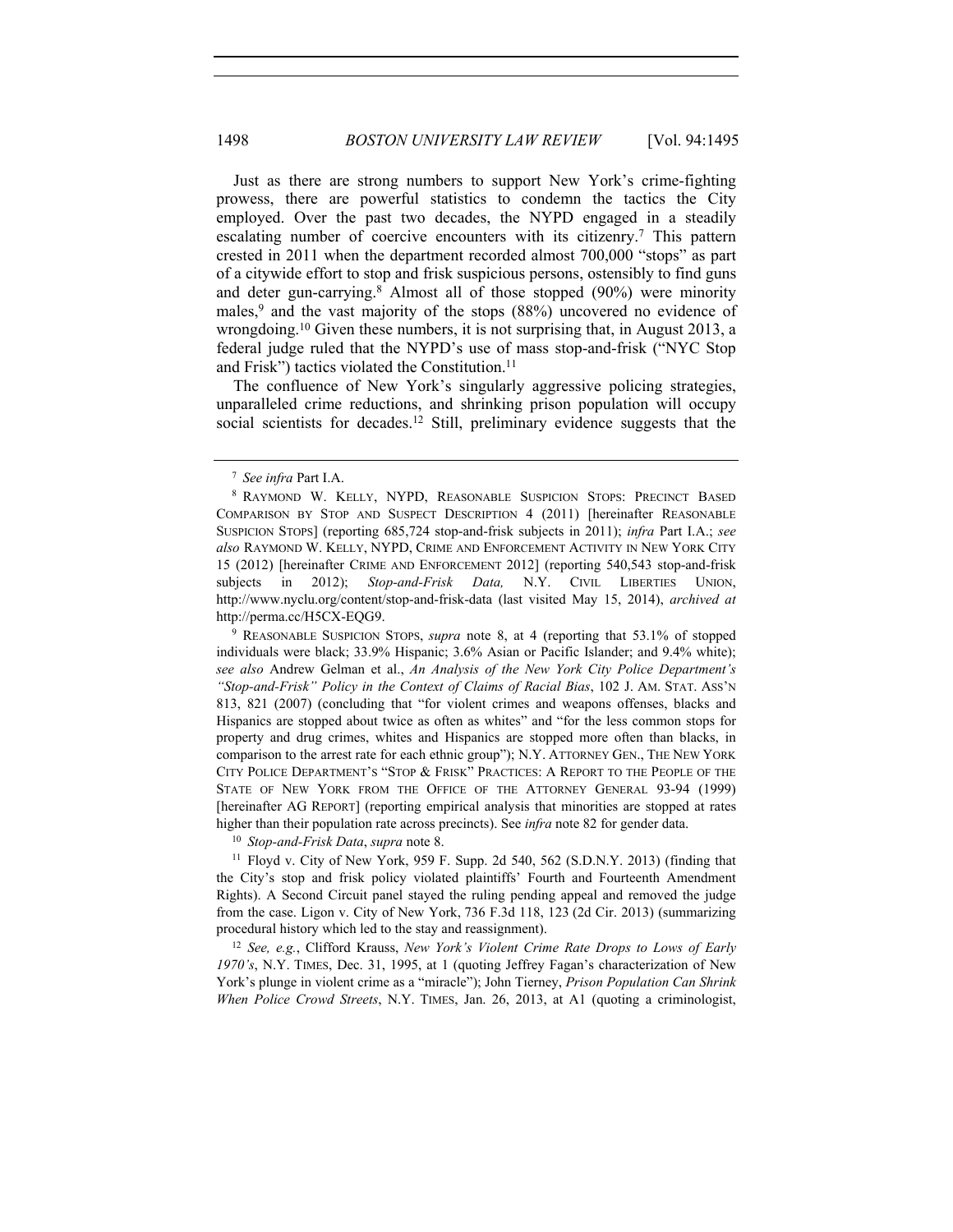Just as there are strong numbers to support New York's crime-fighting prowess, there are powerful statistics to condemn the tactics the City employed. Over the past two decades, the NYPD engaged in a steadily escalating number of coercive encounters with its citizenry.[7] This pattern crested in 2011 when the department recorded almost 700,000 "stops" as part of a citywide effort to stop and frisk suspicious persons, ostensibly to find guns and deter gun-carrying.[8] Almost all of those stopped (90%) were minority males,[9] and the vast majority of the stops (88%) uncovered no evidence of wrongdoing.[10] Given these numbers, it is not surprising that, in August 2013, a federal judge ruled that the NYPD's use of mass stop-and-frisk ("NYC Stop and Frisk") tactics violated the Constitution.[11]

The confluence of New York's singularly aggressive policing strategies, unparalleled crime reductions, and shrinking prison population will occupy social scientists for decades.[12] Still, preliminary evidence suggests that the

---

[7] *See infra* Part I.A.

[8] RAYMOND W. KELLY, NYPD, REASONABLE SUSPICION STOPS: PRECINCT BASED COMPARISON BY STOP AND SUSPECT DESCRIPTION 4 (2011) [hereinafter REASONABLE SUSPICION STOPS] (reporting 685,724 stop-and-frisk subjects in 2011); *infra* Part I.A.; *see also* RAYMOND W. KELLY, NYPD, CRIME AND ENFORCEMENT ACTIVITY IN NEW YORK CITY 15 (2012) [hereinafter CRIME AND ENFORCEMENT 2012] (reporting 540,543 stop-and-frisk subjects in 2012); *Stop-and-Frisk Data,* N.Y. CIVIL LIBERTIES UNION, http://www.nyclu.org/content/stop-and-frisk-data (last visited May 15, 2014), *archived at* http://perma.cc/H5CX-EQG9.

[9] REASONABLE SUSPICION STOPS, *supra* note 8, at 4 (reporting that 53.1% of stopped individuals were black; 33.9% Hispanic; 3.6% Asian or Pacific Islander; and 9.4% white); *see also* Andrew Gelman et al., *An Analysis of the New York City Police Department's "Stop-and-Frisk" Policy in the Context of Claims of Racial Bias*, 102 J. AM. STAT. ASS'N 813, 821 (2007) (concluding that "for violent crimes and weapons offenses, blacks and Hispanics are stopped about twice as often as whites" and "for the less common stops for property and drug crimes, whites and Hispanics are stopped more often than blacks, in comparison to the arrest rate for each ethnic group"); N.Y. ATTORNEY GEN., THE NEW YORK CITY POLICE DEPARTMENT'S "STOP & FRISK" PRACTICES: A REPORT TO THE PEOPLE OF THE STATE OF NEW YORK FROM THE OFFICE OF THE ATTORNEY GENERAL 93-94 (1999) [hereinafter AG REPORT] (reporting empirical analysis that minorities are stopped at rates higher than their population rate across precincts). See *infra* note 82 for gender data.

[10] *Stop-and-Frisk Data*, *supra* note 8.

[11] Floyd v. City of New York, 959 F. Supp. 2d 540, 562 (S.D.N.Y. 2013) (finding that the City's stop and frisk policy violated plaintiffs' Fourth and Fourteenth Amendment Rights). A Second Circuit panel stayed the ruling pending appeal and removed the judge from the case. Ligon v. City of New York, 736 F.3d 118, 123 (2d Cir. 2013) (summarizing procedural history which led to the stay and reassignment).

[12] *See, e.g.*, Clifford Krauss, *New York's Violent Crime Rate Drops to Lows of Early 1970's*, N.Y. TIMES, Dec. 31, 1995, at 1 (quoting Jeffrey Fagan's characterization of New York's plunge in violent crime as a "miracle"); John Tierney, *Prison Population Can Shrink When Police Crowd Streets*, N.Y. TIMES, Jan. 26, 2013, at A1 (quoting a criminologist,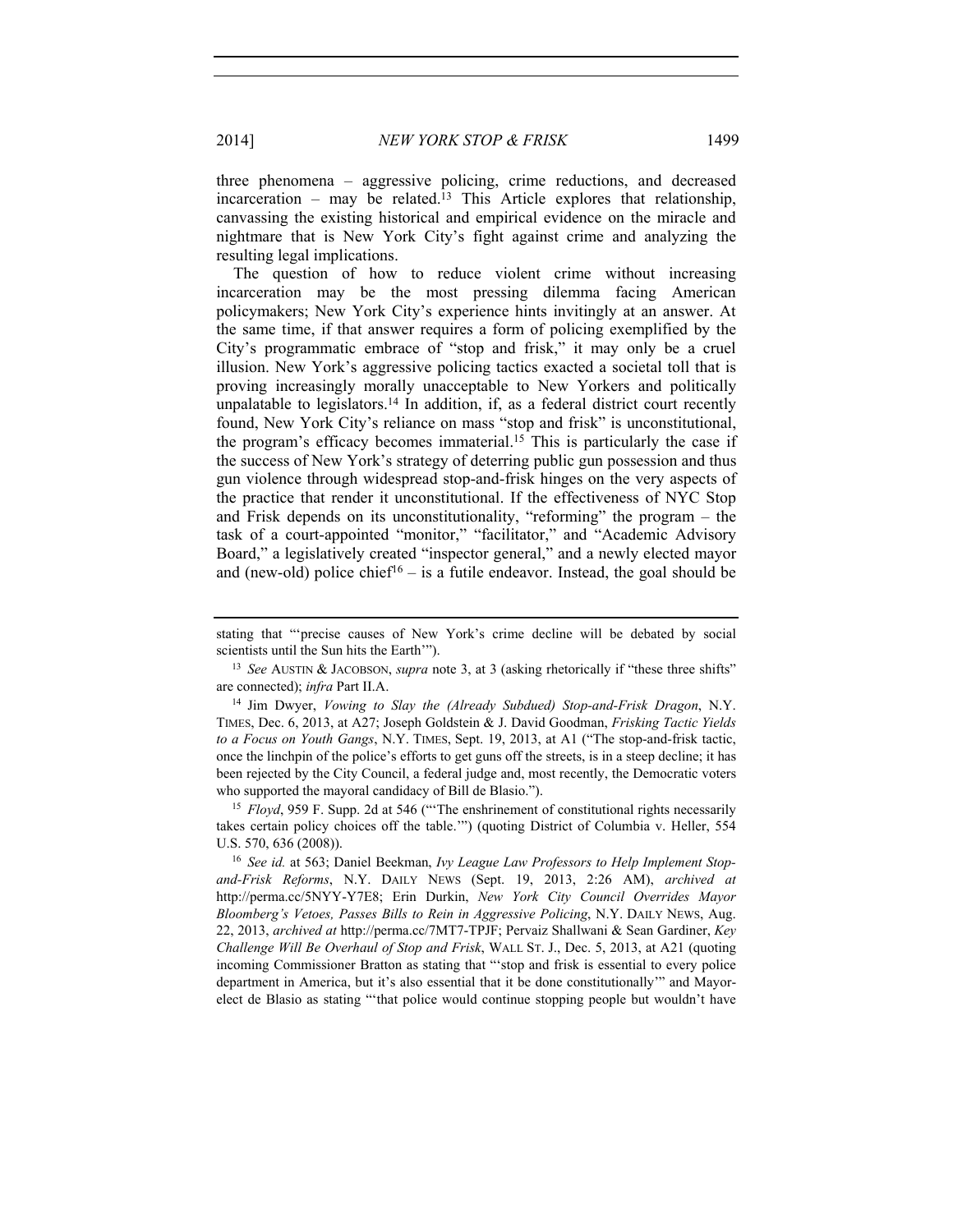three phenomena – aggressive policing, crime reductions, and decreased incarceration – may be related.[13] This Article explores that relationship, canvassing the existing historical and empirical evidence on the miracle and nightmare that is New York City's fight against crime and analyzing the resulting legal implications.

The question of how to reduce violent crime without increasing incarceration may be the most pressing dilemma facing American policymakers; New York City's experience hints invitingly at an answer. At the same time, if that answer requires a form of policing exemplified by the City's programmatic embrace of "stop and frisk," it may only be a cruel illusion. New York's aggressive policing tactics exacted a societal toll that is proving increasingly morally unacceptable to New Yorkers and politically unpalatable to legislators.[14] In addition, if, as a federal district court recently found, New York City's reliance on mass "stop and frisk" is unconstitutional, the program's efficacy becomes immaterial.[15] This is particularly the case if the success of New York's strategy of deterring public gun possession and thus gun violence through widespread stop-and-frisk hinges on the very aspects of the practice that render it unconstitutional. If the effectiveness of NYC Stop and Frisk depends on its unconstitutionality, "reforming" the program – the task of a court-appointed "monitor," "facilitator," and "Academic Advisory Board," a legislatively created "inspector general," and a newly elected mayor and (new-old) police chief[16] – is a futile endeavor. Instead, the goal should be

---

stating that "'precise causes of New York's crime decline will be debated by social scientists until the Sun hits the Earth'").

[13] *See* AUSTIN & JACOBSON, *supra* note 3, at 3 (asking rhetorically if "these three shifts" are connected); *infra* Part II.A.

[14] Jim Dwyer, *Vowing to Slay the (Already Subdued) Stop-and-Frisk Dragon*, N.Y. TIMES, Dec. 6, 2013, at A27; Joseph Goldstein & J. David Goodman, *Frisking Tactic Yields to a Focus on Youth Gangs*, N.Y. TIMES, Sept. 19, 2013, at A1 ("The stop-and-frisk tactic, once the linchpin of the police's efforts to get guns off the streets, is in a steep decline; it has been rejected by the City Council, a federal judge and, most recently, the Democratic voters who supported the mayoral candidacy of Bill de Blasio.").

[15] *Floyd*, 959 F. Supp. 2d at 546 ("'The enshrinement of constitutional rights necessarily takes certain policy choices off the table.'") (quoting District of Columbia v. Heller, 554 U.S. 570, 636 (2008)).

[16] *See id.* at 563; Daniel Beekman, *Ivy League Law Professors to Help Implement Stop-and-Frisk Reforms*, N.Y. DAILY NEWS (Sept. 19, 2013, 2:26 AM), *archived at* http://perma.cc/5NYY-Y7E8; Erin Durkin, *New York City Council Overrides Mayor Bloomberg's Vetoes, Passes Bills to Rein in Aggressive Policing*, N.Y. DAILY NEWS, Aug. 22, 2013, *archived at* http://perma.cc/7MT7-TPJF; Pervaiz Shallwani & Sean Gardiner, *Key Challenge Will Be Overhaul of Stop and Frisk*, WALL ST. J., Dec. 5, 2013, at A21 (quoting incoming Commissioner Bratton as stating that "'stop and frisk is essential to every police department in America, but it's also essential that it be done constitutionally'" and Mayor-elect de Blasio as stating "'that police would continue stopping people but wouldn't have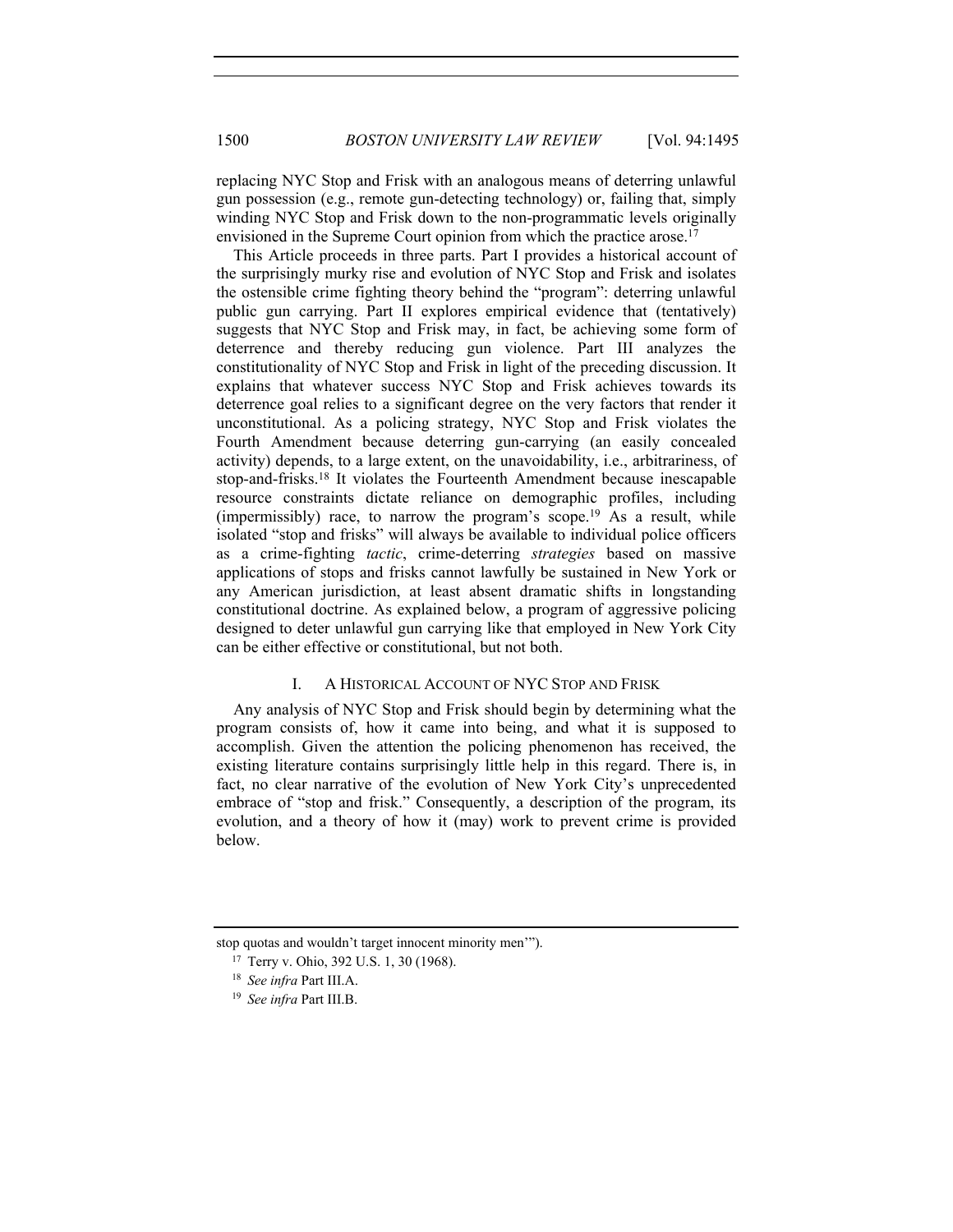replacing NYC Stop and Frisk with an analogous means of deterring unlawful gun possession (e.g., remote gun-detecting technology) or, failing that, simply winding NYC Stop and Frisk down to the non-programmatic levels originally envisioned in the Supreme Court opinion from which the practice arose.[17]

This Article proceeds in three parts. Part I provides a historical account of the surprisingly murky rise and evolution of NYC Stop and Frisk and isolates the ostensible crime fighting theory behind the "program": deterring unlawful public gun carrying. Part II explores empirical evidence that (tentatively) suggests that NYC Stop and Frisk may, in fact, be achieving some form of deterrence and thereby reducing gun violence. Part III analyzes the constitutionality of NYC Stop and Frisk in light of the preceding discussion. It explains that whatever success NYC Stop and Frisk achieves towards its deterrence goal relies to a significant degree on the very factors that render it unconstitutional. As a policing strategy, NYC Stop and Frisk violates the Fourth Amendment because deterring gun-carrying (an easily concealed activity) depends, to a large extent, on the unavoidability, i.e., arbitrariness, of stop-and-frisks.[18] It violates the Fourteenth Amendment because inescapable resource constraints dictate reliance on demographic profiles, including (impermissibly) race, to narrow the program's scope.[19] As a result, while isolated "stop and frisks" will always be available to individual police officers as a crime-fighting *tactic*, crime-deterring *strategies* based on massive applications of stops and frisks cannot lawfully be sustained in New York or any American jurisdiction, at least absent dramatic shifts in longstanding constitutional doctrine. As explained below, a program of aggressive policing designed to deter unlawful gun carrying like that employed in New York City can be either effective or constitutional, but not both.

## I. A HISTORICAL ACCOUNT OF NYC STOP AND FRISK

Any analysis of NYC Stop and Frisk should begin by determining what the program consists of, how it came into being, and what it is supposed to accomplish. Given the attention the policing phenomenon has received, the existing literature contains surprisingly little help in this regard. There is, in fact, no clear narrative of the evolution of New York City's unprecedented embrace of "stop and frisk." Consequently, a description of the program, its evolution, and a theory of how it (may) work to prevent crime is provided below.

---

stop quotas and wouldn't target innocent minority men'").

[17] Terry v. Ohio, 392 U.S. 1, 30 (1968).

[18] *See infra* Part III.A.

[19] *See infra* Part III.B.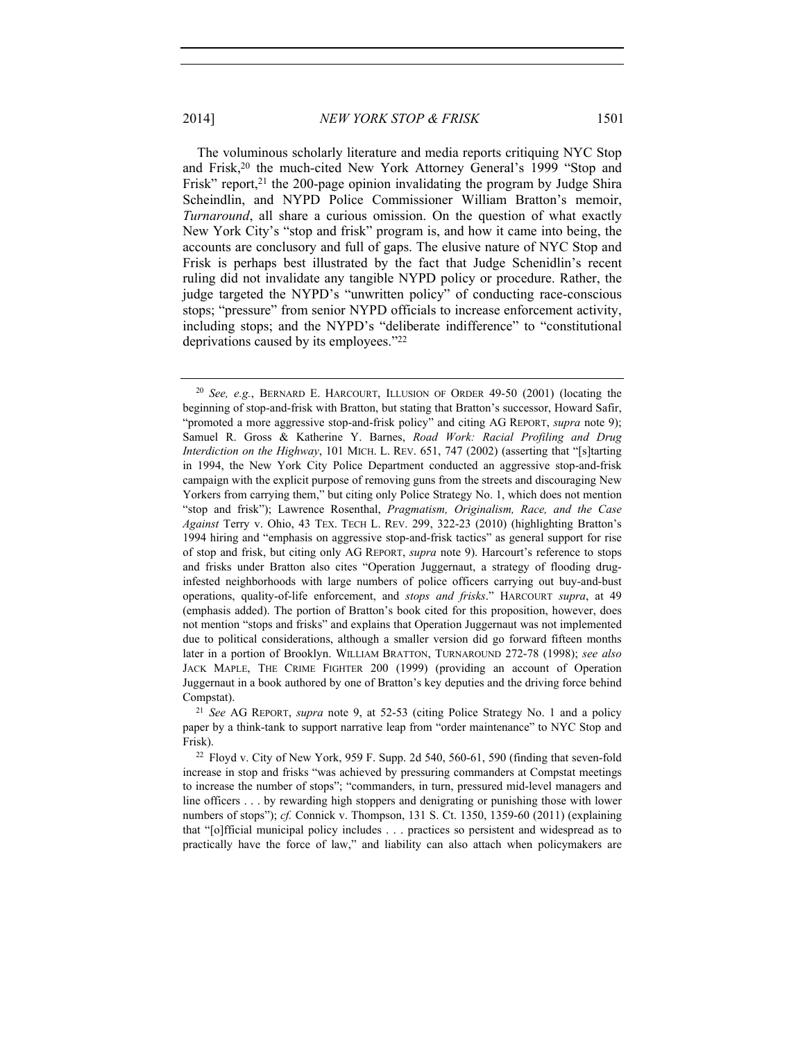The voluminous scholarly literature and media reports critiquing NYC Stop and Frisk,[20] the much-cited New York Attorney General's 1999 "Stop and Frisk" report,[21] the 200-page opinion invalidating the program by Judge Shira Scheindlin, and NYPD Police Commissioner William Bratton's memoir, *Turnaround*, all share a curious omission. On the question of what exactly New York City's "stop and frisk" program is, and how it came into being, the accounts are conclusory and full of gaps. The elusive nature of NYC Stop and Frisk is perhaps best illustrated by the fact that Judge Schenidlin's recent ruling did not invalidate any tangible NYPD policy or procedure. Rather, the judge targeted the NYPD's "unwritten policy" of conducting race-conscious stops; "pressure" from senior NYPD officials to increase enforcement activity, including stops; and the NYPD's "deliberate indifference" to "constitutional deprivations caused by its employees."[22]

---

[20] *See, e.g.*, BERNARD E. HARCOURT, ILLUSION OF ORDER 49-50 (2001) (locating the beginning of stop-and-frisk with Bratton, but stating that Bratton's successor, Howard Safir, "promoted a more aggressive stop-and-frisk policy" and citing AG REPORT, *supra* note 9); Samuel R. Gross & Katherine Y. Barnes, *Road Work: Racial Profiling and Drug Interdiction on the Highway*, 101 MICH. L. REV. 651, 747 (2002) (asserting that "[s]tarting in 1994, the New York City Police Department conducted an aggressive stop-and-frisk campaign with the explicit purpose of removing guns from the streets and discouraging New Yorkers from carrying them," but citing only Police Strategy No. 1, which does not mention "stop and frisk"); Lawrence Rosenthal, *Pragmatism, Originalism, Race, and the Case Against* Terry v. Ohio, 43 TEX. TECH L. REV. 299, 322-23 (2010) (highlighting Bratton's 1994 hiring and "emphasis on aggressive stop-and-frisk tactics" as general support for rise of stop and frisk, but citing only AG REPORT, *supra* note 9). Harcourt's reference to stops and frisks under Bratton also cites "Operation Juggernaut, a strategy of flooding drug-infested neighborhoods with large numbers of police officers carrying out buy-and-bust operations, quality-of-life enforcement, and *stops and frisks*." HARCOURT *supra*, at 49 (emphasis added). The portion of Bratton's book cited for this proposition, however, does not mention "stops and frisks" and explains that Operation Juggernaut was not implemented due to political considerations, although a smaller version did go forward fifteen months later in a portion of Brooklyn. WILLIAM BRATTON, TURNAROUND 272-78 (1998); *see also* JACK MAPLE, THE CRIME FIGHTER 200 (1999) (providing an account of Operation Juggernaut in a book authored by one of Bratton's key deputies and the driving force behind Compstat).

[21] *See* AG REPORT, *supra* note 9, at 52-53 (citing Police Strategy No. 1 and a policy paper by a think-tank to support narrative leap from "order maintenance" to NYC Stop and Frisk).

[22] Floyd v. City of New York, 959 F. Supp. 2d 540, 560-61, 590 (finding that seven-fold increase in stop and frisks "was achieved by pressuring commanders at Compstat meetings to increase the number of stops"; "commanders, in turn, pressured mid-level managers and line officers . . . by rewarding high stoppers and denigrating or punishing those with lower numbers of stops"); *cf.* Connick v. Thompson, 131 S. Ct. 1350, 1359-60 (2011) (explaining that "[o]fficial municipal policy includes . . . practices so persistent and widespread as to practically have the force of law," and liability can also attach when policymakers are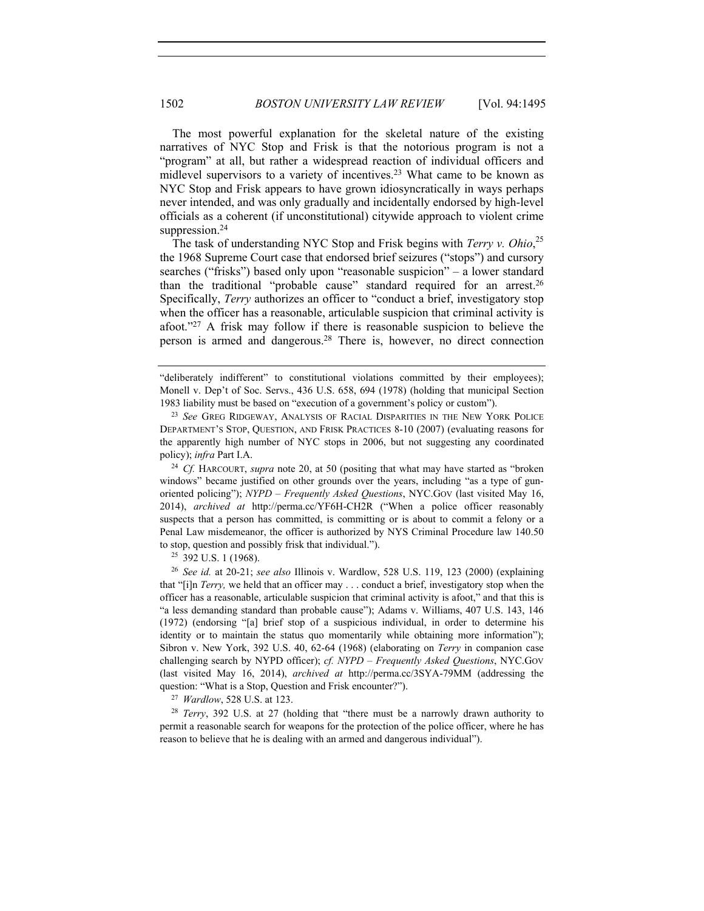The most powerful explanation for the skeletal nature of the existing narratives of NYC Stop and Frisk is that the notorious program is not a "program" at all, but rather a widespread reaction of individual officers and midlevel supervisors to a variety of incentives.[23] What came to be known as NYC Stop and Frisk appears to have grown idiosyncratically in ways perhaps never intended, and was only gradually and incidentally endorsed by high-level officials as a coherent (if unconstitutional) citywide approach to violent crime suppression.[24]

The task of understanding NYC Stop and Frisk begins with *Terry v. Ohio*,[25] the 1968 Supreme Court case that endorsed brief seizures ("stops") and cursory searches ("frisks") based only upon "reasonable suspicion" – a lower standard than the traditional "probable cause" standard required for an arrest.[26] Specifically, *Terry* authorizes an officer to "conduct a brief, investigatory stop when the officer has a reasonable, articulable suspicion that criminal activity is afoot."[27] A frisk may follow if there is reasonable suspicion to believe the person is armed and dangerous.[28] There is, however, no direct connection

---

"deliberately indifferent" to constitutional violations committed by their employees); Monell v. Dep't of Soc. Servs., 436 U.S. 658, 694 (1978) (holding that municipal Section 1983 liability must be based on "execution of a government's policy or custom").

[23] *See* GREG RIDGEWAY, ANALYSIS OF RACIAL DISPARITIES IN THE NEW YORK POLICE DEPARTMENT'S STOP, QUESTION, AND FRISK PRACTICES 8-10 (2007) (evaluating reasons for the apparently high number of NYC stops in 2006, but not suggesting any coordinated policy); *infra* Part I.A.

[24] *Cf.* HARCOURT, *supra* note 20, at 50 (positing that what may have started as "broken windows" became justified on other grounds over the years, including "as a type of gun-oriented policing"); *NYPD – Frequently Asked Questions*, NYC.GOV (last visited May 16, 2014), *archived at* http://perma.cc/YF6H-CH2R ("When a police officer reasonably suspects that a person has committed, is committing or is about to commit a felony or a Penal Law misdemeanor, the officer is authorized by NYS Criminal Procedure law 140.50 to stop, question and possibly frisk that individual.").

[25] 392 U.S. 1 (1968).

[26] *See id.* at 20-21; *see also* Illinois v. Wardlow, 528 U.S. 119, 123 (2000) (explaining that "[i]n *Terry,* we held that an officer may . . . conduct a brief, investigatory stop when the officer has a reasonable, articulable suspicion that criminal activity is afoot," and that this is "a less demanding standard than probable cause"); Adams v. Williams, 407 U.S. 143, 146 (1972) (endorsing "[a] brief stop of a suspicious individual, in order to determine his identity or to maintain the status quo momentarily while obtaining more information"); Sibron v. New York, 392 U.S. 40, 62-64 (1968) (elaborating on *Terry* in companion case challenging search by NYPD officer); *cf. NYPD – Frequently Asked Questions*, NYC.GOV (last visited May 16, 2014), *archived at* http://perma.cc/3SYA-79MM (addressing the question: "What is a Stop, Question and Frisk encounter?").

[27] *Wardlow*, 528 U.S. at 123.

[28] *Terry*, 392 U.S. at 27 (holding that "there must be a narrowly drawn authority to permit a reasonable search for weapons for the protection of the police officer, where he has reason to believe that he is dealing with an armed and dangerous individual").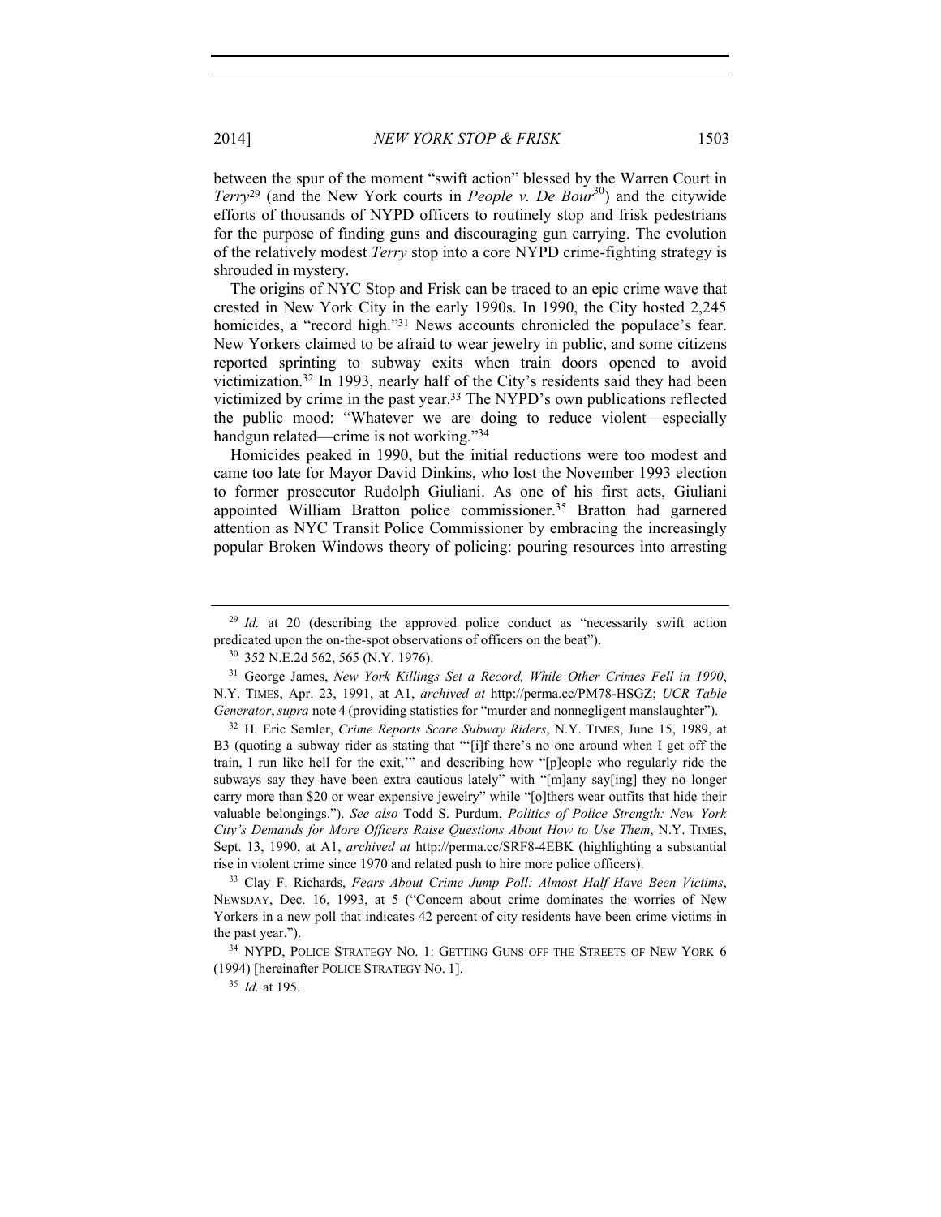between the spur of the moment "swift action" blessed by the Warren Court in *Terry*[29] (and the New York courts in *People v. De Bour*[30]) and the citywide efforts of thousands of NYPD officers to routinely stop and frisk pedestrians for the purpose of finding guns and discouraging gun carrying. The evolution of the relatively modest *Terry* stop into a core NYPD crime-fighting strategy is shrouded in mystery.

The origins of NYC Stop and Frisk can be traced to an epic crime wave that crested in New York City in the early 1990s. In 1990, the City hosted 2,245 homicides, a "record high."[31] News accounts chronicled the populace's fear. New Yorkers claimed to be afraid to wear jewelry in public, and some citizens reported sprinting to subway exits when train doors opened to avoid victimization.[32] In 1993, nearly half of the City's residents said they had been victimized by crime in the past year.[33] The NYPD's own publications reflected the public mood: "Whatever we are doing to reduce violent—especially handgun related—crime is not working."[34]

Homicides peaked in 1990, but the initial reductions were too modest and came too late for Mayor David Dinkins, who lost the November 1993 election to former prosecutor Rudolph Giuliani. As one of his first acts, Giuliani appointed William Bratton police commissioner.[35] Bratton had garnered attention as NYC Transit Police Commissioner by embracing the increasingly popular Broken Windows theory of policing: pouring resources into arresting

---

[29] *Id.* at 20 (describing the approved police conduct as "necessarily swift action predicated upon the on-the-spot observations of officers on the beat").

[30] 352 N.E.2d 562, 565 (N.Y. 1976).

[31] George James, *New York Killings Set a Record, While Other Crimes Fell in 1990*, N.Y. TIMES, Apr. 23, 1991, at A1, *archived at* http://perma.cc/PM78-HSGZ; *UCR Table Generator*, *supra* note 4 (providing statistics for "murder and nonnegligent manslaughter").

[32] H. Eric Semler, *Crime Reports Scare Subway Riders*, N.Y. TIMES, June 15, 1989, at B3 (quoting a subway rider as stating that "'[i]f there's no one around when I get off the train, I run like hell for the exit,'" and describing how "[p]eople who regularly ride the subways say they have been extra cautious lately" while "[m]any say[ing] they no longer carry more than $20 or wear expensive jewelry" while "[o]thers wear outfits that hide their valuable belongings."). *See also* Todd S. Purdum, *Politics of Police Strength: New York City's Demands for More Officers Raise Questions About How to Use Them*, N.Y. TIMES, Sept. 13, 1990, at A1, *archived at* http://perma.cc/SRF8-4EBK (highlighting a substantial rise in violent crime since 1970 and related push to hire more police officers).

[33] Clay F. Richards, *Fears About Crime Jump Poll: Almost Half Have Been Victims*, NEWSDAY, Dec. 16, 1993, at 5 ("Concern about crime dominates the worries of New Yorkers in a new poll that indicates 42 percent of city residents have been crime victims in the past year.").

[34] NYPD, POLICE STRATEGY NO. 1: GETTING GUNS OFF THE STREETS OF NEW YORK 6 (1994) [hereinafter POLICE STRATEGY NO. 1].

[35] *Id.* at 195.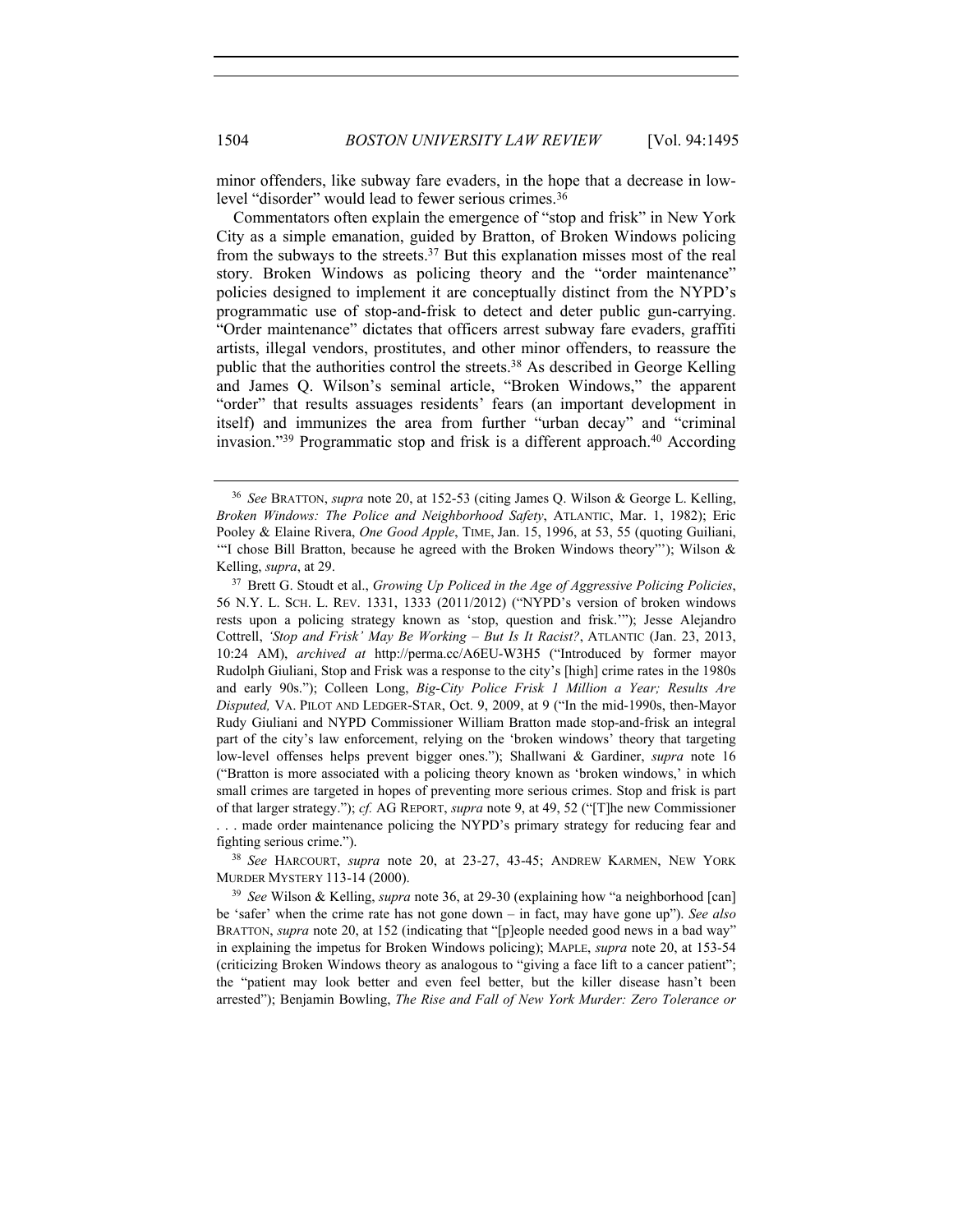minor offenders, like subway fare evaders, in the hope that a decrease in low-level "disorder" would lead to fewer serious crimes.[36]

Commentators often explain the emergence of "stop and frisk" in New York City as a simple emanation, guided by Bratton, of Broken Windows policing from the subways to the streets.[37] But this explanation misses most of the real story. Broken Windows as policing theory and the "order maintenance" policies designed to implement it are conceptually distinct from the NYPD's programmatic use of stop-and-frisk to detect and deter public gun-carrying. "Order maintenance" dictates that officers arrest subway fare evaders, graffiti artists, illegal vendors, prostitutes, and other minor offenders, to reassure the public that the authorities control the streets.[38] As described in George Kelling and James Q. Wilson's seminal article, "Broken Windows," the apparent "order" that results assuages residents' fears (an important development in itself) and immunizes the area from further "urban decay" and "criminal invasion."[39] Programmatic stop and frisk is a different approach.[40] According

---

[36] *See* BRATTON, *supra* note 20, at 152-53 (citing James Q. Wilson & George L. Kelling, *Broken Windows: The Police and Neighborhood Safety*, ATLANTIC, Mar. 1, 1982); Eric Pooley & Elaine Rivera, *One Good Apple*, TIME, Jan. 15, 1996, at 53, 55 (quoting Guiliani, "'I chose Bill Bratton, because he agreed with the Broken Windows theory'"); Wilson & Kelling, *supra*, at 29.

[37] Brett G. Stoudt et al., *Growing Up Policed in the Age of Aggressive Policing Policies*, 56 N.Y. L. SCH. L. REV. 1331, 1333 (2011/2012) ("NYPD's version of broken windows rests upon a policing strategy known as 'stop, question and frisk.'"); Jesse Alejandro Cottrell, *'Stop and Frisk' May Be Working – But Is It Racist?*, ATLANTIC (Jan. 23, 2013, 10:24 AM), *archived at* http://perma.cc/A6EU-W3H5 ("Introduced by former mayor Rudolph Giuliani, Stop and Frisk was a response to the city's [high] crime rates in the 1980s and early 90s."); Colleen Long, *Big-City Police Frisk 1 Million a Year; Results Are Disputed,* VA. PILOT AND LEDGER-STAR, Oct. 9, 2009, at 9 ("In the mid-1990s, then-Mayor Rudy Giuliani and NYPD Commissioner William Bratton made stop-and-frisk an integral part of the city's law enforcement, relying on the 'broken windows' theory that targeting low-level offenses helps prevent bigger ones."); Shallwani & Gardiner, *supra* note 16 ("Bratton is more associated with a policing theory known as 'broken windows,' in which small crimes are targeted in hopes of preventing more serious crimes. Stop and frisk is part of that larger strategy."); *cf.* AG REPORT, *supra* note 9, at 49, 52 ("[T]he new Commissioner . . . made order maintenance policing the NYPD's primary strategy for reducing fear and fighting serious crime.").

[38] *See* HARCOURT, *supra* note 20, at 23-27, 43-45; ANDREW KARMEN, NEW YORK MURDER MYSTERY 113-14 (2000).

[39] *See* Wilson & Kelling, *supra* note 36, at 29-30 (explaining how "a neighborhood [can] be 'safer' when the crime rate has not gone down – in fact, may have gone up"). *See also* BRATTON, *supra* note 20, at 152 (indicating that "[p]eople needed good news in a bad way" in explaining the impetus for Broken Windows policing); MAPLE, *supra* note 20, at 153-54 (criticizing Broken Windows theory as analogous to "giving a face lift to a cancer patient"; the "patient may look better and even feel better, but the killer disease hasn't been arrested"); Benjamin Bowling, *The Rise and Fall of New York Murder: Zero Tolerance or*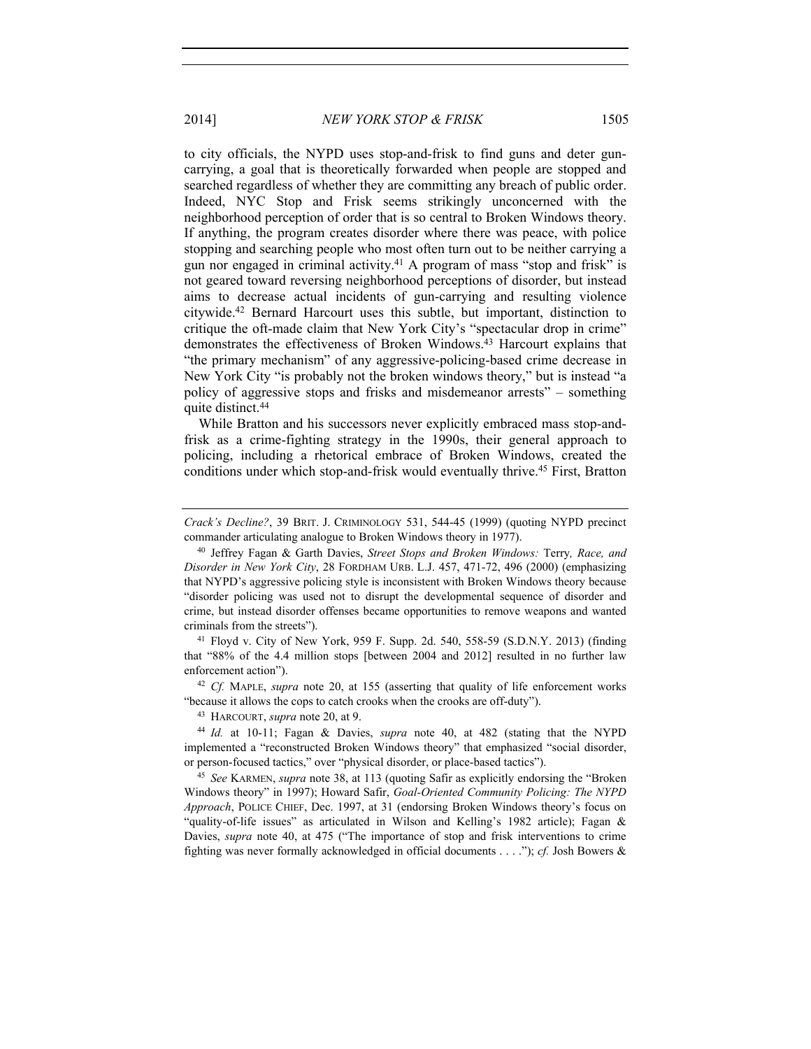to city officials, the NYPD uses stop-and-frisk to find guns and deter gun-carrying, a goal that is theoretically forwarded when people are stopped and searched regardless of whether they are committing any breach of public order. Indeed, NYC Stop and Frisk seems strikingly unconcerned with the neighborhood perception of order that is so central to Broken Windows theory. If anything, the program creates disorder where there was peace, with police stopping and searching people who most often turn out to be neither carrying a gun nor engaged in criminal activity.[41] A program of mass "stop and frisk" is not geared toward reversing neighborhood perceptions of disorder, but instead aims to decrease actual incidents of gun-carrying and resulting violence citywide.[42] Bernard Harcourt uses this subtle, but important, distinction to critique the oft-made claim that New York City's "spectacular drop in crime" demonstrates the effectiveness of Broken Windows.[43] Harcourt explains that "the primary mechanism" of any aggressive-policing-based crime decrease in New York City "is probably not the broken windows theory," but is instead "a policy of aggressive stops and frisks and misdemeanor arrests" – something quite distinct.[44]

While Bratton and his successors never explicitly embraced mass stop-and-frisk as a crime-fighting strategy in the 1990s, their general approach to policing, including a rhetorical embrace of Broken Windows, created the conditions under which stop-and-frisk would eventually thrive.[45] First, Bratton

---

*Crack's Decline?*, 39 BRIT. J. CRIMINOLOGY 531, 544-45 (1999) (quoting NYPD precinct commander articulating analogue to Broken Windows theory in 1977).

[40] Jeffrey Fagan & Garth Davies, *Street Stops and Broken Windows:* Terry*, Race, and Disorder in New York City*, 28 FORDHAM URB. L.J. 457, 471-72, 496 (2000) (emphasizing that NYPD's aggressive policing style is inconsistent with Broken Windows theory because "disorder policing was used not to disrupt the developmental sequence of disorder and crime, but instead disorder offenses became opportunities to remove weapons and wanted criminals from the streets").

[41] Floyd v. City of New York, 959 F. Supp. 2d. 540, 558-59 (S.D.N.Y. 2013) (finding that "88% of the 4.4 million stops [between 2004 and 2012] resulted in no further law enforcement action").

[42] *Cf.* MAPLE, *supra* note 20, at 155 (asserting that quality of life enforcement works "because it allows the cops to catch crooks when the crooks are off-duty").

[43] HARCOURT, *supra* note 20, at 9.

[44] *Id.* at 10-11; Fagan & Davies, *supra* note 40, at 482 (stating that the NYPD implemented a "reconstructed Broken Windows theory" that emphasized "social disorder, or person-focused tactics," over "physical disorder, or place-based tactics").

[45] *See* KARMEN, *supra* note 38, at 113 (quoting Safir as explicitly endorsing the "Broken Windows theory" in 1997); Howard Safir, *Goal-Oriented Community Policing: The NYPD Approach*, POLICE CHIEF, Dec. 1997, at 31 (endorsing Broken Windows theory's focus on "quality-of-life issues" as articulated in Wilson and Kelling's 1982 article); Fagan & Davies, *supra* note 40, at 475 ("The importance of stop and frisk interventions to crime fighting was never formally acknowledged in official documents . . . ."); *cf.* Josh Bowers &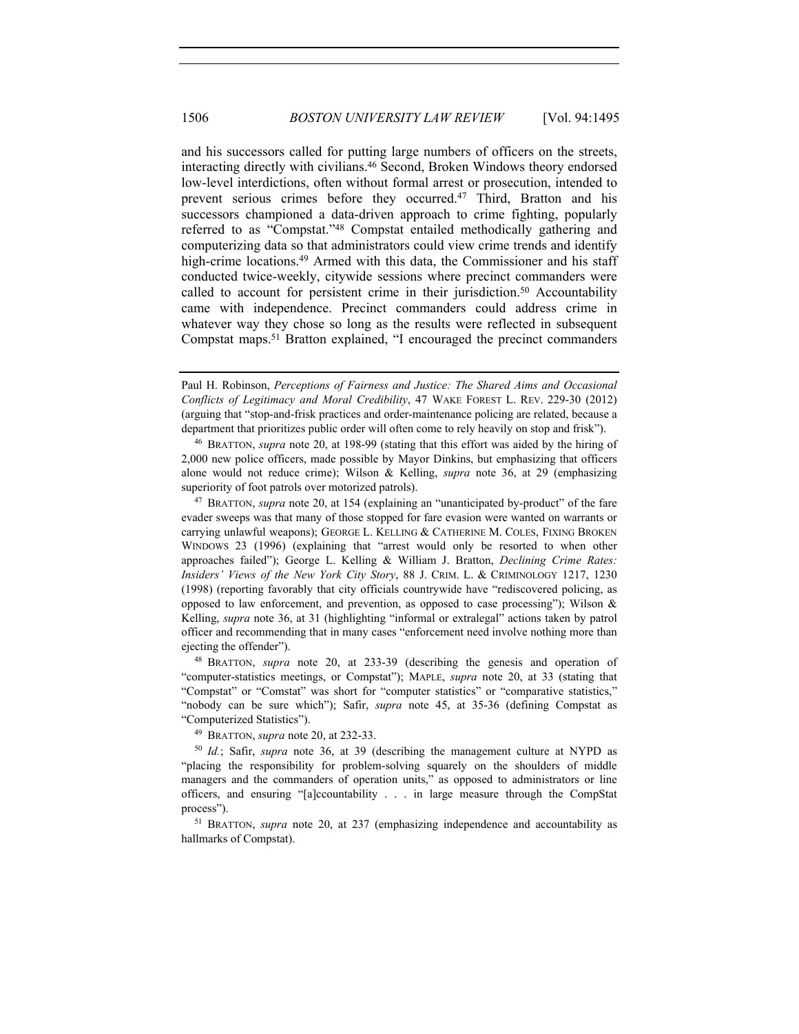and his successors called for putting large numbers of officers on the streets, interacting directly with civilians.[46] Second, Broken Windows theory endorsed low-level interdictions, often without formal arrest or prosecution, intended to prevent serious crimes before they occurred.[47] Third, Bratton and his successors championed a data-driven approach to crime fighting, popularly referred to as "Compstat."[48] Compstat entailed methodically gathering and computerizing data so that administrators could view crime trends and identify high-crime locations.[49] Armed with this data, the Commissioner and his staff conducted twice-weekly, citywide sessions where precinct commanders were called to account for persistent crime in their jurisdiction.[50] Accountability came with independence. Precinct commanders could address crime in whatever way they chose so long as the results were reflected in subsequent Compstat maps.[51] Bratton explained, "I encouraged the precinct commanders

---

Paul H. Robinson, *Perceptions of Fairness and Justice: The Shared Aims and Occasional Conflicts of Legitimacy and Moral Credibility*, 47 WAKE FOREST L. REV. 229-30 (2012) (arguing that "stop-and-frisk practices and order-maintenance policing are related, because a department that prioritizes public order will often come to rely heavily on stop and frisk").

[46] BRATTON, *supra* note 20, at 198-99 (stating that this effort was aided by the hiring of 2,000 new police officers, made possible by Mayor Dinkins, but emphasizing that officers alone would not reduce crime); Wilson & Kelling, *supra* note 36, at 29 (emphasizing superiority of foot patrols over motorized patrols).

[47] BRATTON, *supra* note 20, at 154 (explaining an "unanticipated by-product" of the fare evader sweeps was that many of those stopped for fare evasion were wanted on warrants or carrying unlawful weapons); GEORGE L. KELLING & CATHERINE M. COLES, FIXING BROKEN WINDOWS 23 (1996) (explaining that "arrest would only be resorted to when other approaches failed"); George L. Kelling & William J. Bratton, *Declining Crime Rates: Insiders' Views of the New York City Story*, 88 J. CRIM. L. & CRIMINOLOGY 1217, 1230 (1998) (reporting favorably that city officials countrywide have "rediscovered policing, as opposed to law enforcement, and prevention, as opposed to case processing"); Wilson & Kelling, *supra* note 36, at 31 (highlighting "informal or extralegal" actions taken by patrol officer and recommending that in many cases "enforcement need involve nothing more than ejecting the offender").

[48] BRATTON, *supra* note 20, at 233-39 (describing the genesis and operation of "computer-statistics meetings, or Compstat"); MAPLE, *supra* note 20, at 33 (stating that "Compstat" or "Comstat" was short for "computer statistics" or "comparative statistics," "nobody can be sure which"); Safir, *supra* note 45, at 35-36 (defining Compstat as "Computerized Statistics").

[49] BRATTON, *supra* note 20, at 232-33.

[50] *Id.*; Safir, *supra* note 36, at 39 (describing the management culture at NYPD as "placing the responsibility for problem-solving squarely on the shoulders of middle managers and the commanders of operation units," as opposed to administrators or line officers, and ensuring "[a]ccountability . . . in large measure through the CompStat process").

[51] BRATTON, *supra* note 20, at 237 (emphasizing independence and accountability as hallmarks of Compstat).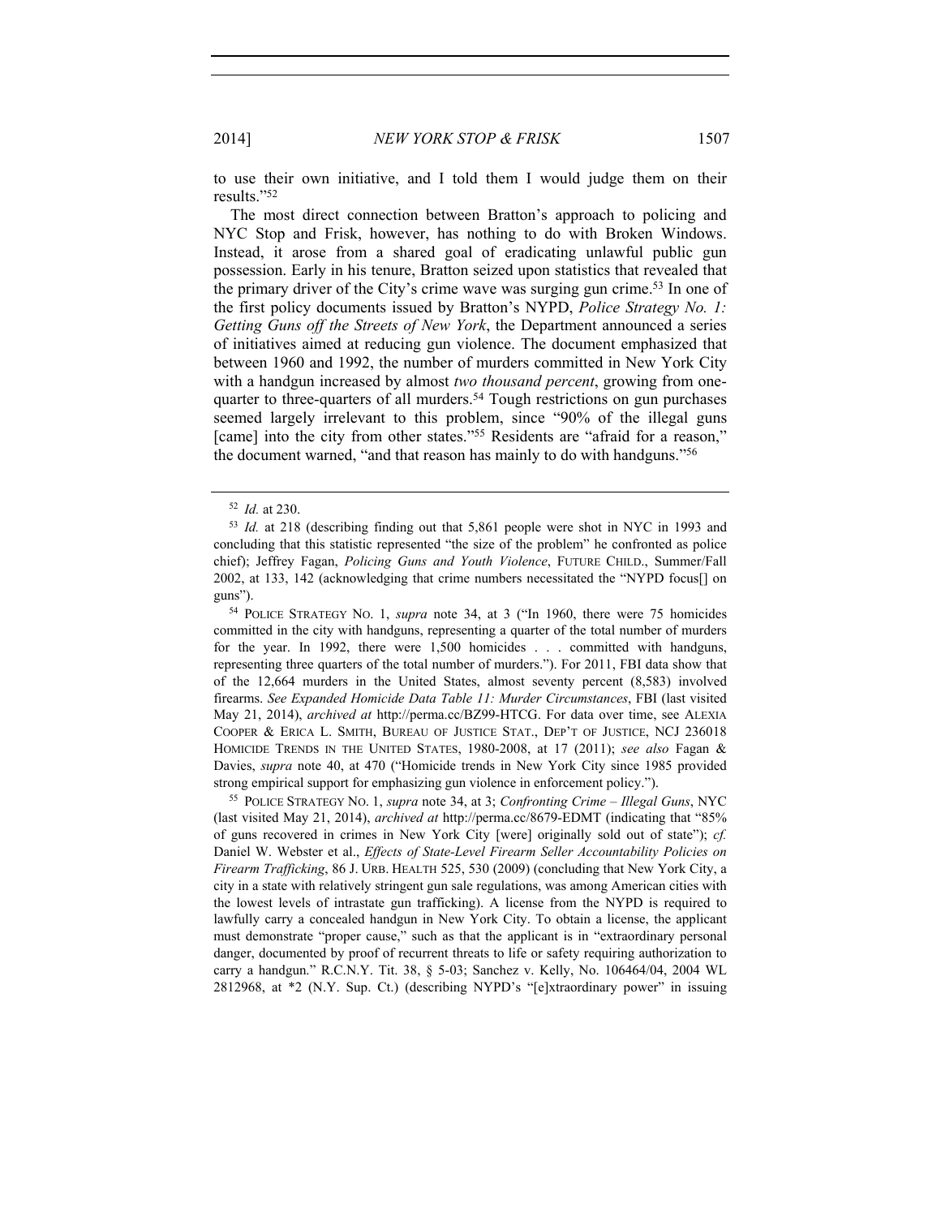to use their own initiative, and I told them I would judge them on their results."[52]

The most direct connection between Bratton's approach to policing and NYC Stop and Frisk, however, has nothing to do with Broken Windows. Instead, it arose from a shared goal of eradicating unlawful public gun possession. Early in his tenure, Bratton seized upon statistics that revealed that the primary driver of the City's crime wave was surging gun crime.[53] In one of the first policy documents issued by Bratton's NYPD, *Police Strategy No. 1: Getting Guns off the Streets of New York*, the Department announced a series of initiatives aimed at reducing gun violence. The document emphasized that between 1960 and 1992, the number of murders committed in New York City with a handgun increased by almost *two thousand percent*, growing from one-quarter to three-quarters of all murders.[54] Tough restrictions on gun purchases seemed largely irrelevant to this problem, since "90% of the illegal guns [came] into the city from other states."[55] Residents are "afraid for a reason," the document warned, "and that reason has mainly to do with handguns."[56]

---

[52] *Id.* at 230.

[53] *Id.* at 218 (describing finding out that 5,861 people were shot in NYC in 1993 and concluding that this statistic represented "the size of the problem" he confronted as police chief); Jeffrey Fagan, *Policing Guns and Youth Violence*, FUTURE CHILD., Summer/Fall 2002, at 133, 142 (acknowledging that crime numbers necessitated the "NYPD focus[] on guns").

[54] POLICE STRATEGY NO. 1, *supra* note 34, at 3 ("In 1960, there were 75 homicides committed in the city with handguns, representing a quarter of the total number of murders for the year. In 1992, there were 1,500 homicides . . . committed with handguns, representing three quarters of the total number of murders."). For 2011, FBI data show that of the 12,664 murders in the United States, almost seventy percent (8,583) involved firearms. *See Expanded Homicide Data Table 11: Murder Circumstances*, FBI (last visited May 21, 2014), *archived at* http://perma.cc/BZ99-HTCG. For data over time, see ALEXIA COOPER & ERICA L. SMITH, BUREAU OF JUSTICE STAT., DEP'T OF JUSTICE, NCJ 236018 HOMICIDE TRENDS IN THE UNITED STATES, 1980-2008, at 17 (2011); *see also* Fagan & Davies, *supra* note 40, at 470 ("Homicide trends in New York City since 1985 provided strong empirical support for emphasizing gun violence in enforcement policy.").

[55] POLICE STRATEGY NO. 1, *supra* note 34, at 3; *Confronting Crime – Illegal Guns*, NYC (last visited May 21, 2014), *archived at* http://perma.cc/8679-EDMT (indicating that "85% of guns recovered in crimes in New York City [were] originally sold out of state"); *cf.* Daniel W. Webster et al., *Effects of State-Level Firearm Seller Accountability Policies on Firearm Trafficking*, 86 J. URB. HEALTH 525, 530 (2009) (concluding that New York City, a city in a state with relatively stringent gun sale regulations, was among American cities with the lowest levels of intrastate gun trafficking). A license from the NYPD is required to lawfully carry a concealed handgun in New York City. To obtain a license, the applicant must demonstrate "proper cause," such as that the applicant is in "extraordinary personal danger, documented by proof of recurrent threats to life or safety requiring authorization to carry a handgun." R.C.N.Y. Tit. 38, § 5-03; Sanchez v. Kelly, No. 106464/04, 2004 WL 2812968, at *2 (N.Y. Sup. Ct.) (describing NYPD's "[e]xtraordinary power" in issuing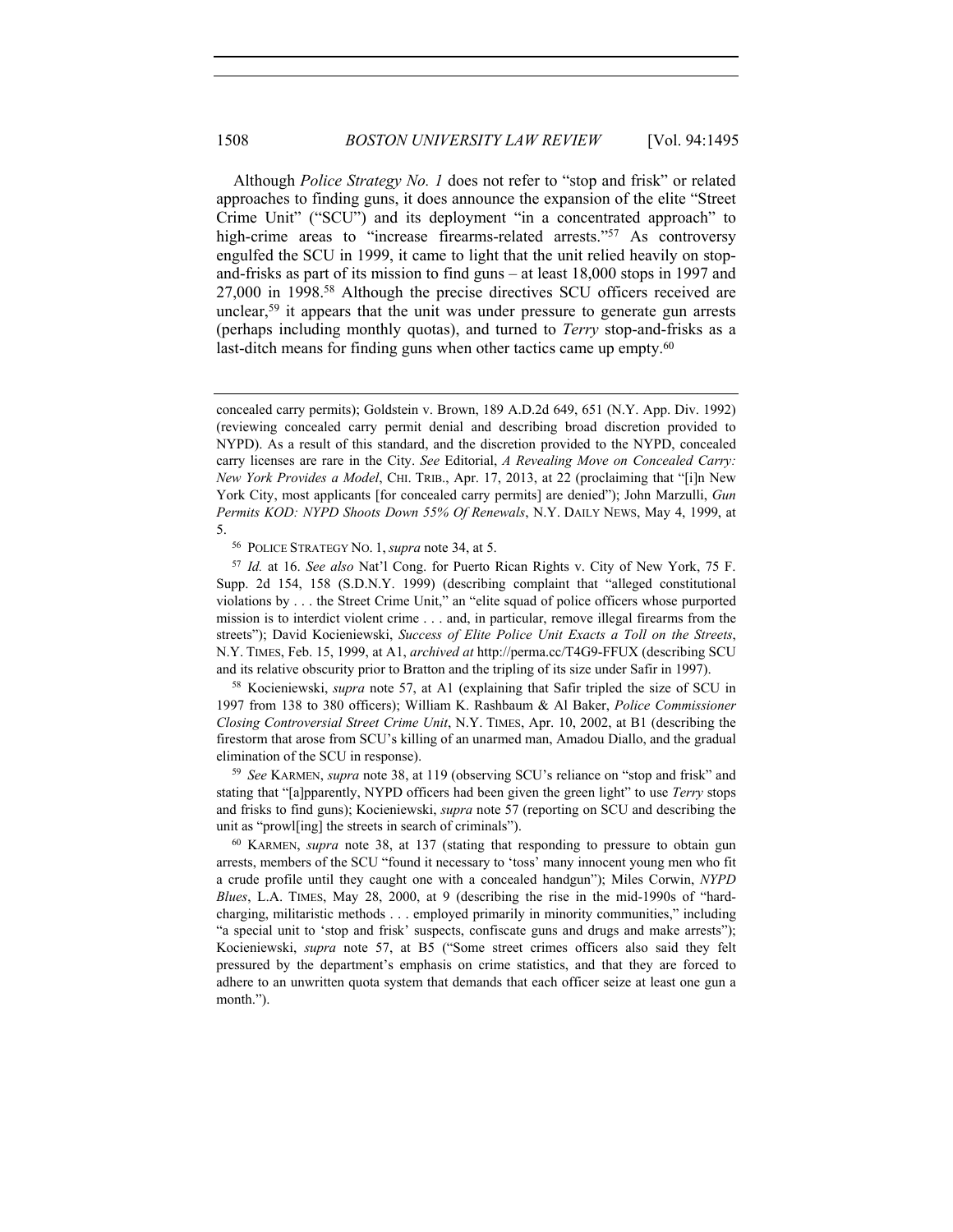Although *Police Strategy No. 1* does not refer to "stop and frisk" or related approaches to finding guns, it does announce the expansion of the elite "Street Crime Unit" ("SCU") and its deployment "in a concentrated approach" to high-crime areas to "increase firearms-related arrests."[57] As controversy engulfed the SCU in 1999, it came to light that the unit relied heavily on stop-and-frisks as part of its mission to find guns – at least 18,000 stops in 1997 and 27,000 in 1998.[58] Although the precise directives SCU officers received are unclear,[59] it appears that the unit was under pressure to generate gun arrests (perhaps including monthly quotas), and turned to *Terry* stop-and-frisks as a last-ditch means for finding guns when other tactics came up empty.[60]

---

concealed carry permits); Goldstein v. Brown, 189 A.D.2d 649, 651 (N.Y. App. Div. 1992) (reviewing concealed carry permit denial and describing broad discretion provided to NYPD). As a result of this standard, and the discretion provided to the NYPD, concealed carry licenses are rare in the City. *See* Editorial, *A Revealing Move on Concealed Carry: New York Provides a Model*, CHI. TRIB., Apr. 17, 2013, at 22 (proclaiming that "[i]n New York City, most applicants [for concealed carry permits] are denied"); John Marzulli, *Gun Permits KOD: NYPD Shoots Down 55% Of Renewals*, N.Y. DAILY NEWS, May 4, 1999, at 5.

[56] POLICE STRATEGY NO. 1, *supra* note 34, at 5.

[57] *Id.* at 16. *See also* Nat'l Cong. for Puerto Rican Rights v. City of New York, 75 F. Supp. 2d 154, 158 (S.D.N.Y. 1999) (describing complaint that "alleged constitutional violations by . . . the Street Crime Unit," an "elite squad of police officers whose purported mission is to interdict violent crime . . . and, in particular, remove illegal firearms from the streets"); David Kocieniewski, *Success of Elite Police Unit Exacts a Toll on the Streets*, N.Y. TIMES, Feb. 15, 1999, at A1, *archived at* http://perma.cc/T4G9-FFUX (describing SCU and its relative obscurity prior to Bratton and the tripling of its size under Safir in 1997).

[58] Kocieniewski, *supra* note 57, at A1 (explaining that Safir tripled the size of SCU in 1997 from 138 to 380 officers); William K. Rashbaum & Al Baker, *Police Commissioner Closing Controversial Street Crime Unit*, N.Y. TIMES, Apr. 10, 2002, at B1 (describing the firestorm that arose from SCU's killing of an unarmed man, Amadou Diallo, and the gradual elimination of the SCU in response).

[59] *See* KARMEN, *supra* note 38, at 119 (observing SCU's reliance on "stop and frisk" and stating that "[a]pparently, NYPD officers had been given the green light" to use *Terry* stops and frisks to find guns); Kocieniewski, *supra* note 57 (reporting on SCU and describing the unit as "prowl[ing] the streets in search of criminals").

[60] KARMEN, *supra* note 38, at 137 (stating that responding to pressure to obtain gun arrests, members of the SCU "found it necessary to 'toss' many innocent young men who fit a crude profile until they caught one with a concealed handgun"); Miles Corwin, *NYPD Blues*, L.A. TIMES, May 28, 2000, at 9 (describing the rise in the mid-1990s of "hard-charging, militaristic methods . . . employed primarily in minority communities," including "a special unit to 'stop and frisk' suspects, confiscate guns and drugs and make arrests"); Kocieniewski, *supra* note 57, at B5 ("Some street crimes officers also said they felt pressured by the department's emphasis on crime statistics, and that they are forced to adhere to an unwritten quota system that demands that each officer seize at least one gun a month.").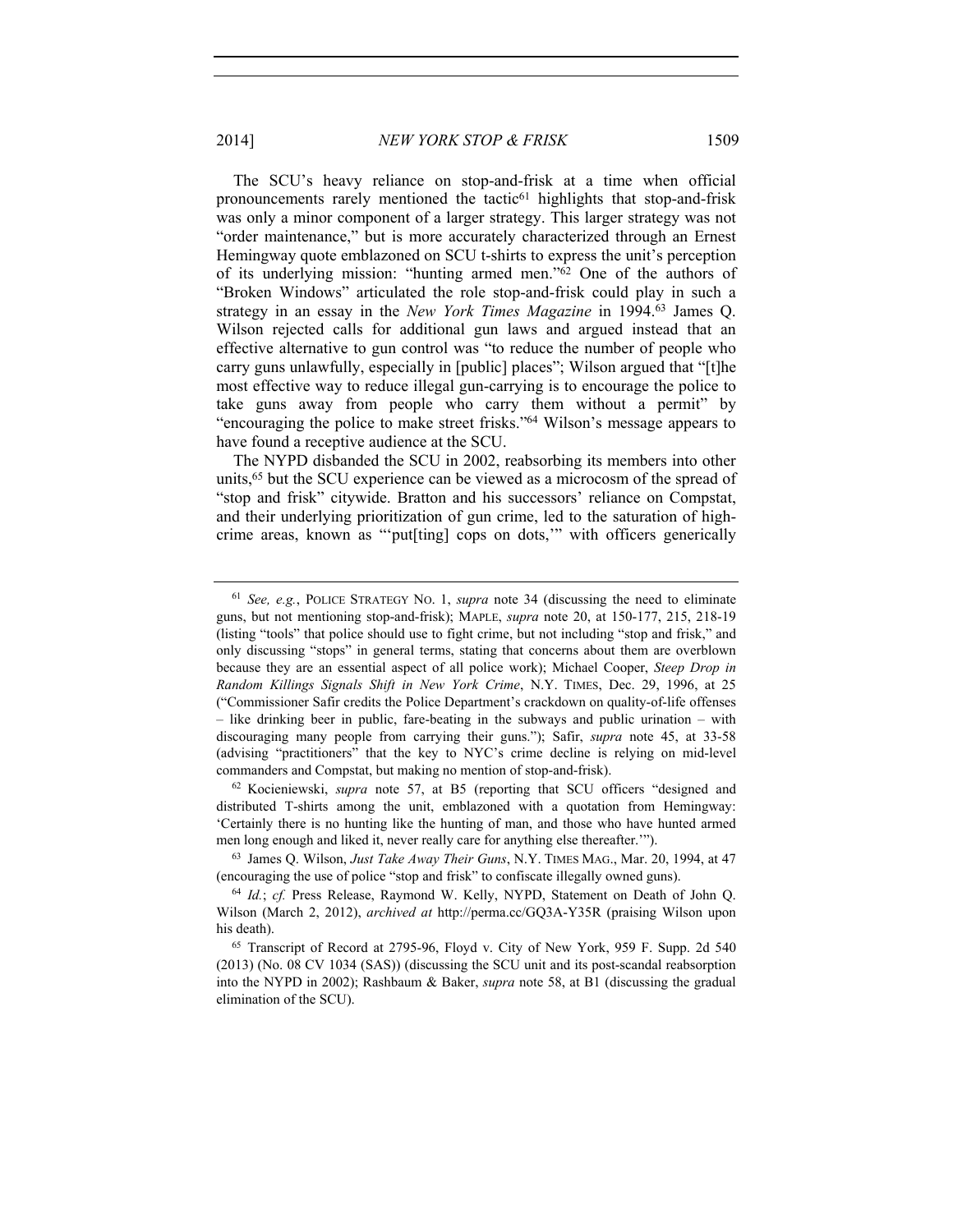The SCU's heavy reliance on stop-and-frisk at a time when official pronouncements rarely mentioned the tactic[61] highlights that stop-and-frisk was only a minor component of a larger strategy. This larger strategy was not "order maintenance," but is more accurately characterized through an Ernest Hemingway quote emblazoned on SCU t-shirts to express the unit's perception of its underlying mission: "hunting armed men."[62] One of the authors of "Broken Windows" articulated the role stop-and-frisk could play in such a strategy in an essay in the *New York Times Magazine* in 1994.[63] James Q. Wilson rejected calls for additional gun laws and argued instead that an effective alternative to gun control was "to reduce the number of people who carry guns unlawfully, especially in [public] places"; Wilson argued that "[t]he most effective way to reduce illegal gun-carrying is to encourage the police to take guns away from people who carry them without a permit" by "encouraging the police to make street frisks."[64] Wilson's message appears to have found a receptive audience at the SCU.

The NYPD disbanded the SCU in 2002, reabsorbing its members into other units,[65] but the SCU experience can be viewed as a microcosm of the spread of "stop and frisk" citywide. Bratton and his successors' reliance on Compstat, and their underlying prioritization of gun crime, led to the saturation of high-crime areas, known as "'put[ting] cops on dots,'" with officers generically

---

[61] *See, e.g.*, POLICE STRATEGY NO. 1, *supra* note 34 (discussing the need to eliminate guns, but not mentioning stop-and-frisk); MAPLE, *supra* note 20, at 150-177, 215, 218-19 (listing "tools" that police should use to fight crime, but not including "stop and frisk," and only discussing "stops" in general terms, stating that concerns about them are overblown because they are an essential aspect of all police work); Michael Cooper, *Steep Drop in Random Killings Signals Shift in New York Crime*, N.Y. TIMES, Dec. 29, 1996, at 25 ("Commissioner Safir credits the Police Department's crackdown on quality-of-life offenses – like drinking beer in public, fare-beating in the subways and public urination – with discouraging many people from carrying their guns."); Safir, *supra* note 45, at 33-58 (advising "practitioners" that the key to NYC's crime decline is relying on mid-level commanders and Compstat, but making no mention of stop-and-frisk).

[62] Kocieniewski, *supra* note 57, at B5 (reporting that SCU officers "designed and distributed T-shirts among the unit, emblazoned with a quotation from Hemingway: 'Certainly there is no hunting like the hunting of man, and those who have hunted armed men long enough and liked it, never really care for anything else thereafter.'").

[63] James Q. Wilson, *Just Take Away Their Guns*, N.Y. TIMES MAG., Mar. 20, 1994, at 47 (encouraging the use of police "stop and frisk" to confiscate illegally owned guns).

[64] *Id.*; *cf.* Press Release, Raymond W. Kelly, NYPD, Statement on Death of John Q. Wilson (March 2, 2012), *archived at* http://perma.cc/GQ3A-Y35R (praising Wilson upon his death).

[65] Transcript of Record at 2795-96, Floyd v. City of New York, 959 F. Supp. 2d 540 (2013) (No. 08 CV 1034 (SAS)) (discussing the SCU unit and its post-scandal reabsorption into the NYPD in 2002); Rashbaum & Baker, *supra* note 58, at B1 (discussing the gradual elimination of the SCU).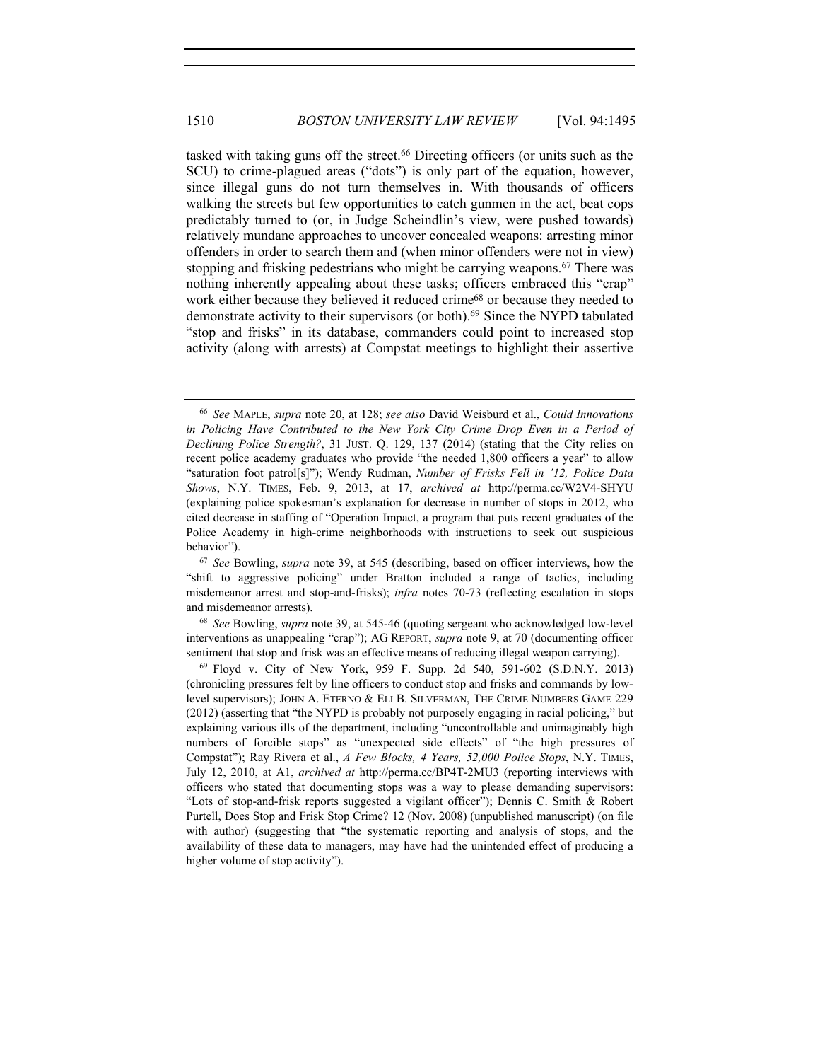tasked with taking guns off the street.[66] Directing officers (or units such as the SCU) to crime-plagued areas ("dots") is only part of the equation, however, since illegal guns do not turn themselves in. With thousands of officers walking the streets but few opportunities to catch gunmen in the act, beat cops predictably turned to (or, in Judge Scheindlin's view, were pushed towards) relatively mundane approaches to uncover concealed weapons: arresting minor offenders in order to search them and (when minor offenders were not in view) stopping and frisking pedestrians who might be carrying weapons.[67] There was nothing inherently appealing about these tasks; officers embraced this "crap" work either because they believed it reduced crime[68] or because they needed to demonstrate activity to their supervisors (or both).[69] Since the NYPD tabulated "stop and frisks" in its database, commanders could point to increased stop activity (along with arrests) at Compstat meetings to highlight their assertive

---

[66] *See* MAPLE, *supra* note 20, at 128; *see also* David Weisburd et al., *Could Innovations in Policing Have Contributed to the New York City Crime Drop Even in a Period of Declining Police Strength?*, 31 JUST. Q. 129, 137 (2014) (stating that the City relies on recent police academy graduates who provide "the needed 1,800 officers a year" to allow "saturation foot patrol[s]"); Wendy Rudman, *Number of Frisks Fell in '12, Police Data Shows*, N.Y. TIMES, Feb. 9, 2013, at 17, *archived at* http://perma.cc/W2V4-SHYU (explaining police spokesman's explanation for decrease in number of stops in 2012, who cited decrease in staffing of "Operation Impact, a program that puts recent graduates of the Police Academy in high-crime neighborhoods with instructions to seek out suspicious behavior").

[67] *See* Bowling, *supra* note 39, at 545 (describing, based on officer interviews, how the "shift to aggressive policing" under Bratton included a range of tactics, including misdemeanor arrest and stop-and-frisks); *infra* notes 70-73 (reflecting escalation in stops and misdemeanor arrests).

[68] *See* Bowling, *supra* note 39, at 545-46 (quoting sergeant who acknowledged low-level interventions as unappealing "crap"); AG REPORT, *supra* note 9, at 70 (documenting officer sentiment that stop and frisk was an effective means of reducing illegal weapon carrying).

[69] Floyd v. City of New York, 959 F. Supp. 2d 540, 591-602 (S.D.N.Y. 2013) (chronicling pressures felt by line officers to conduct stop and frisks and commands by low-level supervisors); JOHN A. ETERNO & ELI B. SILVERMAN, THE CRIME NUMBERS GAME 229 (2012) (asserting that "the NYPD is probably not purposely engaging in racial policing," but explaining various ills of the department, including "uncontrollable and unimaginably high numbers of forcible stops" as "unexpected side effects" of "the high pressures of Compstat"); Ray Rivera et al., *A Few Blocks, 4 Years, 52,000 Police Stops*, N.Y. TIMES, July 12, 2010, at A1, *archived at* http://perma.cc/BP4T-2MU3 (reporting interviews with officers who stated that documenting stops was a way to please demanding supervisors: "Lots of stop-and-frisk reports suggested a vigilant officer"); Dennis C. Smith & Robert Purtell, Does Stop and Frisk Stop Crime? 12 (Nov. 2008) (unpublished manuscript) (on file with author) (suggesting that "the systematic reporting and analysis of stops, and the availability of these data to managers, may have had the unintended effect of producing a higher volume of stop activity").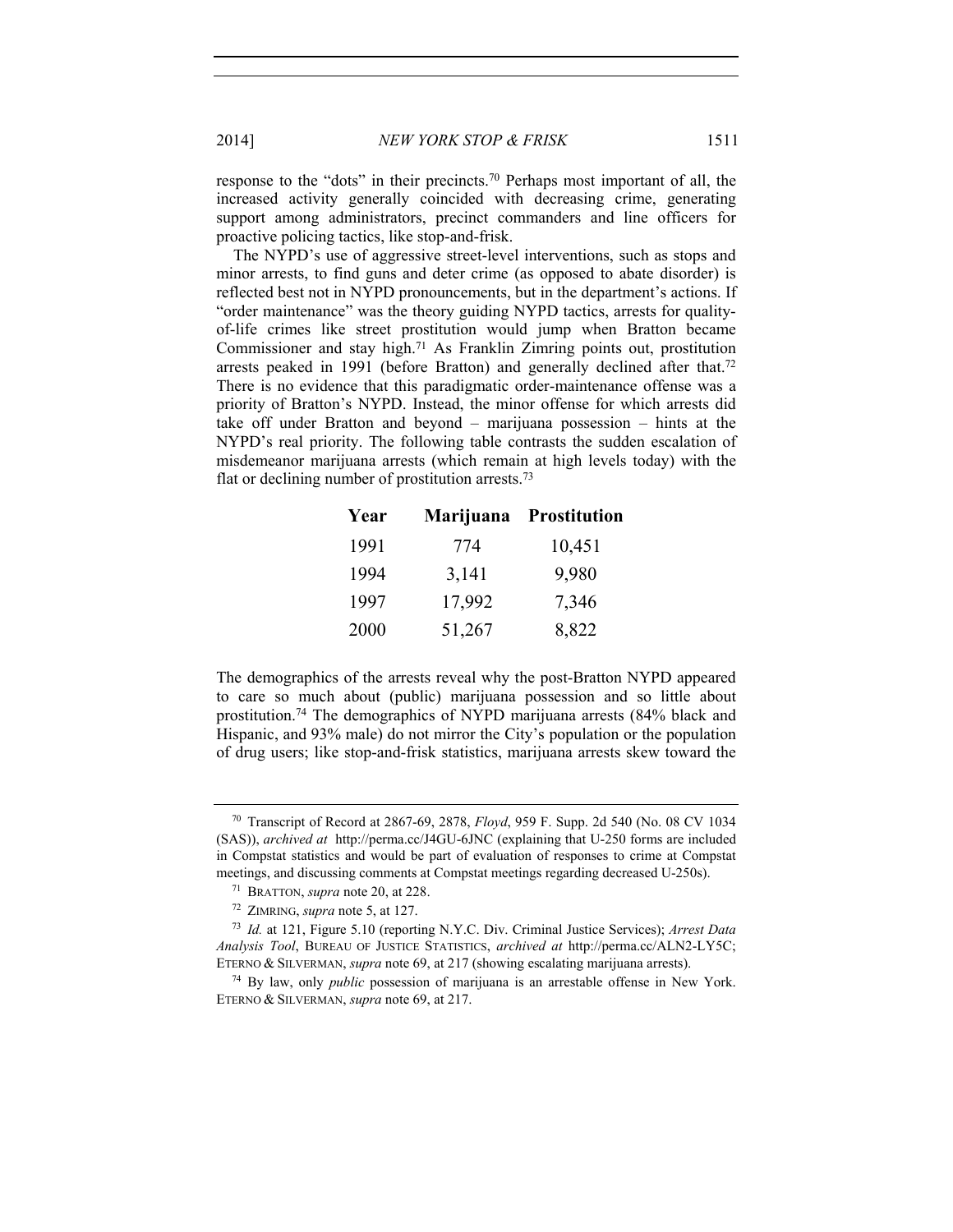response to the "dots" in their precincts.[70] Perhaps most important of all, the increased activity generally coincided with decreasing crime, generating support among administrators, precinct commanders and line officers for proactive policing tactics, like stop-and-frisk.

The NYPD's use of aggressive street-level interventions, such as stops and minor arrests, to find guns and deter crime (as opposed to abate disorder) is reflected best not in NYPD pronouncements, but in the department's actions. If "order maintenance" was the theory guiding NYPD tactics, arrests for quality-of-life crimes like street prostitution would jump when Bratton became Commissioner and stay high.[71] As Franklin Zimring points out, prostitution arrests peaked in 1991 (before Bratton) and generally declined after that.[72] There is no evidence that this paradigmatic order-maintenance offense was a priority of Bratton's NYPD. Instead, the minor offense for which arrests did take off under Bratton and beyond – marijuana possession – hints at the NYPD's real priority. The following table contrasts the sudden escalation of misdemeanor marijuana arrests (which remain at high levels today) with the flat or declining number of prostitution arrests.[73]

| Year | Marijuana | Prostitution |
|---|---|---|
| 1991 | 774 | 10,451 |
| 1994 | 3,141 | 9,980 |
| 1997 | 17,992 | 7,346 |
| 2000 | 51,267 | 8,822 |

The demographics of the arrests reveal why the post-Bratton NYPD appeared to care so much about (public) marijuana possession and so little about prostitution.[74] The demographics of NYPD marijuana arrests (84% black and Hispanic, and 93% male) do not mirror the City's population or the population of drug users; like stop-and-frisk statistics, marijuana arrests skew toward the

---

[70] Transcript of Record at 2867-69, 2878, *Floyd*, 959 F. Supp. 2d 540 (No. 08 CV 1034 (SAS)), *archived at* http://perma.cc/J4GU-6JNC (explaining that U-250 forms are included in Compstat statistics and would be part of evaluation of responses to crime at Compstat meetings, and discussing comments at Compstat meetings regarding decreased U-250s).

[71] BRATTON, *supra* note 20, at 228.

[72] ZIMRING, *supra* note 5, at 127.

[73] *Id.* at 121, Figure 5.10 (reporting N.Y.C. Div. Criminal Justice Services); *Arrest Data Analysis Tool*, BUREAU OF JUSTICE STATISTICS, *archived at* http://perma.cc/ALN2-LY5C; ETERNO & SILVERMAN, *supra* note 69, at 217 (showing escalating marijuana arrests).

[74] By law, only *public* possession of marijuana is an arrestable offense in New York. ETERNO & SILVERMAN, *supra* note 69, at 217.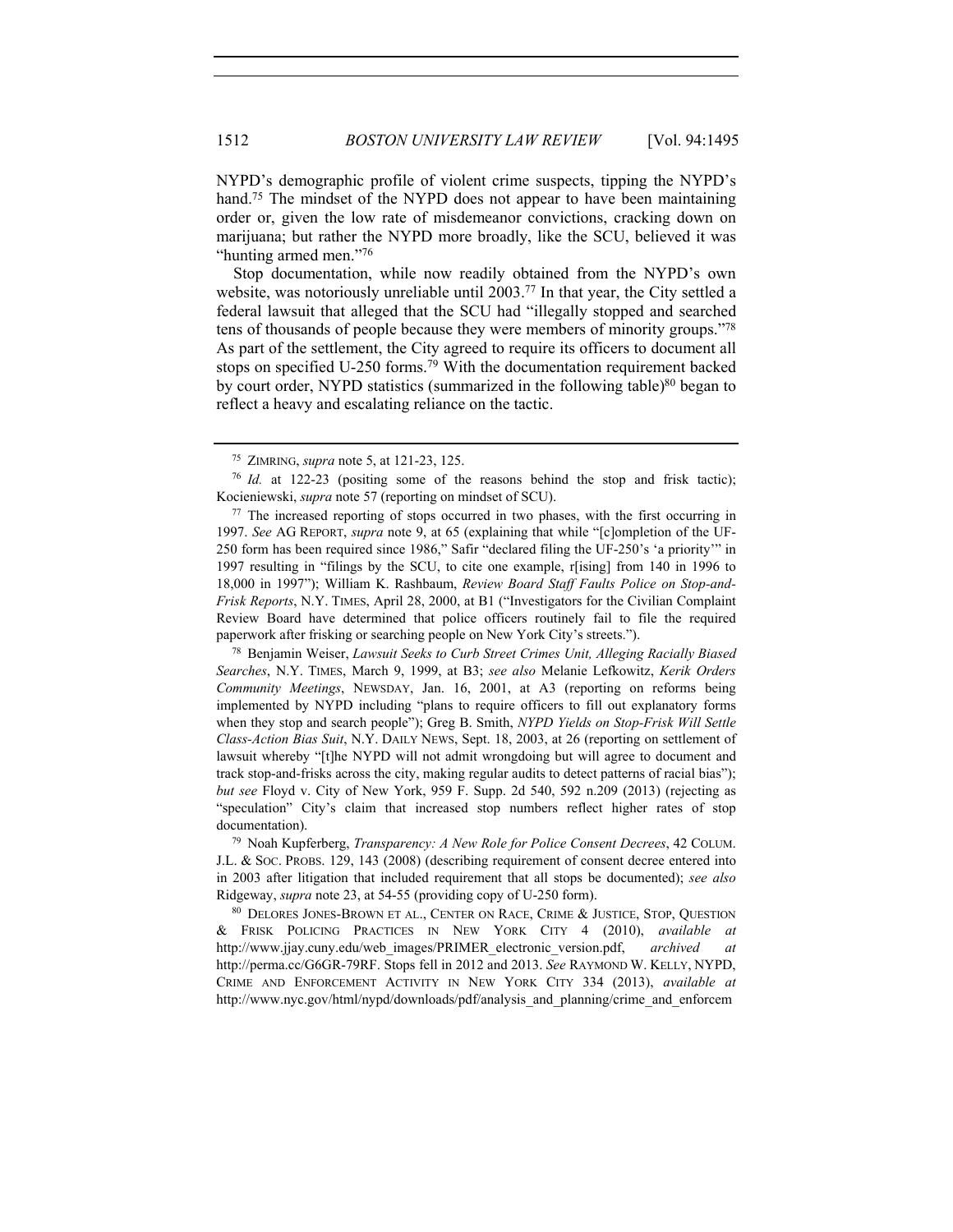NYPD's demographic profile of violent crime suspects, tipping the NYPD's hand.[75] The mindset of the NYPD does not appear to have been maintaining order or, given the low rate of misdemeanor convictions, cracking down on marijuana; but rather the NYPD more broadly, like the SCU, believed it was "hunting armed men."[76]

Stop documentation, while now readily obtained from the NYPD's own website, was notoriously unreliable until 2003.[77] In that year, the City settled a federal lawsuit that alleged that the SCU had "illegally stopped and searched tens of thousands of people because they were members of minority groups."[78] As part of the settlement, the City agreed to require its officers to document all stops on specified U-250 forms.[79] With the documentation requirement backed by court order, NYPD statistics (summarized in the following table)[80] began to reflect a heavy and escalating reliance on the tactic.

---

[75] ZIMRING, *supra* note 5, at 121-23, 125.

[76] *Id.* at 122-23 (positing some of the reasons behind the stop and frisk tactic); Kocieniewski, *supra* note 57 (reporting on mindset of SCU).

[77] The increased reporting of stops occurred in two phases, with the first occurring in 1997. *See* AG REPORT, *supra* note 9, at 65 (explaining that while "[c]ompletion of the UF-250 form has been required since 1986," Safir "declared filing the UF-250's 'a priority'" in 1997 resulting in "filings by the SCU, to cite one example, r[ising] from 140 in 1996 to 18,000 in 1997"); William K. Rashbaum, *Review Board Staff Faults Police on Stop-and-Frisk Reports*, N.Y. TIMES, April 28, 2000, at B1 ("Investigators for the Civilian Complaint Review Board have determined that police officers routinely fail to file the required paperwork after frisking or searching people on New York City's streets.").

[78] Benjamin Weiser, *Lawsuit Seeks to Curb Street Crimes Unit, Alleging Racially Biased Searches*, N.Y. TIMES, March 9, 1999, at B3; *see also* Melanie Lefkowitz, *Kerik Orders Community Meetings*, NEWSDAY, Jan. 16, 2001, at A3 (reporting on reforms being implemented by NYPD including "plans to require officers to fill out explanatory forms when they stop and search people"); Greg B. Smith, *NYPD Yields on Stop-Frisk Will Settle Class-Action Bias Suit*, N.Y. DAILY NEWS, Sept. 18, 2003, at 26 (reporting on settlement of lawsuit whereby "[t]he NYPD will not admit wrongdoing but will agree to document and track stop-and-frisks across the city, making regular audits to detect patterns of racial bias"); *but see* Floyd v. City of New York, 959 F. Supp. 2d 540, 592 n.209 (2013) (rejecting as "speculation" City's claim that increased stop numbers reflect higher rates of stop documentation).

[79] Noah Kupferberg, *Transparency: A New Role for Police Consent Decrees*, 42 COLUM. J.L. & SOC. PROBS. 129, 143 (2008) (describing requirement of consent decree entered into in 2003 after litigation that included requirement that all stops be documented); *see also* Ridgeway, *supra* note 23, at 54-55 (providing copy of U-250 form).

[80] DELORES JONES-BROWN ET AL., CENTER ON RACE, CRIME & JUSTICE, STOP, QUESTION & FRISK POLICING PRACTICES IN NEW YORK CITY 4 (2010), *available at* http://www.jjay.cuny.edu/web_images/PRIMER_electronic_version.pdf, *archived at* http://perma.cc/G6GR-79RF. Stops fell in 2012 and 2013. *See* RAYMOND W. KELLY, NYPD, CRIME AND ENFORCEMENT ACTIVITY IN NEW YORK CITY 334 (2013), *available at* http://www.nyc.gov/html/nypd/downloads/pdf/analysis_and_planning/crime_and_enforcem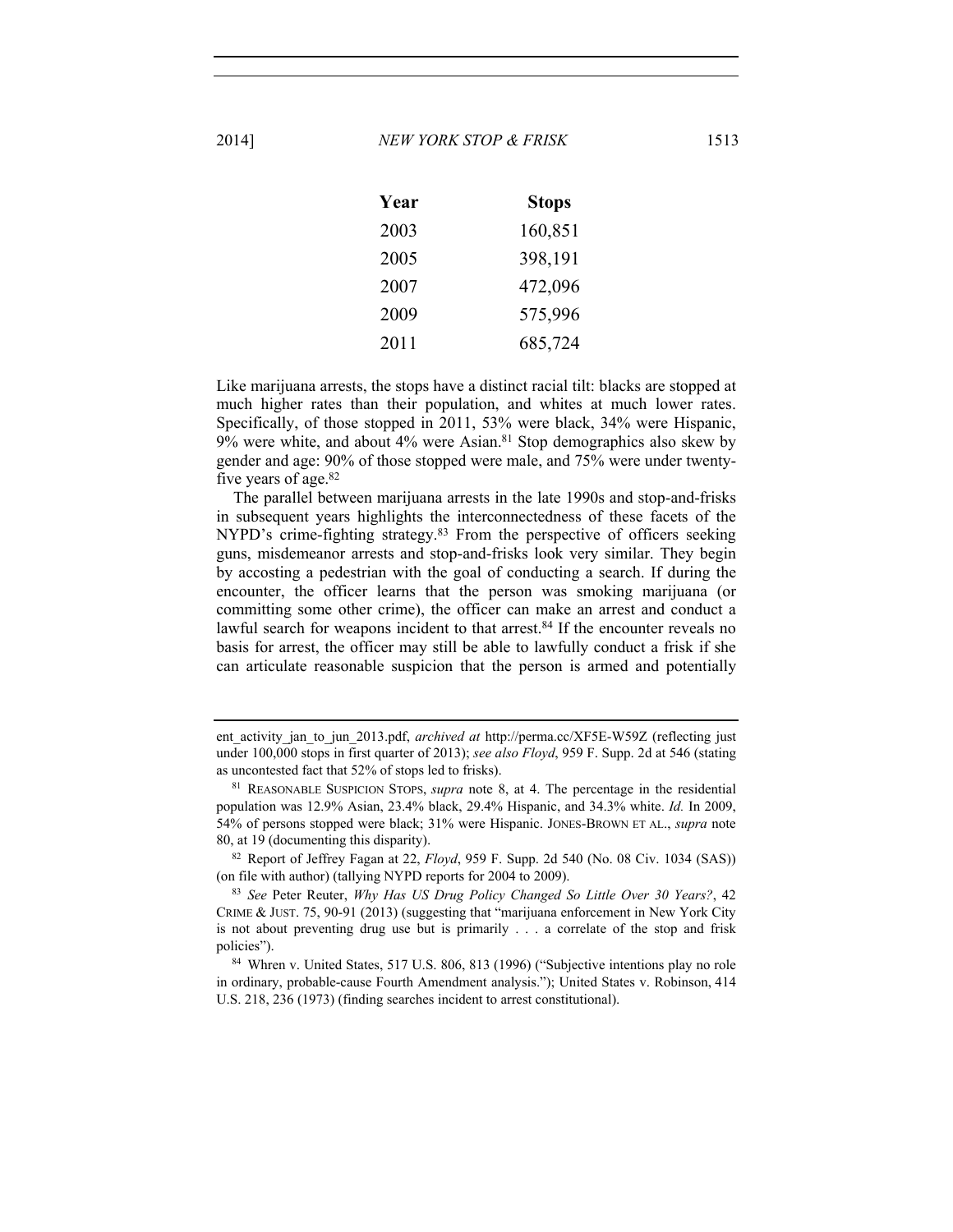| Year | Stops |
|---|---|
| 2003 | 160,851 |
| 2005 | 398,191 |
| 2007 | 472,096 |
| 2009 | 575,996 |
| 2011 | 685,724 |

Like marijuana arrests, the stops have a distinct racial tilt: blacks are stopped at much higher rates than their population, and whites at much lower rates. Specifically, of those stopped in 2011, 53% were black, 34% were Hispanic, 9% were white, and about 4% were Asian.[81] Stop demographics also skew by gender and age: 90% of those stopped were male, and 75% were under twenty-five years of age.[82]

The parallel between marijuana arrests in the late 1990s and stop-and-frisks in subsequent years highlights the interconnectedness of these facets of the NYPD's crime-fighting strategy.[83] From the perspective of officers seeking guns, misdemeanor arrests and stop-and-frisks look very similar. They begin by accosting a pedestrian with the goal of conducting a search. If during the encounter, the officer learns that the person was smoking marijuana (or committing some other crime), the officer can make an arrest and conduct a lawful search for weapons incident to that arrest.[84] If the encounter reveals no basis for arrest, the officer may still be able to lawfully conduct a frisk if she can articulate reasonable suspicion that the person is armed and potentially

---

ent_activity_jan_to_jun_2013.pdf, *archived at* http://perma.cc/XF5E-W59Z (reflecting just under 100,000 stops in first quarter of 2013); *see also Floyd*, 959 F. Supp. 2d at 546 (stating as uncontested fact that 52% of stops led to frisks).

[81] REASONABLE SUSPICION STOPS, *supra* note 8, at 4. The percentage in the residential population was 12.9% Asian, 23.4% black, 29.4% Hispanic, and 34.3% white. *Id.* In 2009, 54% of persons stopped were black; 31% were Hispanic. JONES-BROWN ET AL., *supra* note 80, at 19 (documenting this disparity).

[82] Report of Jeffrey Fagan at 22, *Floyd*, 959 F. Supp. 2d 540 (No. 08 Civ. 1034 (SAS)) (on file with author) (tallying NYPD reports for 2004 to 2009).

[83] *See* Peter Reuter, *Why Has US Drug Policy Changed So Little Over 30 Years?*, 42 CRIME & JUST. 75, 90-91 (2013) (suggesting that "marijuana enforcement in New York City is not about preventing drug use but is primarily . . . a correlate of the stop and frisk policies").

[84] Whren v. United States, 517 U.S. 806, 813 (1996) ("Subjective intentions play no role in ordinary, probable-cause Fourth Amendment analysis."); United States v. Robinson, 414 U.S. 218, 236 (1973) (finding searches incident to arrest constitutional).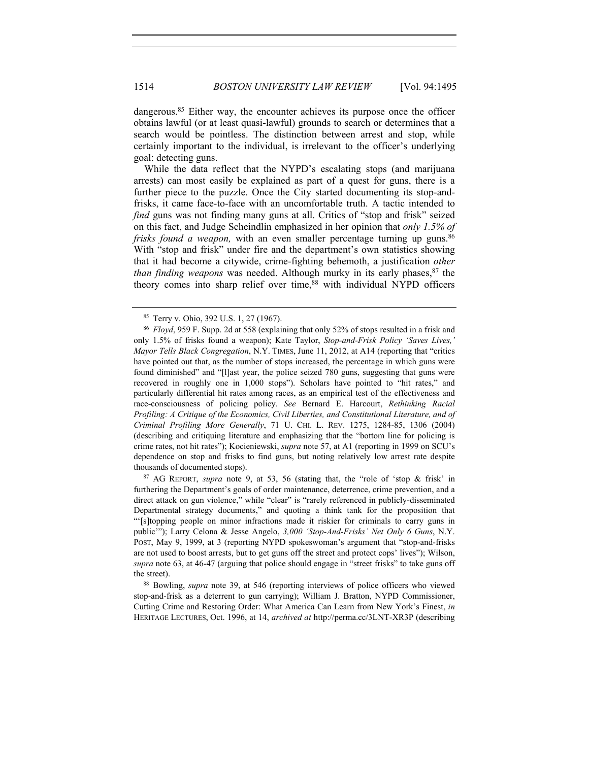dangerous.[85] Either way, the encounter achieves its purpose once the officer obtains lawful (or at least quasi-lawful) grounds to search or determines that a search would be pointless. The distinction between arrest and stop, while certainly important to the individual, is irrelevant to the officer's underlying goal: detecting guns.

While the data reflect that the NYPD's escalating stops (and marijuana arrests) can most easily be explained as part of a quest for guns, there is a further piece to the puzzle. Once the City started documenting its stop-and-frisks, it came face-to-face with an uncomfortable truth. A tactic intended to *find* guns was not finding many guns at all. Critics of "stop and frisk" seized on this fact, and Judge Scheindlin emphasized in her opinion that *only 1.5% of frisks found a weapon,* with an even smaller percentage turning up guns.[86] With "stop and frisk" under fire and the department's own statistics showing that it had become a citywide, crime-fighting behemoth, a justification *other than finding weapons* was needed. Although murky in its early phases,[87] the theory comes into sharp relief over time,[88] with individual NYPD officers

---

[85] Terry v. Ohio, 392 U.S. 1, 27 (1967).

[86] *Floyd*, 959 F. Supp. 2d at 558 (explaining that only 52% of stops resulted in a frisk and only 1.5% of frisks found a weapon); Kate Taylor, *Stop-and-Frisk Policy 'Saves Lives,' Mayor Tells Black Congregation*, N.Y. TIMES, June 11, 2012, at A14 (reporting that "critics have pointed out that, as the number of stops increased, the percentage in which guns were found diminished" and "[l]ast year, the police seized 780 guns, suggesting that guns were recovered in roughly one in 1,000 stops"). Scholars have pointed to "hit rates," and particularly differential hit rates among races, as an empirical test of the effectiveness and race-consciousness of policing policy. *See* Bernard E. Harcourt, *Rethinking Racial Profiling: A Critique of the Economics, Civil Liberties, and Constitutional Literature, and of Criminal Profiling More Generally*, 71 U. CHI. L. REV. 1275, 1284-85, 1306 (2004) (describing and critiquing literature and emphasizing that the "bottom line for policing is crime rates, not hit rates"); Kocieniewski, *supra* note 57, at A1 (reporting in 1999 on SCU's dependence on stop and frisks to find guns, but noting relatively low arrest rate despite thousands of documented stops).

[87] AG REPORT, *supra* note 9, at 53, 56 (stating that, the "role of 'stop & frisk' in furthering the Department's goals of order maintenance, deterrence, crime prevention, and a direct attack on gun violence," while "clear" is "rarely referenced in publicly-disseminated Departmental strategy documents," and quoting a think tank for the proposition that "'[s]topping people on minor infractions made it riskier for criminals to carry guns in public'"); Larry Celona & Jesse Angelo, *3,000 'Stop-And-Frisks' Net Only 6 Guns*, N.Y. POST, May 9, 1999, at 3 (reporting NYPD spokeswoman's argument that "stop-and-frisks are not used to boost arrests, but to get guns off the street and protect cops' lives"); Wilson, *supra* note 63, at 46-47 (arguing that police should engage in "street frisks" to take guns off the street).

[88] Bowling, *supra* note 39, at 546 (reporting interviews of police officers who viewed stop-and-frisk as a deterrent to gun carrying); William J. Bratton, NYPD Commissioner, Cutting Crime and Restoring Order: What America Can Learn from New York's Finest, *in* HERITAGE LECTURES, Oct. 1996, at 14, *archived at* http://perma.cc/3LNT-XR3P (describing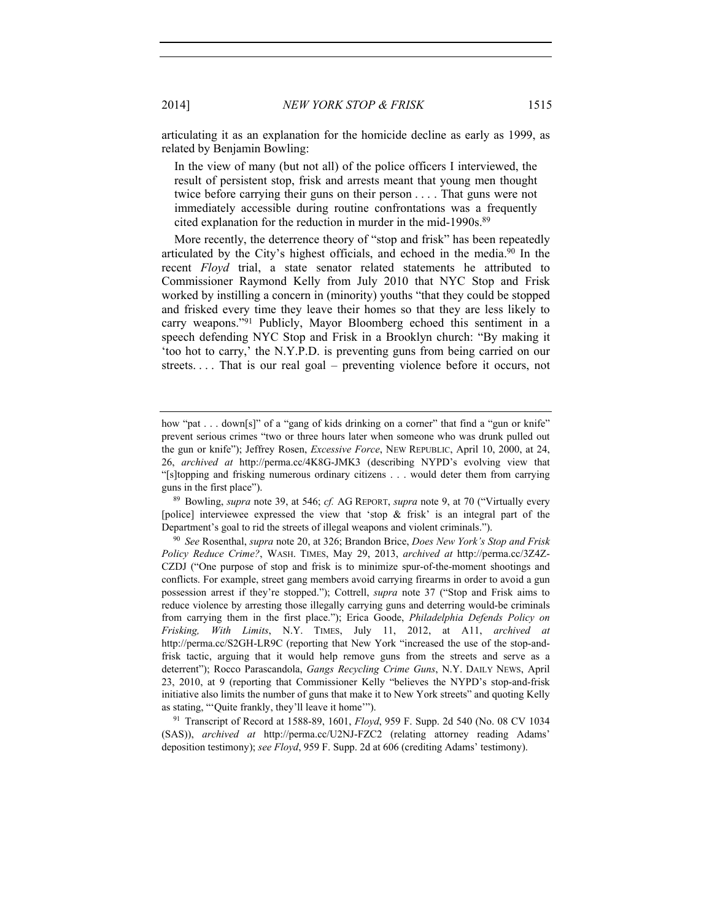articulating it as an explanation for the homicide decline as early as 1999, as related by Benjamin Bowling:

> In the view of many (but not all) of the police officers I interviewed, the result of persistent stop, frisk and arrests meant that young men thought twice before carrying their guns on their person . . . . That guns were not immediately accessible during routine confrontations was a frequently cited explanation for the reduction in murder in the mid-1990s.[89]

More recently, the deterrence theory of "stop and frisk" has been repeatedly articulated by the City's highest officials, and echoed in the media.[90] In the recent *Floyd* trial, a state senator related statements he attributed to Commissioner Raymond Kelly from July 2010 that NYC Stop and Frisk worked by instilling a concern in (minority) youths "that they could be stopped and frisked every time they leave their homes so that they are less likely to carry weapons."[91] Publicly, Mayor Bloomberg echoed this sentiment in a speech defending NYC Stop and Frisk in a Brooklyn church: "By making it 'too hot to carry,' the N.Y.P.D. is preventing guns from being carried on our streets. . . . That is our real goal – preventing violence before it occurs, not

---

how "pat . . . down[s]" of a "gang of kids drinking on a corner" that find a "gun or knife" prevent serious crimes "two or three hours later when someone who was drunk pulled out the gun or knife"); Jeffrey Rosen, *Excessive Force*, NEW REPUBLIC, April 10, 2000, at 24, 26, *archived at* http://perma.cc/4K8G-JMK3 (describing NYPD's evolving view that "[s]topping and frisking numerous ordinary citizens . . . would deter them from carrying guns in the first place").

[89] Bowling, *supra* note 39, at 546; *cf.* AG REPORT, *supra* note 9, at 70 ("Virtually every [police] interviewee expressed the view that 'stop & frisk' is an integral part of the Department's goal to rid the streets of illegal weapons and violent criminals.").

[90] *See* Rosenthal, *supra* note 20, at 326; Brandon Brice, *Does New York's Stop and Frisk Policy Reduce Crime?*, WASH. TIMES, May 29, 2013, *archived at* http://perma.cc/3Z4Z-CZDJ ("One purpose of stop and frisk is to minimize spur-of-the-moment shootings and conflicts. For example, street gang members avoid carrying firearms in order to avoid a gun possession arrest if they're stopped."); Cottrell, *supra* note 37 ("Stop and Frisk aims to reduce violence by arresting those illegally carrying guns and deterring would-be criminals from carrying them in the first place."); Erica Goode, *Philadelphia Defends Policy on Frisking, With Limits*, N.Y. TIMES, July 11, 2012, at A11, *archived at* http://perma.cc/S2GH-LR9C (reporting that New York "increased the use of the stop-and-frisk tactic, arguing that it would help remove guns from the streets and serve as a deterrent"); Rocco Parascandola, *Gangs Recycling Crime Guns*, N.Y. DAILY NEWS, April 23, 2010, at 9 (reporting that Commissioner Kelly "believes the NYPD's stop-and-frisk initiative also limits the number of guns that make it to New York streets" and quoting Kelly as stating, "'Quite frankly, they'll leave it home'").

[91] Transcript of Record at 1588-89, 1601, *Floyd*, 959 F. Supp. 2d 540 (No. 08 CV 1034 (SAS)), *archived at* http://perma.cc/U2NJ-FZC2 (relating attorney reading Adams' deposition testimony); *see Floyd*, 959 F. Supp. 2d at 606 (crediting Adams' testimony).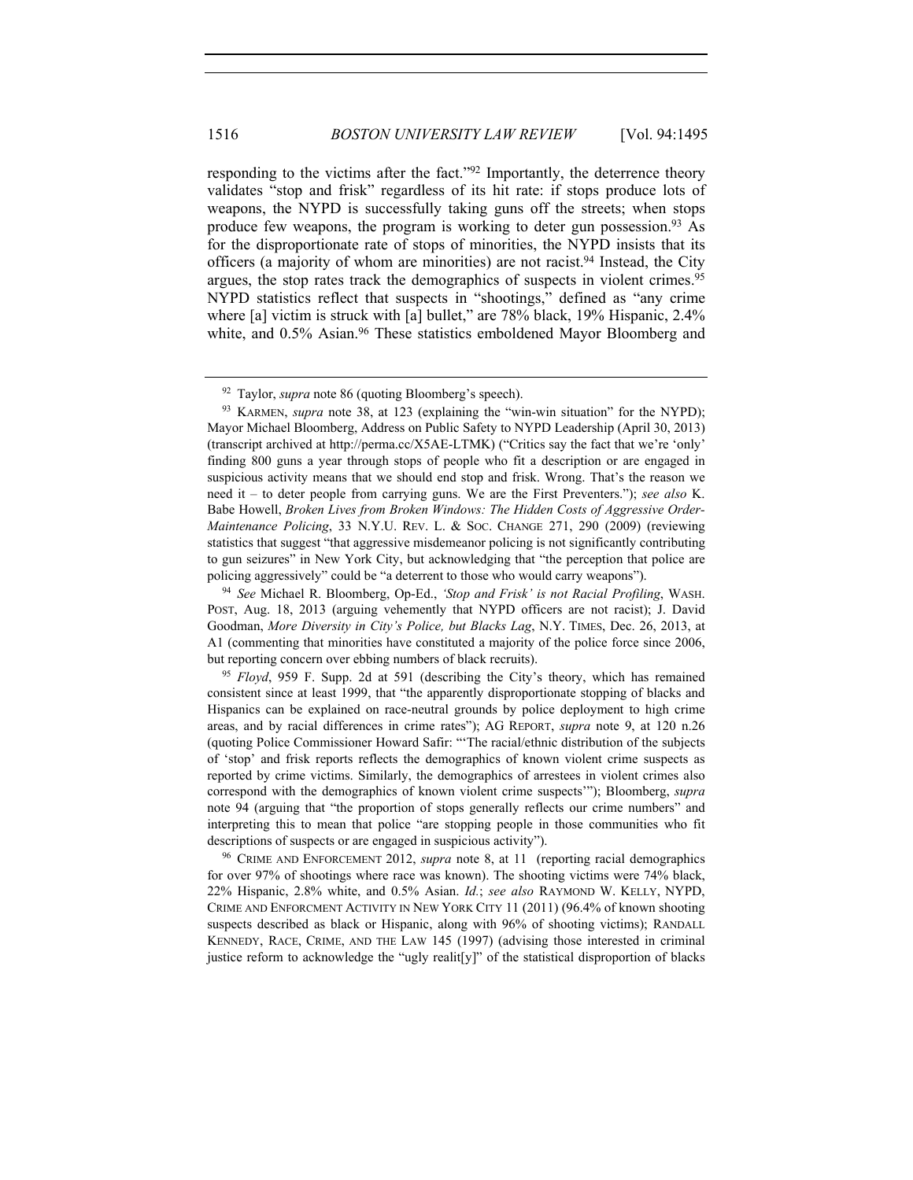responding to the victims after the fact."[92] Importantly, the deterrence theory validates "stop and frisk" regardless of its hit rate: if stops produce lots of weapons, the NYPD is successfully taking guns off the streets; when stops produce few weapons, the program is working to deter gun possession.[93] As for the disproportionate rate of stops of minorities, the NYPD insists that its officers (a majority of whom are minorities) are not racist.[94] Instead, the City argues, the stop rates track the demographics of suspects in violent crimes.[95] NYPD statistics reflect that suspects in "shootings," defined as "any crime where [a] victim is struck with [a] bullet," are 78% black, 19% Hispanic, 2.4% white, and 0.5% Asian.[96] These statistics emboldened Mayor Bloomberg and

---

[92] Taylor, *supra* note 86 (quoting Bloomberg's speech).

[93] KARMEN, *supra* note 38, at 123 (explaining the "win-win situation" for the NYPD); Mayor Michael Bloomberg, Address on Public Safety to NYPD Leadership (April 30, 2013) (transcript archived at http://perma.cc/X5AE-LTMK) ("Critics say the fact that we're 'only' finding 800 guns a year through stops of people who fit a description or are engaged in suspicious activity means that we should end stop and frisk. Wrong. That's the reason we need it – to deter people from carrying guns. We are the First Preventers."); *see also* K. Babe Howell, *Broken Lives from Broken Windows: The Hidden Costs of Aggressive Order-Maintenance Policing*, 33 N.Y.U. REV. L. & SOC. CHANGE 271, 290 (2009) (reviewing statistics that suggest "that aggressive misdemeanor policing is not significantly contributing to gun seizures" in New York City, but acknowledging that "the perception that police are policing aggressively" could be "a deterrent to those who would carry weapons").

[94] *See* Michael R. Bloomberg, Op-Ed., *'Stop and Frisk' is not Racial Profiling*, WASH. POST, Aug. 18, 2013 (arguing vehemently that NYPD officers are not racist); J. David Goodman, *More Diversity in City's Police, but Blacks Lag*, N.Y. TIMES, Dec. 26, 2013, at A1 (commenting that minorities have constituted a majority of the police force since 2006, but reporting concern over ebbing numbers of black recruits).

[95] *Floyd*, 959 F. Supp. 2d at 591 (describing the City's theory, which has remained consistent since at least 1999, that "the apparently disproportionate stopping of blacks and Hispanics can be explained on race-neutral grounds by police deployment to high crime areas, and by racial differences in crime rates"); AG REPORT, *supra* note 9, at 120 n.26 (quoting Police Commissioner Howard Safir: "'The racial/ethnic distribution of the subjects of 'stop' and frisk reports reflects the demographics of known violent crime suspects as reported by crime victims. Similarly, the demographics of arrestees in violent crimes also correspond with the demographics of known violent crime suspects'"); Bloomberg, *supra* note 94 (arguing that "the proportion of stops generally reflects our crime numbers" and interpreting this to mean that police "are stopping people in those communities who fit descriptions of suspects or are engaged in suspicious activity").

[96] CRIME AND ENFORCEMENT 2012, *supra* note 8, at 11 (reporting racial demographics for over 97% of shootings where race was known). The shooting victims were 74% black, 22% Hispanic, 2.8% white, and 0.5% Asian. *Id.*; *see also* RAYMOND W. KELLY, NYPD, CRIME AND ENFORCMENT ACTIVITY IN NEW YORK CITY 11 (2011) (96.4% of known shooting suspects described as black or Hispanic, along with 96% of shooting victims); RANDALL KENNEDY, RACE, CRIME, AND THE LAW 145 (1997) (advising those interested in criminal justice reform to acknowledge the "ugly realit[y]" of the statistical disproportion of blacks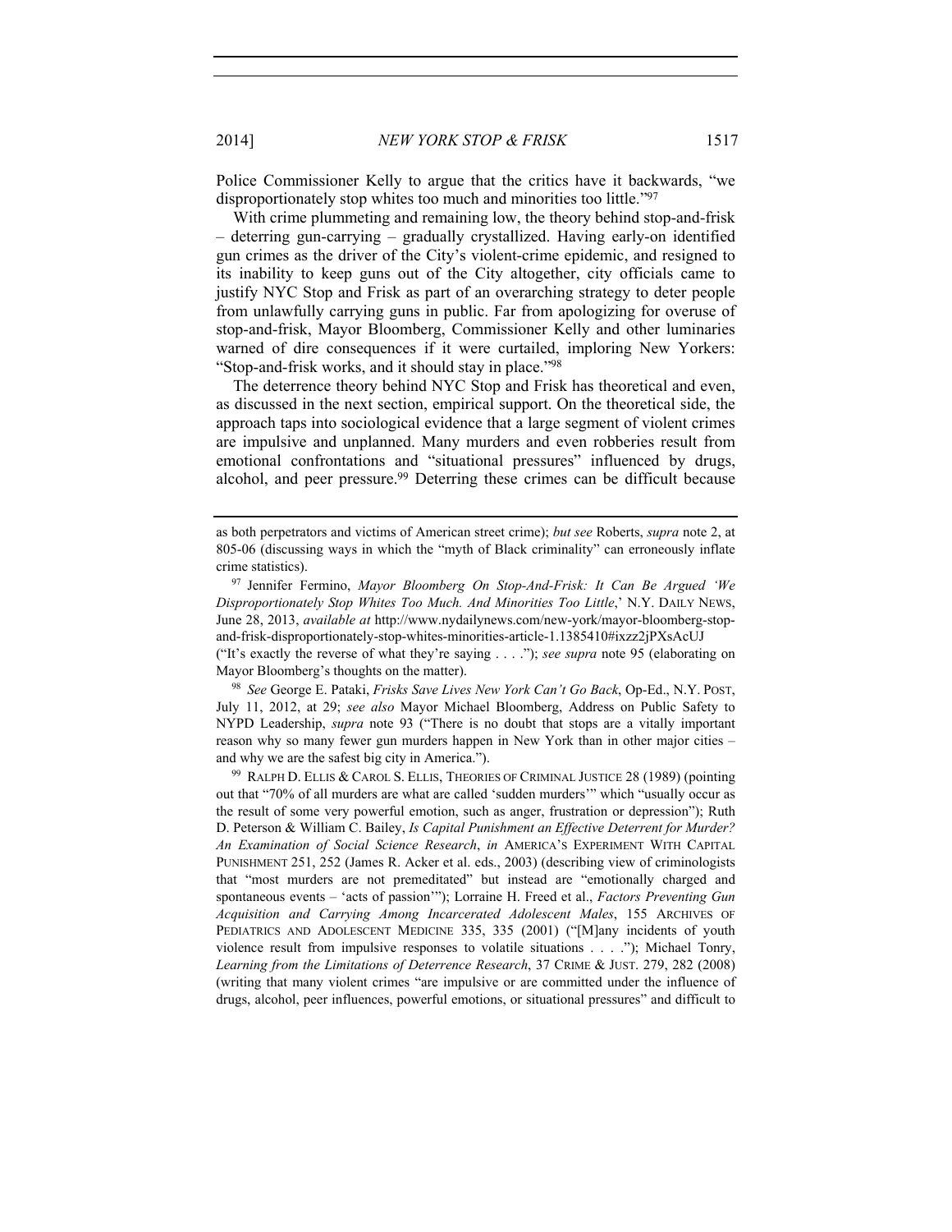Police Commissioner Kelly to argue that the critics have it backwards, "we disproportionately stop whites too much and minorities too little."[97]

With crime plummeting and remaining low, the theory behind stop-and-frisk – deterring gun-carrying – gradually crystallized. Having early-on identified gun crimes as the driver of the City's violent-crime epidemic, and resigned to its inability to keep guns out of the City altogether, city officials came to justify NYC Stop and Frisk as part of an overarching strategy to deter people from unlawfully carrying guns in public. Far from apologizing for overuse of stop-and-frisk, Mayor Bloomberg, Commissioner Kelly and other luminaries warned of dire consequences if it were curtailed, imploring New Yorkers: "Stop-and-frisk works, and it should stay in place."[98]

The deterrence theory behind NYC Stop and Frisk has theoretical and even, as discussed in the next section, empirical support. On the theoretical side, the approach taps into sociological evidence that a large segment of violent crimes are impulsive and unplanned. Many murders and even robberies result from emotional confrontations and "situational pressures" influenced by drugs, alcohol, and peer pressure.[99] Deterring these crimes can be difficult because

---

as both perpetrators and victims of American street crime); *but see* Roberts, *supra* note 2, at 805-06 (discussing ways in which the "myth of Black criminality" can erroneously inflate crime statistics).

[97] Jennifer Fermino, *Mayor Bloomberg On Stop-And-Frisk: It Can Be Argued 'We Disproportionately Stop Whites Too Much. And Minorities Too Little*,' N.Y. DAILY NEWS, June 28, 2013, *available at* http://www.nydailynews.com/new-york/mayor-bloomberg-stop-and-frisk-disproportionately-stop-whites-minorities-article-1.1385410#ixzz2jPXsAcUJ ("It's exactly the reverse of what they're saying . . . ."); *see supra* note 95 (elaborating on Mayor Bloomberg's thoughts on the matter).

[98] *See* George E. Pataki, *Frisks Save Lives New York Can't Go Back*, Op-Ed., N.Y. POST, July 11, 2012, at 29; *see also* Mayor Michael Bloomberg, Address on Public Safety to NYPD Leadership, *supra* note 93 ("There is no doubt that stops are a vitally important reason why so many fewer gun murders happen in New York than in other major cities – and why we are the safest big city in America.").

[99] RALPH D. ELLIS & CAROL S. ELLIS, THEORIES OF CRIMINAL JUSTICE 28 (1989) (pointing out that "70% of all murders are what are called 'sudden murders'" which "usually occur as the result of some very powerful emotion, such as anger, frustration or depression"); Ruth D. Peterson & William C. Bailey, *Is Capital Punishment an Effective Deterrent for Murder? An Examination of Social Science Research*, *in* AMERICA'S EXPERIMENT WITH CAPITAL PUNISHMENT 251, 252 (James R. Acker et al. eds., 2003) (describing view of criminologists that "most murders are not premeditated" but instead are "emotionally charged and spontaneous events – 'acts of passion'"); Lorraine H. Freed et al., *Factors Preventing Gun Acquisition and Carrying Among Incarcerated Adolescent Males*, 155 ARCHIVES OF PEDIATRICS AND ADOLESCENT MEDICINE 335, 335 (2001) ("[M]any incidents of youth violence result from impulsive responses to volatile situations . . . ."); Michael Tonry, *Learning from the Limitations of Deterrence Research*, 37 CRIME & JUST. 279, 282 (2008) (writing that many violent crimes "are impulsive or are committed under the influence of drugs, alcohol, peer influences, powerful emotions, or situational pressures" and difficult to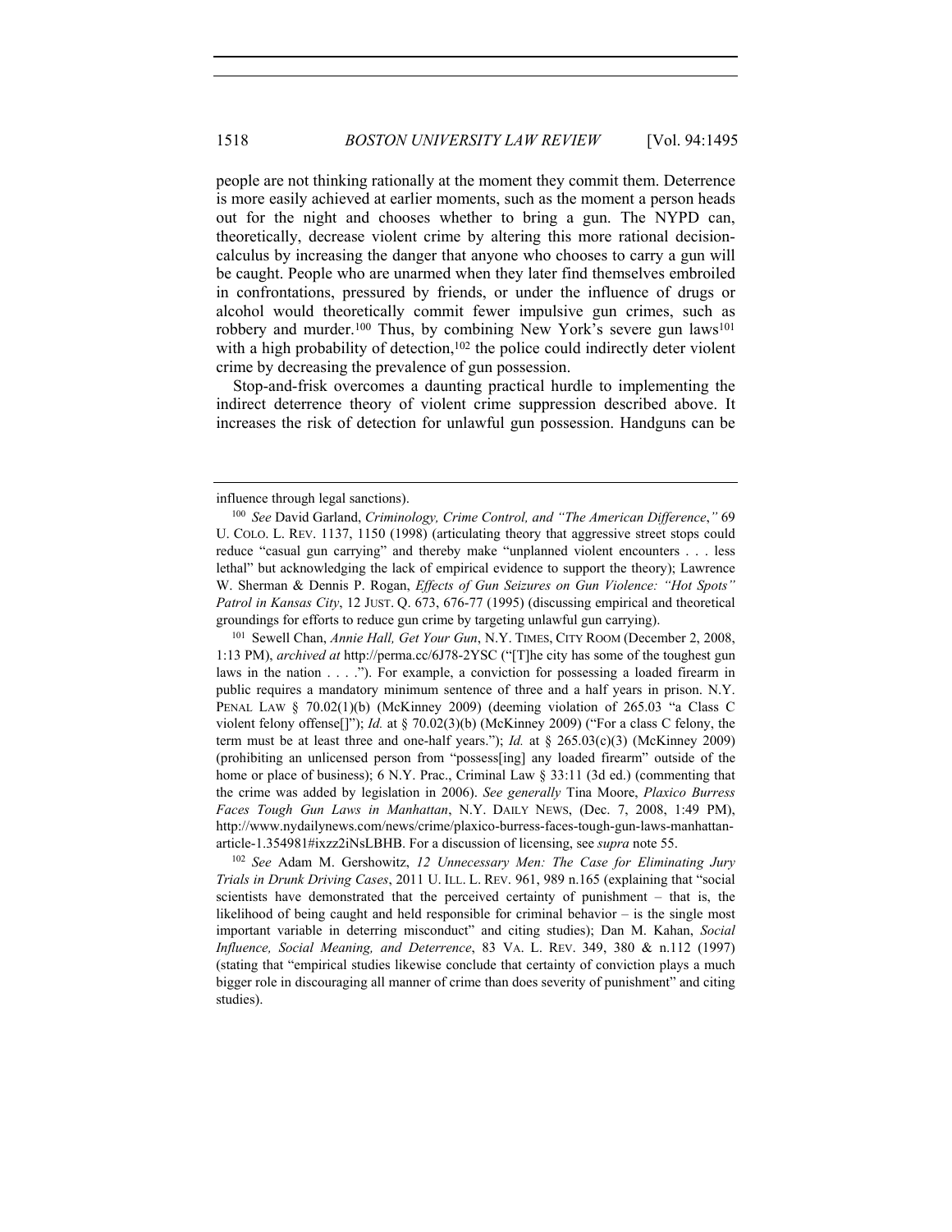people are not thinking rationally at the moment they commit them. Deterrence is more easily achieved at earlier moments, such as the moment a person heads out for the night and chooses whether to bring a gun. The NYPD can, theoretically, decrease violent crime by altering this more rational decision-calculus by increasing the danger that anyone who chooses to carry a gun will be caught. People who are unarmed when they later find themselves embroiled in confrontations, pressured by friends, or under the influence of drugs or alcohol would theoretically commit fewer impulsive gun crimes, such as robbery and murder.[100] Thus, by combining New York's severe gun laws[101] with a high probability of detection,[102] the police could indirectly deter violent crime by decreasing the prevalence of gun possession.

Stop-and-frisk overcomes a daunting practical hurdle to implementing the indirect deterrence theory of violent crime suppression described above. It increases the risk of detection for unlawful gun possession. Handguns can be

---

influence through legal sanctions).

[100] *See* David Garland, *Criminology, Crime Control, and "The American Difference*,*"* 69 U. COLO. L. REV. 1137, 1150 (1998) (articulating theory that aggressive street stops could reduce "casual gun carrying" and thereby make "unplanned violent encounters . . . less lethal" but acknowledging the lack of empirical evidence to support the theory); Lawrence W. Sherman & Dennis P. Rogan, *Effects of Gun Seizures on Gun Violence: "Hot Spots" Patrol in Kansas City*, 12 JUST. Q. 673, 676-77 (1995) (discussing empirical and theoretical groundings for efforts to reduce gun crime by targeting unlawful gun carrying).

[101] Sewell Chan, *Annie Hall, Get Your Gun*, N.Y. TIMES, CITY ROOM (December 2, 2008, 1:13 PM), *archived at* http://perma.cc/6J78-2YSC ("[T]he city has some of the toughest gun laws in the nation . . . ."). For example, a conviction for possessing a loaded firearm in public requires a mandatory minimum sentence of three and a half years in prison. N.Y. PENAL LAW § 70.02(1)(b) (McKinney 2009) (deeming violation of 265.03 "a Class C violent felony offense[]"); *Id.* at § 70.02(3)(b) (McKinney 2009) ("For a class C felony, the term must be at least three and one-half years."); *Id.* at § 265.03(c)(3) (McKinney 2009) (prohibiting an unlicensed person from "possess[ing] any loaded firearm" outside of the home or place of business); 6 N.Y. Prac., Criminal Law § 33:11 (3d ed.) (commenting that the crime was added by legislation in 2006). *See generally* Tina Moore, *Plaxico Burress Faces Tough Gun Laws in Manhattan*, N.Y. DAILY NEWS, (Dec. 7, 2008, 1:49 PM), http://www.nydailynews.com/news/crime/plaxico-burress-faces-tough-gun-laws-manhattan-article-1.354981#ixzz2iNsLBHB. For a discussion of licensing, see *supra* note 55.

[102] *See* Adam M. Gershowitz, *12 Unnecessary Men: The Case for Eliminating Jury Trials in Drunk Driving Cases*, 2011 U. ILL. L. REV. 961, 989 n.165 (explaining that "social scientists have demonstrated that the perceived certainty of punishment – that is, the likelihood of being caught and held responsible for criminal behavior – is the single most important variable in deterring misconduct" and citing studies); Dan M. Kahan, *Social Influence, Social Meaning, and Deterrence*, 83 VA. L. REV. 349, 380 & n.112 (1997) (stating that "empirical studies likewise conclude that certainty of conviction plays a much bigger role in discouraging all manner of crime than does severity of punishment" and citing studies).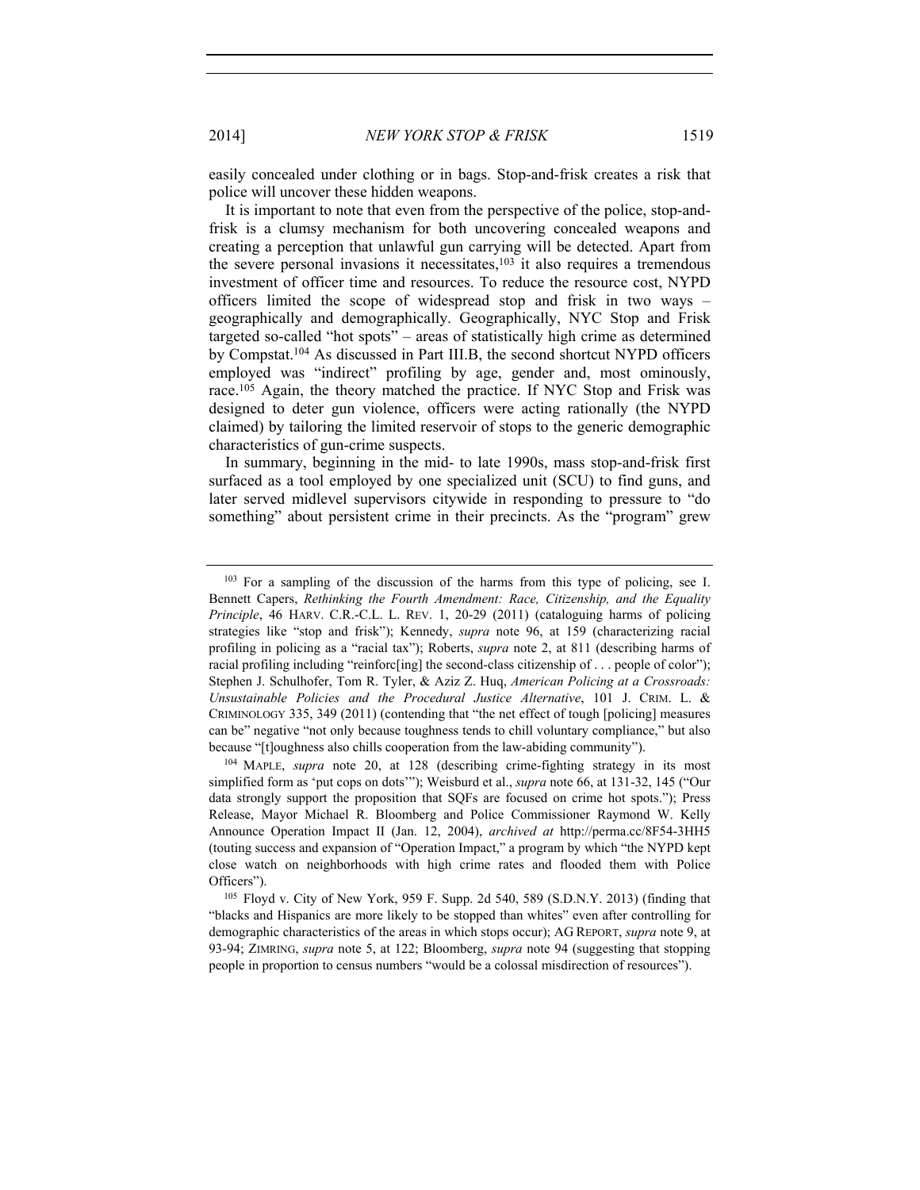easily concealed under clothing or in bags. Stop-and-frisk creates a risk that police will uncover these hidden weapons.

It is important to note that even from the perspective of the police, stop-and-frisk is a clumsy mechanism for both uncovering concealed weapons and creating a perception that unlawful gun carrying will be detected. Apart from the severe personal invasions it necessitates,[103] it also requires a tremendous investment of officer time and resources. To reduce the resource cost, NYPD officers limited the scope of widespread stop and frisk in two ways – geographically and demographically. Geographically, NYC Stop and Frisk targeted so-called "hot spots" – areas of statistically high crime as determined by Compstat.[104] As discussed in Part III.B, the second shortcut NYPD officers employed was "indirect" profiling by age, gender and, most ominously, race.[105] Again, the theory matched the practice. If NYC Stop and Frisk was designed to deter gun violence, officers were acting rationally (the NYPD claimed) by tailoring the limited reservoir of stops to the generic demographic characteristics of gun-crime suspects.

In summary, beginning in the mid- to late 1990s, mass stop-and-frisk first surfaced as a tool employed by one specialized unit (SCU) to find guns, and later served midlevel supervisors citywide in responding to pressure to "do something" about persistent crime in their precincts. As the "program" grew

---

[103] For a sampling of the discussion of the harms from this type of policing, see I. Bennett Capers, *Rethinking the Fourth Amendment: Race, Citizenship, and the Equality Principle*, 46 HARV. C.R.-C.L. L. REV. 1, 20-29 (2011) (cataloguing harms of policing strategies like "stop and frisk"); Kennedy, *supra* note 96, at 159 (characterizing racial profiling in policing as a "racial tax"); Roberts, *supra* note 2, at 811 (describing harms of racial profiling including "reinforc[ing] the second-class citizenship of . . . people of color"); Stephen J. Schulhofer, Tom R. Tyler, & Aziz Z. Huq, *American Policing at a Crossroads: Unsustainable Policies and the Procedural Justice Alternative*, 101 J. CRIM. L. & CRIMINOLOGY 335, 349 (2011) (contending that "the net effect of tough [policing] measures can be" negative "not only because toughness tends to chill voluntary compliance," but also because "[t]oughness also chills cooperation from the law-abiding community").

[104] MAPLE, *supra* note 20, at 128 (describing crime-fighting strategy in its most simplified form as 'put cops on dots'"); Weisburd et al., *supra* note 66, at 131-32, 145 ("Our data strongly support the proposition that SQFs are focused on crime hot spots."); Press Release, Mayor Michael R. Bloomberg and Police Commissioner Raymond W. Kelly Announce Operation Impact II (Jan. 12, 2004), *archived at* http://perma.cc/8F54-3HH5 (touting success and expansion of "Operation Impact," a program by which "the NYPD kept close watch on neighborhoods with high crime rates and flooded them with Police Officers").

[105] Floyd v. City of New York, 959 F. Supp. 2d 540, 589 (S.D.N.Y. 2013) (finding that "blacks and Hispanics are more likely to be stopped than whites" even after controlling for demographic characteristics of the areas in which stops occur); AG REPORT, *supra* note 9, at 93-94; ZIMRING, *supra* note 5, at 122; Bloomberg, *supra* note 94 (suggesting that stopping people in proportion to census numbers "would be a colossal misdirection of resources").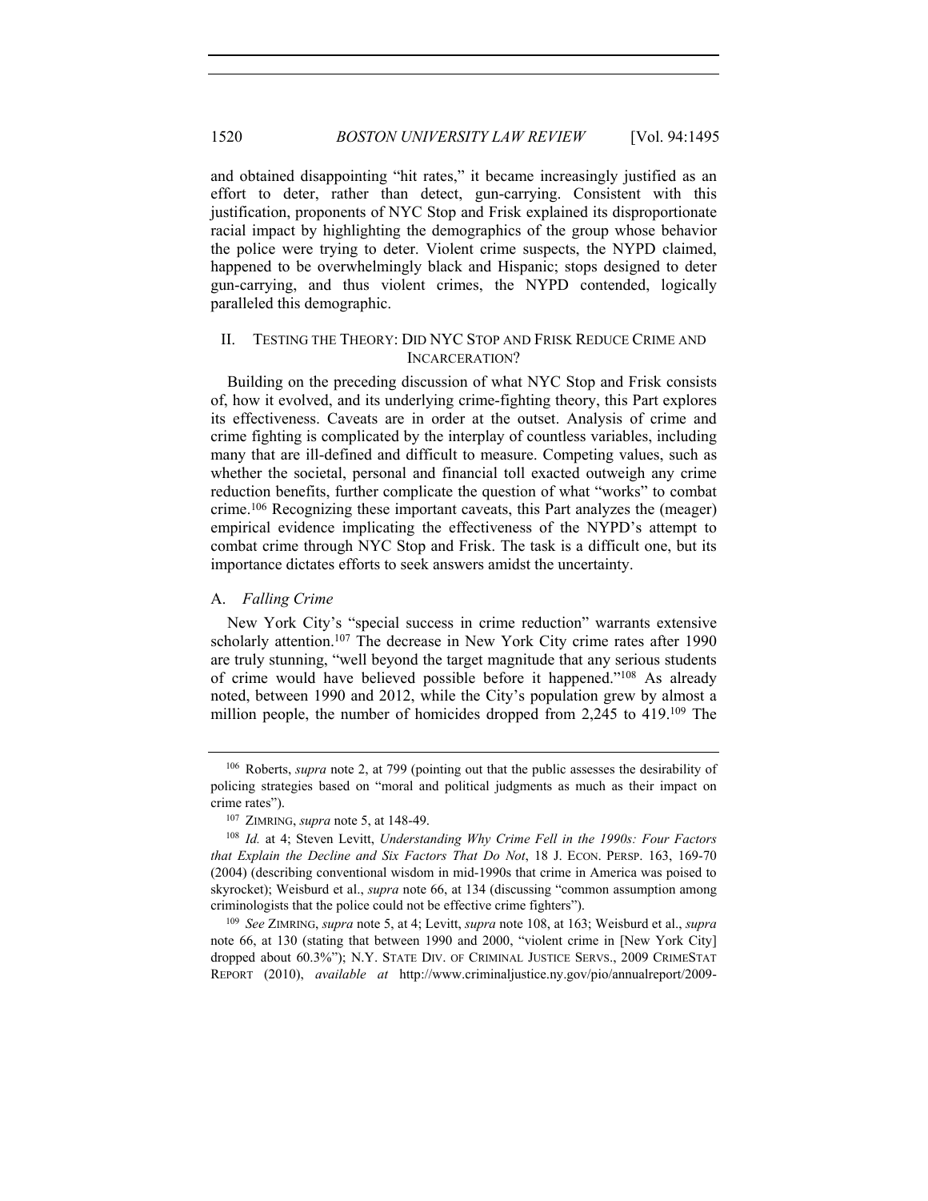and obtained disappointing "hit rates," it became increasingly justified as an effort to deter, rather than detect, gun-carrying. Consistent with this justification, proponents of NYC Stop and Frisk explained its disproportionate racial impact by highlighting the demographics of the group whose behavior the police were trying to deter. Violent crime suspects, the NYPD claimed, happened to be overwhelmingly black and Hispanic; stops designed to deter gun-carrying, and thus violent crimes, the NYPD contended, logically paralleled this demographic.

## II. TESTING THE THEORY: DID NYC STOP AND FRISK REDUCE CRIME AND INCARCERATION?

Building on the preceding discussion of what NYC Stop and Frisk consists of, how it evolved, and its underlying crime-fighting theory, this Part explores its effectiveness. Caveats are in order at the outset. Analysis of crime and crime fighting is complicated by the interplay of countless variables, including many that are ill-defined and difficult to measure. Competing values, such as whether the societal, personal and financial toll exacted outweigh any crime reduction benefits, further complicate the question of what "works" to combat crime.[106] Recognizing these important caveats, this Part analyzes the (meager) empirical evidence implicating the effectiveness of the NYPD's attempt to combat crime through NYC Stop and Frisk. The task is a difficult one, but its importance dictates efforts to seek answers amidst the uncertainty.

### A. *Falling Crime*

New York City's "special success in crime reduction" warrants extensive scholarly attention.[107] The decrease in New York City crime rates after 1990 are truly stunning, "well beyond the target magnitude that any serious students of crime would have believed possible before it happened."[108] As already noted, between 1990 and 2012, while the City's population grew by almost a million people, the number of homicides dropped from 2,245 to 419.[109] The

---

[106] Roberts, *supra* note 2, at 799 (pointing out that the public assesses the desirability of policing strategies based on "moral and political judgments as much as their impact on crime rates").

[107] ZIMRING, *supra* note 5, at 148-49.

[108] *Id.* at 4; Steven Levitt, *Understanding Why Crime Fell in the 1990s: Four Factors that Explain the Decline and Six Factors That Do Not*, 18 J. ECON. PERSP. 163, 169-70 (2004) (describing conventional wisdom in mid-1990s that crime in America was poised to skyrocket); Weisburd et al., *supra* note 66, at 134 (discussing "common assumption among criminologists that the police could not be effective crime fighters").

[109] *See* ZIMRING, *supra* note 5, at 4; Levitt, *supra* note 108, at 163; Weisburd et al., *supra* note 66, at 130 (stating that between 1990 and 2000, "violent crime in [New York City] dropped about 60.3%"); N.Y. STATE DIV. OF CRIMINAL JUSTICE SERVS., 2009 CRIMESTAT REPORT (2010), *available at* http://www.criminaljustice.ny.gov/pio/annualreport/2009-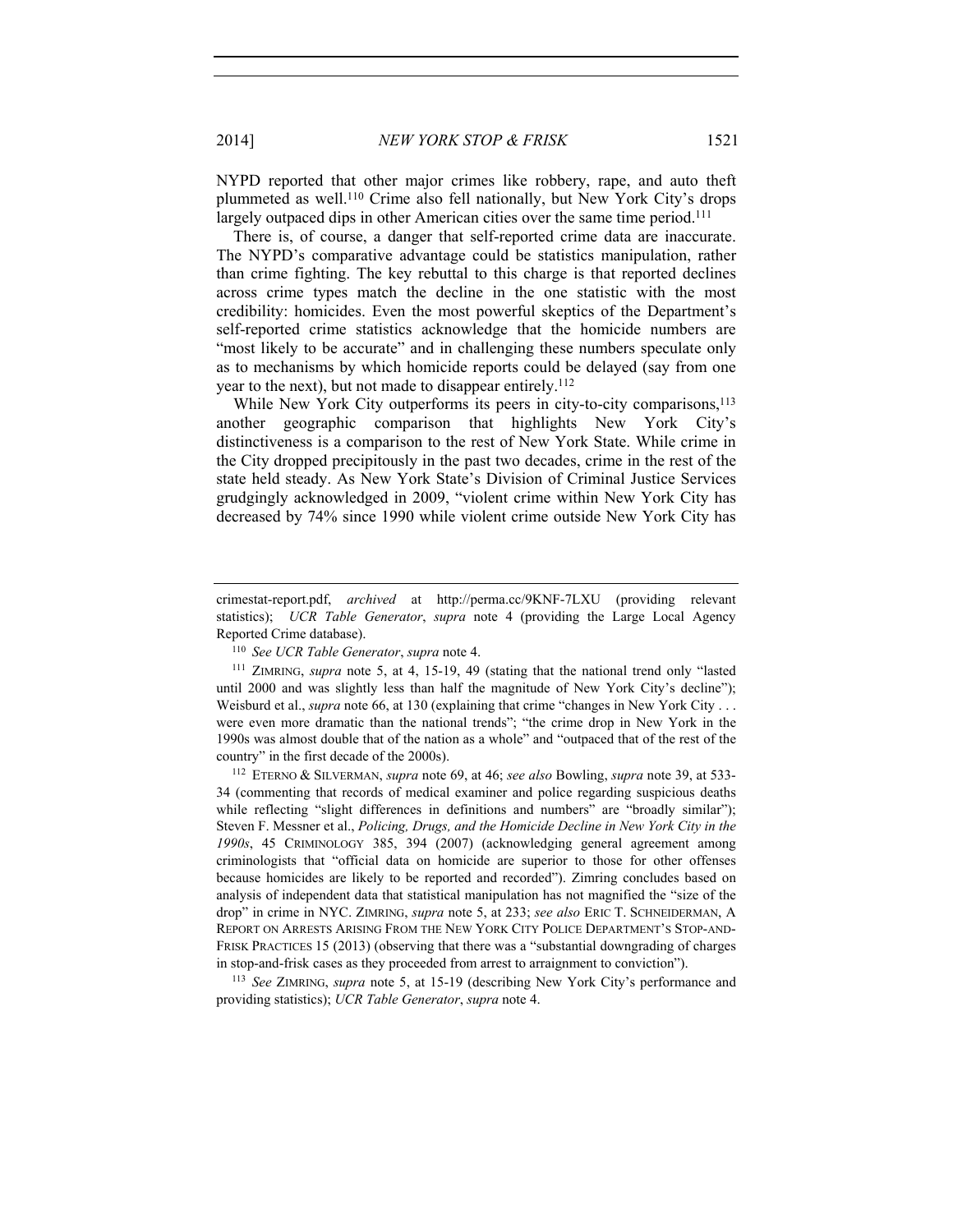NYPD reported that other major crimes like robbery, rape, and auto theft plummeted as well.[110] Crime also fell nationally, but New York City's drops largely outpaced dips in other American cities over the same time period.[111]

There is, of course, a danger that self-reported crime data are inaccurate. The NYPD's comparative advantage could be statistics manipulation, rather than crime fighting. The key rebuttal to this charge is that reported declines across crime types match the decline in the one statistic with the most credibility: homicides. Even the most powerful skeptics of the Department's self-reported crime statistics acknowledge that the homicide numbers are "most likely to be accurate" and in challenging these numbers speculate only as to mechanisms by which homicide reports could be delayed (say from one year to the next), but not made to disappear entirely.[112]

While New York City outperforms its peers in city-to-city comparisons,[113] another geographic comparison that highlights New York City's distinctiveness is a comparison to the rest of New York State. While crime in the City dropped precipitously in the past two decades, crime in the rest of the state held steady. As New York State's Division of Criminal Justice Services grudgingly acknowledged in 2009, "violent crime within New York City has decreased by 74% since 1990 while violent crime outside New York City has

---

crimestat-report.pdf, *archived* at http://perma.cc/9KNF-7LXU (providing relevant statistics); *UCR Table Generator*, *supra* note 4 (providing the Large Local Agency Reported Crime database).

[110] *See UCR Table Generator*, *supra* note 4.

[111] ZIMRING, *supra* note 5, at 4, 15-19, 49 (stating that the national trend only "lasted until 2000 and was slightly less than half the magnitude of New York City's decline"); Weisburd et al., *supra* note 66, at 130 (explaining that crime "changes in New York City . . . were even more dramatic than the national trends"; "the crime drop in New York in the 1990s was almost double that of the nation as a whole" and "outpaced that of the rest of the country" in the first decade of the 2000s).

[112] ETERNO & SILVERMAN, *supra* note 69, at 46; *see also* Bowling, *supra* note 39, at 533-34 (commenting that records of medical examiner and police regarding suspicious deaths while reflecting "slight differences in definitions and numbers" are "broadly similar"); Steven F. Messner et al., *Policing, Drugs, and the Homicide Decline in New York City in the 1990s*, 45 CRIMINOLOGY 385, 394 (2007) (acknowledging general agreement among criminologists that "official data on homicide are superior to those for other offenses because homicides are likely to be reported and recorded"). Zimring concludes based on analysis of independent data that statistical manipulation has not magnified the "size of the drop" in crime in NYC. ZIMRING, *supra* note 5, at 233; *see also* ERIC T. SCHNEIDERMAN, A REPORT ON ARRESTS ARISING FROM THE NEW YORK CITY POLICE DEPARTMENT'S STOP-AND-FRISK PRACTICES 15 (2013) (observing that there was a "substantial downgrading of charges in stop-and-frisk cases as they proceeded from arrest to arraignment to conviction").

[113] *See* ZIMRING, *supra* note 5, at 15-19 (describing New York City's performance and providing statistics); *UCR Table Generator*, *supra* note 4.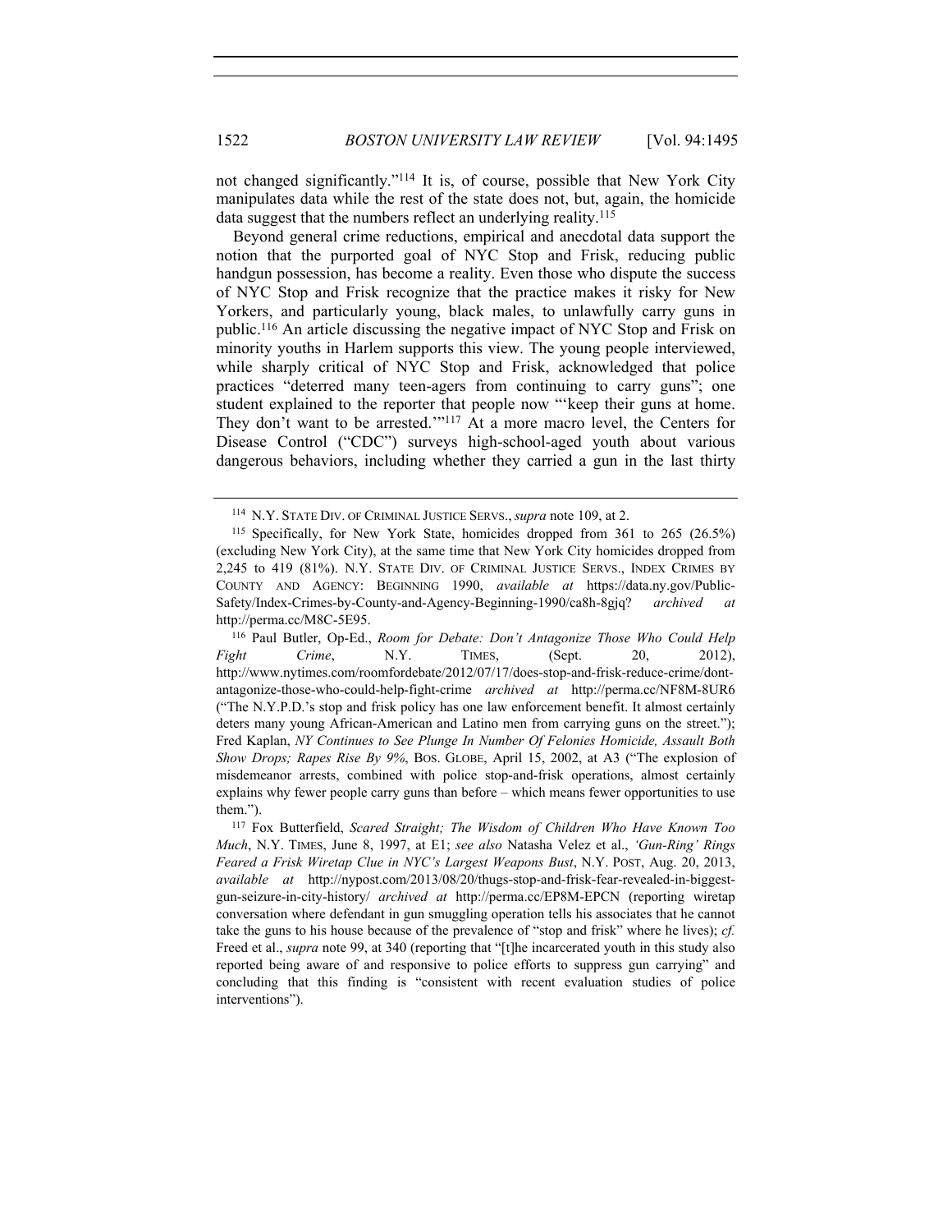not changed significantly."[114] It is, of course, possible that New York City manipulates data while the rest of the state does not, but, again, the homicide data suggest that the numbers reflect an underlying reality.[115]

Beyond general crime reductions, empirical and anecdotal data support the notion that the purported goal of NYC Stop and Frisk, reducing public handgun possession, has become a reality. Even those who dispute the success of NYC Stop and Frisk recognize that the practice makes it risky for New Yorkers, and particularly young, black males, to unlawfully carry guns in public.[116] An article discussing the negative impact of NYC Stop and Frisk on minority youths in Harlem supports this view. The young people interviewed, while sharply critical of NYC Stop and Frisk, acknowledged that police practices "deterred many teen-agers from continuing to carry guns"; one student explained to the reporter that people now "'keep their guns at home. They don't want to be arrested.'"[117] At a more macro level, the Centers for Disease Control ("CDC") surveys high-school-aged youth about various dangerous behaviors, including whether they carried a gun in the last thirty

---

[114] N.Y. STATE DIV. OF CRIMINAL JUSTICE SERVS., *supra* note 109, at 2.

[115] Specifically, for New York State, homicides dropped from 361 to 265 (26.5%) (excluding New York City), at the same time that New York City homicides dropped from 2,245 to 419 (81%). N.Y. STATE DIV. OF CRIMINAL JUSTICE SERVS., INDEX CRIMES BY COUNTY AND AGENCY: BEGINNING 1990, *available at* https://data.ny.gov/Public-Safety/Index-Crimes-by-County-and-Agency-Beginning-1990/ca8h-8gjq? *archived at* http://perma.cc/M8C-5E95.

[116] Paul Butler, Op-Ed., *Room for Debate: Don't Antagonize Those Who Could Help Fight Crime*, N.Y. TIMES, (Sept. 20, 2012), http://www.nytimes.com/roomfordebate/2012/07/17/does-stop-and-frisk-reduce-crime/dont-antagonize-those-who-could-help-fight-crime *archived at* http://perma.cc/NF8M-8UR6 ("The N.Y.P.D.'s stop and frisk policy has one law enforcement benefit. It almost certainly deters many young African-American and Latino men from carrying guns on the street."); Fred Kaplan, *NY Continues to See Plunge In Number Of Felonies Homicide, Assault Both Show Drops; Rapes Rise By 9%*, BOS. GLOBE, April 15, 2002, at A3 ("The explosion of misdemeanor arrests, combined with police stop-and-frisk operations, almost certainly explains why fewer people carry guns than before – which means fewer opportunities to use them.").

[117] Fox Butterfield, *Scared Straight; The Wisdom of Children Who Have Known Too Much*, N.Y. TIMES, June 8, 1997, at E1; *see also* Natasha Velez et al., *'Gun-Ring' Rings Feared a Frisk Wiretap Clue in NYC's Largest Weapons Bust*, N.Y. POST, Aug. 20, 2013, *available at* http://nypost.com/2013/08/20/thugs-stop-and-frisk-fear-revealed-in-biggest-gun-seizure-in-city-history/ *archived at* http://perma.cc/EP8M-EPCN (reporting wiretap conversation where defendant in gun smuggling operation tells his associates that he cannot take the guns to his house because of the prevalence of "stop and frisk" where he lives); *cf.* Freed et al., *supra* note 99, at 340 (reporting that "[t]he incarcerated youth in this study also reported being aware of and responsive to police efforts to suppress gun carrying" and concluding that this finding is "consistent with recent evaluation studies of police interventions").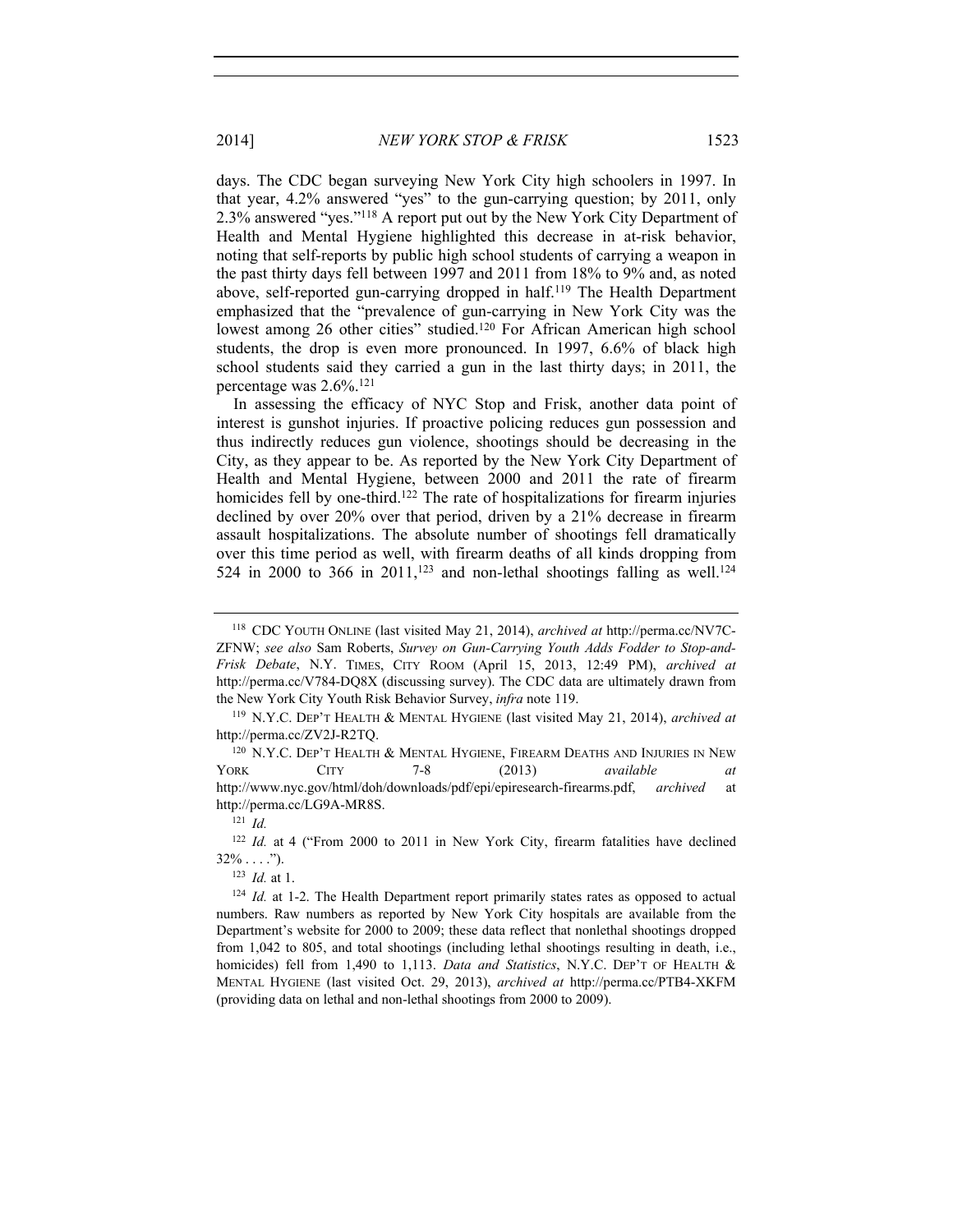days. The CDC began surveying New York City high schoolers in 1997. In that year, 4.2% answered "yes" to the gun-carrying question; by 2011, only 2.3% answered "yes."[118] A report put out by the New York City Department of Health and Mental Hygiene highlighted this decrease in at-risk behavior, noting that self-reports by public high school students of carrying a weapon in the past thirty days fell between 1997 and 2011 from 18% to 9% and, as noted above, self-reported gun-carrying dropped in half.[119] The Health Department emphasized that the "prevalence of gun-carrying in New York City was the lowest among 26 other cities" studied.[120] For African American high school students, the drop is even more pronounced. In 1997, 6.6% of black high school students said they carried a gun in the last thirty days; in 2011, the percentage was 2.6%.[121]

In assessing the efficacy of NYC Stop and Frisk, another data point of interest is gunshot injuries. If proactive policing reduces gun possession and thus indirectly reduces gun violence, shootings should be decreasing in the City, as they appear to be. As reported by the New York City Department of Health and Mental Hygiene, between 2000 and 2011 the rate of firearm homicides fell by one-third.[122] The rate of hospitalizations for firearm injuries declined by over 20% over that period, driven by a 21% decrease in firearm assault hospitalizations. The absolute number of shootings fell dramatically over this time period as well, with firearm deaths of all kinds dropping from 524 in 2000 to 366 in 2011,[123] and non-lethal shootings falling as well.[124]

---

[118] CDC YOUTH ONLINE (last visited May 21, 2014), *archived at* http://perma.cc/NV7C-ZFNW; *see also* Sam Roberts, *Survey on Gun-Carrying Youth Adds Fodder to Stop-and-Frisk Debate*, N.Y. TIMES, CITY ROOM (April 15, 2013, 12:49 PM), *archived at* http://perma.cc/V784-DQ8X (discussing survey). The CDC data are ultimately drawn from the New York City Youth Risk Behavior Survey, *infra* note 119.

[119] N.Y.C. DEP'T HEALTH & MENTAL HYGIENE (last visited May 21, 2014), *archived at* http://perma.cc/ZV2J-R2TQ.

[120] N.Y.C. DEP'T HEALTH & MENTAL HYGIENE, FIREARM DEATHS AND INJURIES IN NEW YORK CITY 7-8 (2013) *available at* http://www.nyc.gov/html/doh/downloads/pdf/epi/epiresearch-firearms.pdf, *archived* at http://perma.cc/LG9A-MR8S.

[121] *Id.*

[122] *Id.* at 4 ("From 2000 to 2011 in New York City, firearm fatalities have declined 32% . . . .").

[123] *Id.* at 1.

[124] *Id.* at 1-2. The Health Department report primarily states rates as opposed to actual numbers. Raw numbers as reported by New York City hospitals are available from the Department's website for 2000 to 2009; these data reflect that nonlethal shootings dropped from 1,042 to 805, and total shootings (including lethal shootings resulting in death, i.e., homicides) fell from 1,490 to 1,113. *Data and Statistics*, N.Y.C. DEP'T OF HEALTH & MENTAL HYGIENE (last visited Oct. 29, 2013), *archived at* http://perma.cc/PTB4-XKFM (providing data on lethal and non-lethal shootings from 2000 to 2009).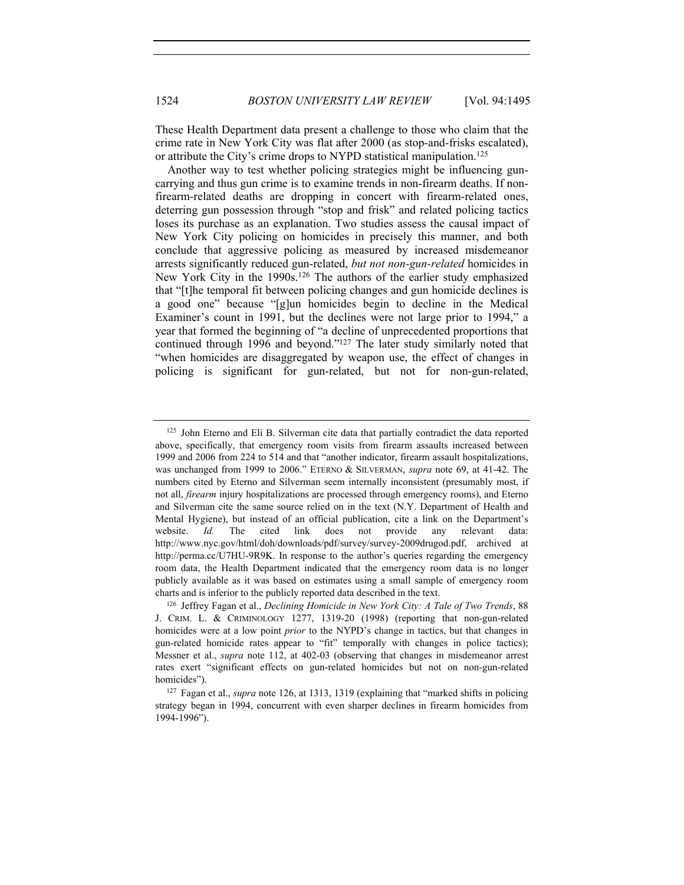These Health Department data present a challenge to those who claim that the crime rate in New York City was flat after 2000 (as stop-and-frisks escalated), or attribute the City's crime drops to NYPD statistical manipulation.[125]

Another way to test whether policing strategies might be influencing gun-carrying and thus gun crime is to examine trends in non-firearm deaths. If non-firearm-related deaths are dropping in concert with firearm-related ones, deterring gun possession through "stop and frisk" and related policing tactics loses its purchase as an explanation. Two studies assess the causal impact of New York City policing on homicides in precisely this manner, and both conclude that aggressive policing as measured by increased misdemeanor arrests significantly reduced gun-related, *but not non-gun-related* homicides in New York City in the 1990s.[126] The authors of the earlier study emphasized that "[t]he temporal fit between policing changes and gun homicide declines is a good one" because "[g]un homicides begin to decline in the Medical Examiner's count in 1991, but the declines were not large prior to 1994," a year that formed the beginning of "a decline of unprecedented proportions that continued through 1996 and beyond."[127] The later study similarly noted that "when homicides are disaggregated by weapon use, the effect of changes in policing is significant for gun-related, but not for non-gun-related,

---

[125] John Eterno and Eli B. Silverman cite data that partially contradict the data reported above, specifically, that emergency room visits from firearm assaults increased between 1999 and 2006 from 224 to 514 and that "another indicator, firearm assault hospitalizations, was unchanged from 1999 to 2006." ETERNO & SILVERMAN, *supra* note 69, at 41-42. The numbers cited by Eterno and Silverman seem internally inconsistent (presumably most, if not all, *firearm* injury hospitalizations are processed through emergency rooms), and Eterno and Silverman cite the same source relied on in the text (N.Y. Department of Health and Mental Hygiene), but instead of an official publication, cite a link on the Department's website. *Id.* The cited link does not provide any relevant data: http://www.nyc.gov/html/doh/downloads/pdf/survey/survey-2009drugod.pdf, archived at http://perma.cc/U7HU-9R9K. In response to the author's queries regarding the emergency room data, the Health Department indicated that the emergency room data is no longer publicly available as it was based on estimates using a small sample of emergency room charts and is inferior to the publicly reported data described in the text.

[126] Jeffrey Fagan et al., *Declining Homicide in New York City: A Tale of Two Trends*, 88 J. CRIM. L. & CRIMINOLOGY 1277, 1319-20 (1998) (reporting that non-gun-related homicides were at a low point *prior* to the NYPD's change in tactics, but that changes in gun-related homicide rates appear to "fit" temporally with changes in police tactics); Messner et al., *supra* note 112, at 402-03 (observing that changes in misdemeanor arrest rates exert "significant effects on gun-related homicides but not on non-gun-related homicides").

[127] Fagan et al., *supra* note 126, at 1313, 1319 (explaining that "marked shifts in policing strategy began in 1994, concurrent with even sharper declines in firearm homicides from 1994-1996").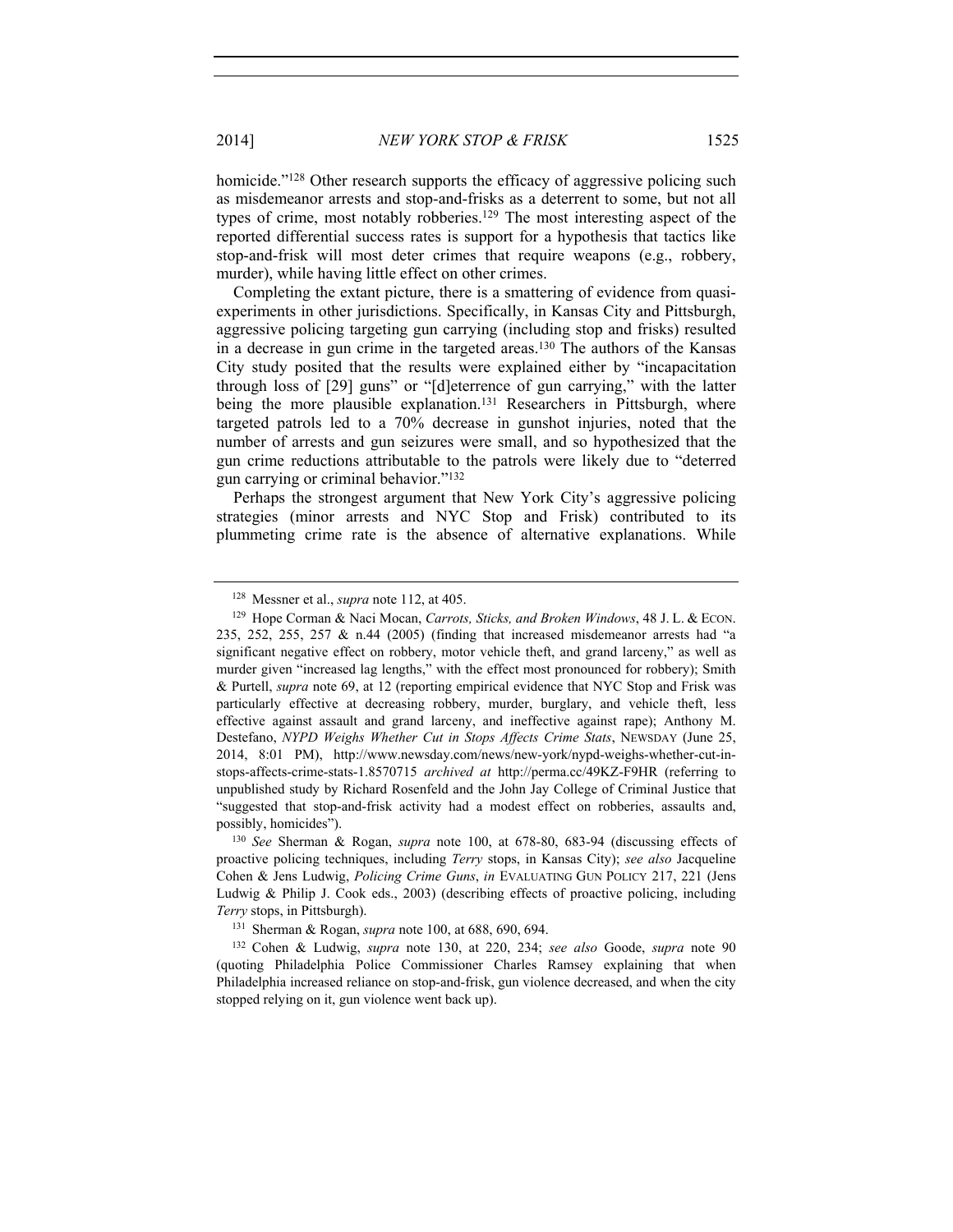homicide."[128] Other research supports the efficacy of aggressive policing such as misdemeanor arrests and stop-and-frisks as a deterrent to some, but not all types of crime, most notably robberies.[129] The most interesting aspect of the reported differential success rates is support for a hypothesis that tactics like stop-and-frisk will most deter crimes that require weapons (e.g., robbery, murder), while having little effect on other crimes.

Completing the extant picture, there is a smattering of evidence from quasi-experiments in other jurisdictions. Specifically, in Kansas City and Pittsburgh, aggressive policing targeting gun carrying (including stop and frisks) resulted in a decrease in gun crime in the targeted areas.[130] The authors of the Kansas City study posited that the results were explained either by "incapacitation through loss of [29] guns" or "[d]eterrence of gun carrying," with the latter being the more plausible explanation.[131] Researchers in Pittsburgh, where targeted patrols led to a 70% decrease in gunshot injuries, noted that the number of arrests and gun seizures were small, and so hypothesized that the gun crime reductions attributable to the patrols were likely due to "deterred gun carrying or criminal behavior."[132]

Perhaps the strongest argument that New York City's aggressive policing strategies (minor arrests and NYC Stop and Frisk) contributed to its plummeting crime rate is the absence of alternative explanations. While

---

[128] Messner et al., *supra* note 112, at 405.

[129] Hope Corman & Naci Mocan, *Carrots, Sticks, and Broken Windows*, 48 J. L. & ECON. 235, 252, 255, 257 & n.44 (2005) (finding that increased misdemeanor arrests had "a significant negative effect on robbery, motor vehicle theft, and grand larceny," as well as murder given "increased lag lengths," with the effect most pronounced for robbery); Smith & Purtell, *supra* note 69, at 12 (reporting empirical evidence that NYC Stop and Frisk was particularly effective at decreasing robbery, murder, burglary, and vehicle theft, less effective against assault and grand larceny, and ineffective against rape); Anthony M. Destefano, *NYPD Weighs Whether Cut in Stops Affects Crime Stats*, NEWSDAY (June 25, 2014, 8:01 PM), http://www.newsday.com/news/new-york/nypd-weighs-whether-cut-in-stops-affects-crime-stats-1.8570715 *archived at* http://perma.cc/49KZ-F9HR (referring to unpublished study by Richard Rosenfeld and the John Jay College of Criminal Justice that "suggested that stop-and-frisk activity had a modest effect on robberies, assaults and, possibly, homicides").

[130] *See* Sherman & Rogan, *supra* note 100, at 678-80, 683-94 (discussing effects of proactive policing techniques, including *Terry* stops, in Kansas City); *see also* Jacqueline Cohen & Jens Ludwig, *Policing Crime Guns*, *in* EVALUATING GUN POLICY 217, 221 (Jens Ludwig & Philip J. Cook eds., 2003) (describing effects of proactive policing, including *Terry* stops, in Pittsburgh).

[131] Sherman & Rogan, *supra* note 100, at 688, 690, 694.

[132] Cohen & Ludwig, *supra* note 130, at 220, 234; *see also* Goode, *supra* note 90 (quoting Philadelphia Police Commissioner Charles Ramsey explaining that when Philadelphia increased reliance on stop-and-frisk, gun violence decreased, and when the city stopped relying on it, gun violence went back up).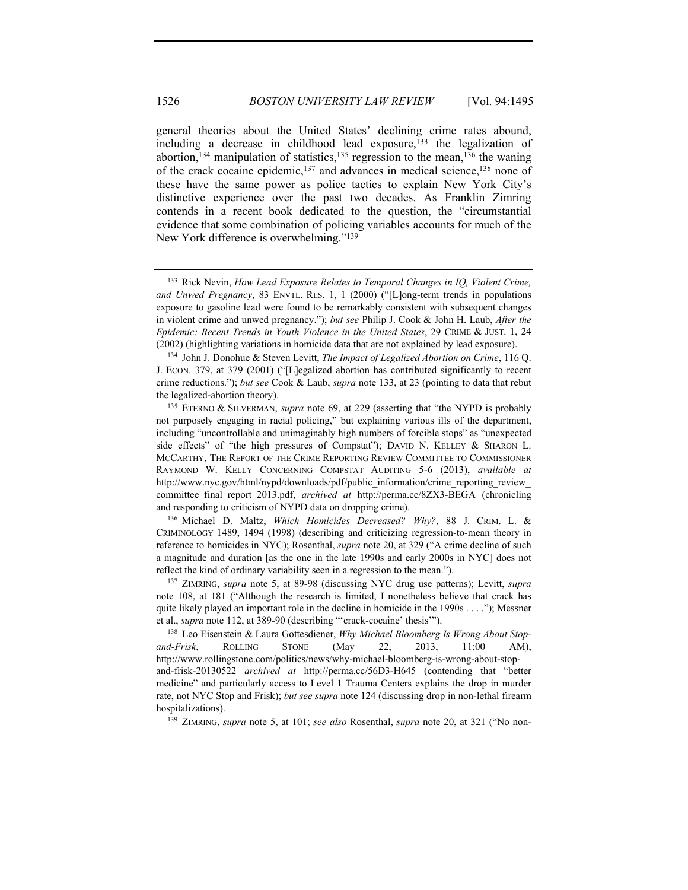general theories about the United States' declining crime rates abound, including a decrease in childhood lead exposure,[133] the legalization of abortion,[134] manipulation of statistics,[135] regression to the mean,[136] the waning of the crack cocaine epidemic,[137] and advances in medical science,[138] none of these have the same power as police tactics to explain New York City's distinctive experience over the past two decades. As Franklin Zimring contends in a recent book dedicated to the question, the "circumstantial evidence that some combination of policing variables accounts for much of the New York difference is overwhelming."[139]

---

[133] Rick Nevin, *How Lead Exposure Relates to Temporal Changes in IQ, Violent Crime, and Unwed Pregnancy*, 83 ENVTL. RES. 1, 1 (2000) ("[L]ong-term trends in populations exposure to gasoline lead were found to be remarkably consistent with subsequent changes in violent crime and unwed pregnancy."); *but see* Philip J. Cook & John H. Laub, *After the Epidemic: Recent Trends in Youth Violence in the United States*, 29 CRIME & JUST. 1, 24 (2002) (highlighting variations in homicide data that are not explained by lead exposure).

[134] John J. Donohue & Steven Levitt, *The Impact of Legalized Abortion on Crime*, 116 Q. J. ECON. 379, at 379 (2001) ("[L]egalized abortion has contributed significantly to recent crime reductions."); *but see* Cook & Laub, *supra* note 133, at 23 (pointing to data that rebut the legalized-abortion theory).

[135] ETERNO & SILVERMAN, *supra* note 69, at 229 (asserting that "the NYPD is probably not purposely engaging in racial policing," but explaining various ills of the department, including "uncontrollable and unimaginably high numbers of forcible stops" as "unexpected side effects" of "the high pressures of Compstat"); DAVID N. KELLEY & SHARON L. MCCARTHY, THE REPORT OF THE CRIME REPORTING REVIEW COMMITTEE TO COMMISSIONER RAYMOND W. KELLY CONCERNING COMPSTAT AUDITING 5-6 (2013), *available at* http://www.nyc.gov/html/nypd/downloads/pdf/public_information/crime_reporting_review_committee_final_report_2013.pdf, *archived at* http://perma.cc/8ZX3-BEGA (chronicling and responding to criticism of NYPD data on dropping crime).

[136] Michael D. Maltz, *Which Homicides Decreased? Why?*, 88 J. CRIM. L. & CRIMINOLOGY 1489, 1494 (1998) (describing and criticizing regression-to-mean theory in reference to homicides in NYC); Rosenthal, *supra* note 20, at 329 ("A crime decline of such a magnitude and duration [as the one in the late 1990s and early 2000s in NYC] does not reflect the kind of ordinary variability seen in a regression to the mean.").

[137] ZIMRING, *supra* note 5, at 89-98 (discussing NYC drug use patterns); Levitt, *supra* note 108, at 181 ("Although the research is limited, I nonetheless believe that crack has quite likely played an important role in the decline in homicide in the 1990s . . . ."); Messner et al., *supra* note 112, at 389-90 (describing "'crack-cocaine' thesis'").

[138] Leo Eisenstein & Laura Gottesdiener, *Why Michael Bloomberg Is Wrong About Stop-and-Frisk*, ROLLING STONE (May 22, 2013, 11:00 AM), http://www.rollingstone.com/politics/news/why-michael-bloomberg-is-wrong-about-stop-and-frisk-20130522 *archived at* http://perma.cc/56D3-H645 (contending that "better medicine" and particularly access to Level 1 Trauma Centers explains the drop in murder rate, not NYC Stop and Frisk); *but see supra* note 124 (discussing drop in non-lethal firearm hospitalizations).

[139] ZIMRING, *supra* note 5, at 101; *see also* Rosenthal, *supra* note 20, at 321 ("No non-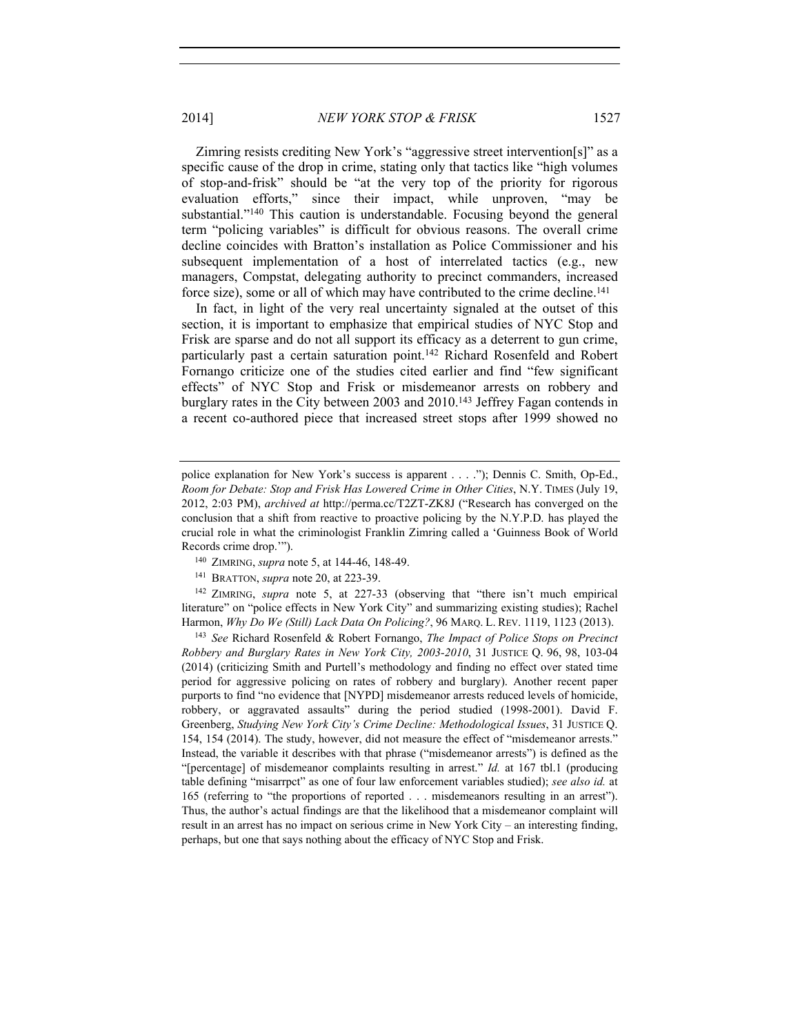Zimring resists crediting New York's "aggressive street intervention[s]" as a specific cause of the drop in crime, stating only that tactics like "high volumes of stop-and-frisk" should be "at the very top of the priority for rigorous evaluation efforts," since their impact, while unproven, "may be substantial."[140] This caution is understandable. Focusing beyond the general term "policing variables" is difficult for obvious reasons. The overall crime decline coincides with Bratton's installation as Police Commissioner and his subsequent implementation of a host of interrelated tactics (e.g., new managers, Compstat, delegating authority to precinct commanders, increased force size), some or all of which may have contributed to the crime decline.[141]

In fact, in light of the very real uncertainty signaled at the outset of this section, it is important to emphasize that empirical studies of NYC Stop and Frisk are sparse and do not all support its efficacy as a deterrent to gun crime, particularly past a certain saturation point.[142] Richard Rosenfeld and Robert Fornango criticize one of the studies cited earlier and find "few significant effects" of NYC Stop and Frisk or misdemeanor arrests on robbery and burglary rates in the City between 2003 and 2010.[143] Jeffrey Fagan contends in a recent co-authored piece that increased street stops after 1999 showed no

---

police explanation for New York's success is apparent . . . ."); Dennis C. Smith, Op-Ed., *Room for Debate: Stop and Frisk Has Lowered Crime in Other Cities*, N.Y. TIMES (July 19, 2012, 2:03 PM), *archived at* http://perma.cc/T2ZT-ZK8J ("Research has converged on the conclusion that a shift from reactive to proactive policing by the N.Y.P.D. has played the crucial role in what the criminologist Franklin Zimring called a 'Guinness Book of World Records crime drop.'").

[140] ZIMRING, *supra* note 5, at 144-46, 148-49.

[141] BRATTON, *supra* note 20, at 223-39.

[142] ZIMRING, *supra* note 5, at 227-33 (observing that "there isn't much empirical literature" on "police effects in New York City" and summarizing existing studies); Rachel Harmon, *Why Do We (Still) Lack Data On Policing?*, 96 MARQ. L. REV. 1119, 1123 (2013).

[143] *See* Richard Rosenfeld & Robert Fornango, *The Impact of Police Stops on Precinct Robbery and Burglary Rates in New York City, 2003-2010*, 31 JUSTICE Q. 96, 98, 103-04 (2014) (criticizing Smith and Purtell's methodology and finding no effect over stated time period for aggressive policing on rates of robbery and burglary). Another recent paper purports to find "no evidence that [NYPD] misdemeanor arrests reduced levels of homicide, robbery, or aggravated assaults" during the period studied (1998-2001). David F. Greenberg, *Studying New York City's Crime Decline: Methodological Issues*, 31 JUSTICE Q. 154, 154 (2014). The study, however, did not measure the effect of "misdemeanor arrests." Instead, the variable it describes with that phrase ("misdemeanor arrests") is defined as the "[percentage] of misdemeanor complaints resulting in arrest." *Id.* at 167 tbl.1 (producing table defining "misarrpct" as one of four law enforcement variables studied); *see also id.* at 165 (referring to "the proportions of reported . . . misdemeanors resulting in an arrest"). Thus, the author's actual findings are that the likelihood that a misdemeanor complaint will result in an arrest has no impact on serious crime in New York City – an interesting finding, perhaps, but one that says nothing about the efficacy of NYC Stop and Frisk.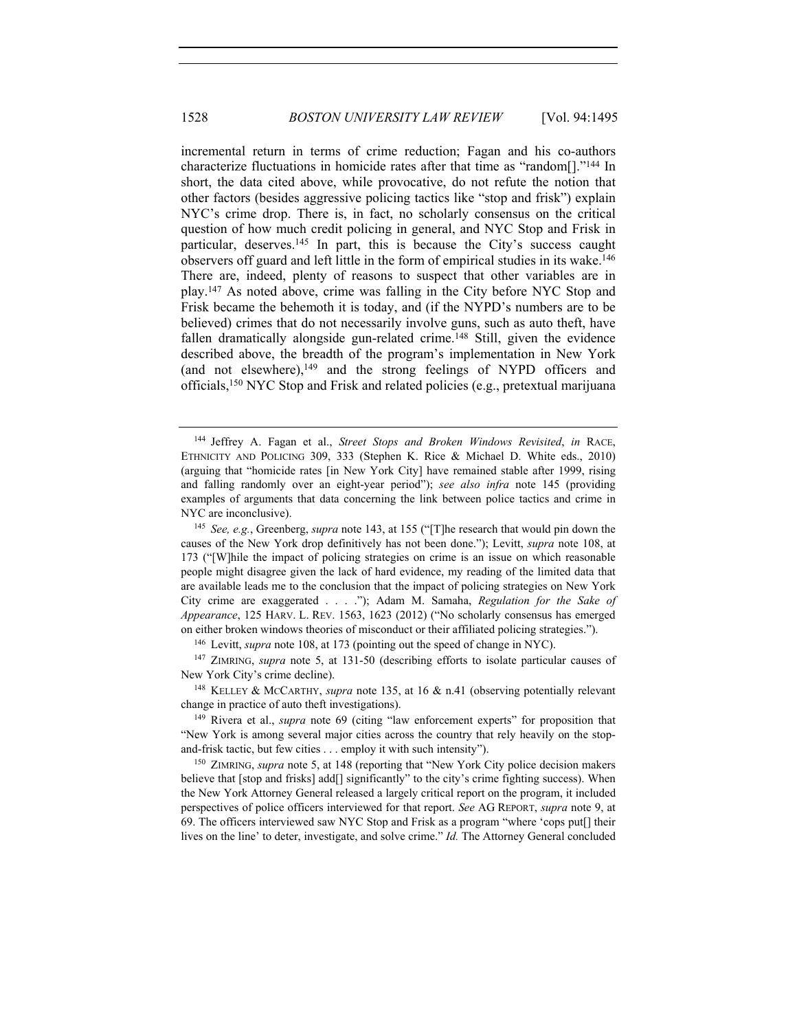incremental return in terms of crime reduction; Fagan and his co-authors characterize fluctuations in homicide rates after that time as "random[]."[144] In short, the data cited above, while provocative, do not refute the notion that other factors (besides aggressive policing tactics like "stop and frisk") explain NYC's crime drop. There is, in fact, no scholarly consensus on the critical question of how much credit policing in general, and NYC Stop and Frisk in particular, deserves.[145] In part, this is because the City's success caught observers off guard and left little in the form of empirical studies in its wake.[146] There are, indeed, plenty of reasons to suspect that other variables are in play.[147] As noted above, crime was falling in the City before NYC Stop and Frisk became the behemoth it is today, and (if the NYPD's numbers are to be believed) crimes that do not necessarily involve guns, such as auto theft, have fallen dramatically alongside gun-related crime.[148] Still, given the evidence described above, the breadth of the program's implementation in New York (and not elsewhere),[149] and the strong feelings of NYPD officers and officials,[150] NYC Stop and Frisk and related policies (e.g., pretextual marijuana

---

[144] Jeffrey A. Fagan et al., *Street Stops and Broken Windows Revisited*, *in* RACE, ETHNICITY AND POLICING 309, 333 (Stephen K. Rice & Michael D. White eds., 2010) (arguing that "homicide rates [in New York City] have remained stable after 1999, rising and falling randomly over an eight-year period"); *see also infra* note 145 (providing examples of arguments that data concerning the link between police tactics and crime in NYC are inconclusive).

[145] *See, e.g.*, Greenberg, *supra* note 143, at 155 ("[T]he research that would pin down the causes of the New York drop definitively has not been done."); Levitt, *supra* note 108, at 173 ("[W]hile the impact of policing strategies on crime is an issue on which reasonable people might disagree given the lack of hard evidence, my reading of the limited data that are available leads me to the conclusion that the impact of policing strategies on New York City crime are exaggerated . . . ."); Adam M. Samaha, *Regulation for the Sake of Appearance*, 125 HARV. L. REV. 1563, 1623 (2012) ("No scholarly consensus has emerged on either broken windows theories of misconduct or their affiliated policing strategies.").

[146] Levitt, *supra* note 108, at 173 (pointing out the speed of change in NYC).

[147] ZIMRING, *supra* note 5, at 131-50 (describing efforts to isolate particular causes of New York City's crime decline).

[148] KELLEY & MCCARTHY, *supra* note 135, at 16 & n.41 (observing potentially relevant change in practice of auto theft investigations).

[149] Rivera et al., *supra* note 69 (citing "law enforcement experts" for proposition that "New York is among several major cities across the country that rely heavily on the stop-and-frisk tactic, but few cities . . . employ it with such intensity").

[150] ZIMRING, *supra* note 5, at 148 (reporting that "New York City police decision makers believe that [stop and frisks] add[] significantly" to the city's crime fighting success). When the New York Attorney General released a largely critical report on the program, it included perspectives of police officers interviewed for that report. *See* AG REPORT, *supra* note 9, at 69. The officers interviewed saw NYC Stop and Frisk as a program "where 'cops put[] their lives on the line' to deter, investigate, and solve crime." *Id.* The Attorney General concluded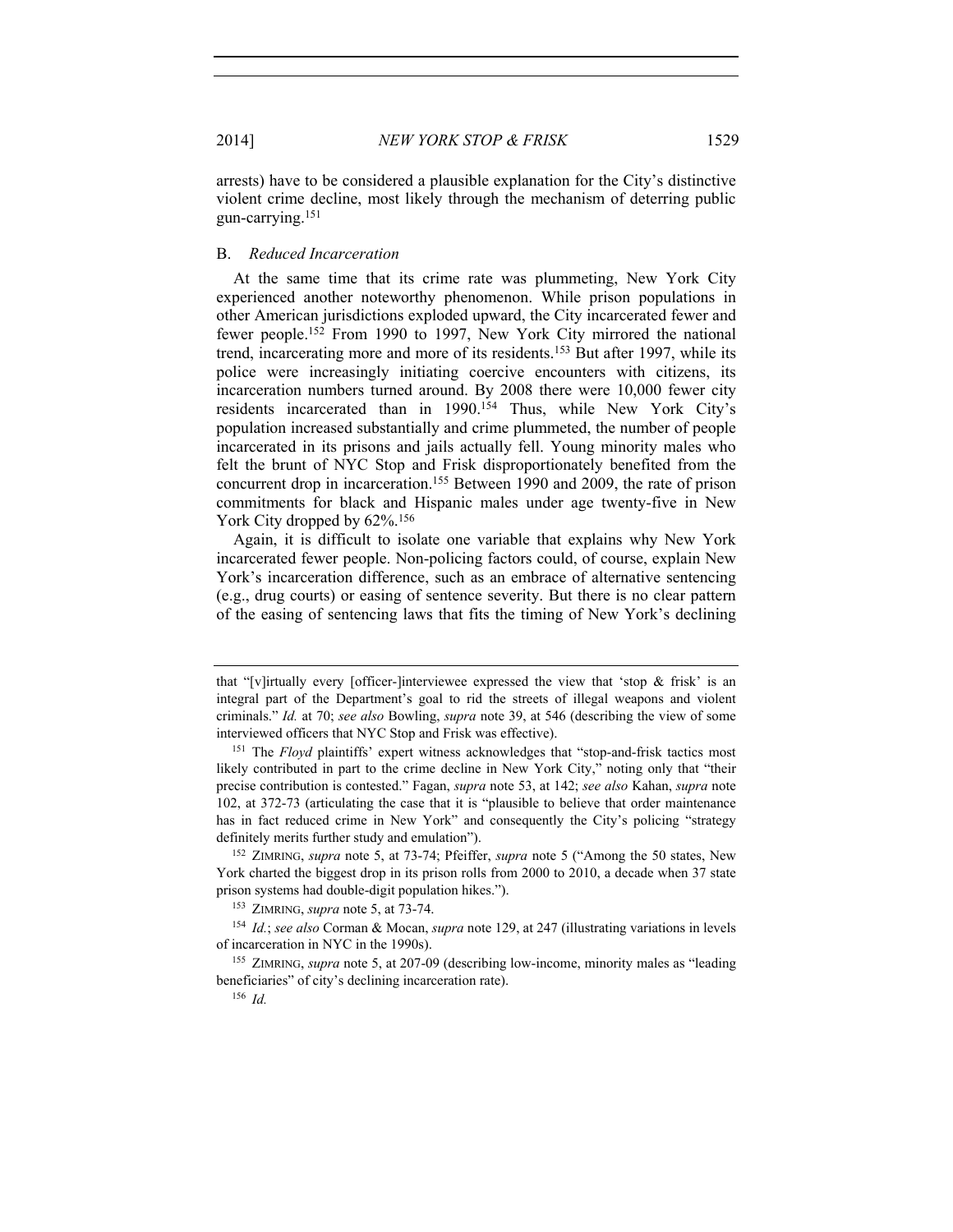arrests) have to be considered a plausible explanation for the City's distinctive violent crime decline, most likely through the mechanism of deterring public gun-carrying.[151]

### B. *Reduced Incarceration*

At the same time that its crime rate was plummeting, New York City experienced another noteworthy phenomenon. While prison populations in other American jurisdictions exploded upward, the City incarcerated fewer and fewer people.[152] From 1990 to 1997, New York City mirrored the national trend, incarcerating more and more of its residents.[153] But after 1997, while its police were increasingly initiating coercive encounters with citizens, its incarceration numbers turned around. By 2008 there were 10,000 fewer city residents incarcerated than in 1990.[154] Thus, while New York City's population increased substantially and crime plummeted, the number of people incarcerated in its prisons and jails actually fell. Young minority males who felt the brunt of NYC Stop and Frisk disproportionately benefited from the concurrent drop in incarceration.[155] Between 1990 and 2009, the rate of prison commitments for black and Hispanic males under age twenty-five in New York City dropped by 62%.[156]

Again, it is difficult to isolate one variable that explains why New York incarcerated fewer people. Non-policing factors could, of course, explain New York's incarceration difference, such as an embrace of alternative sentencing (e.g., drug courts) or easing of sentence severity. But there is no clear pattern of the easing of sentencing laws that fits the timing of New York's declining

---

that "[v]irtually every [officer-]interviewee expressed the view that 'stop & frisk' is an integral part of the Department's goal to rid the streets of illegal weapons and violent criminals." *Id.* at 70; *see also* Bowling, *supra* note 39, at 546 (describing the view of some interviewed officers that NYC Stop and Frisk was effective).

[151] The *Floyd* plaintiffs' expert witness acknowledges that "stop-and-frisk tactics most likely contributed in part to the crime decline in New York City," noting only that "their precise contribution is contested." Fagan, *supra* note 53, at 142; *see also* Kahan, *supra* note 102, at 372-73 (articulating the case that it is "plausible to believe that order maintenance has in fact reduced crime in New York" and consequently the City's policing "strategy definitely merits further study and emulation").

[152] ZIMRING, *supra* note 5, at 73-74; Pfeiffer, *supra* note 5 ("Among the 50 states, New York charted the biggest drop in its prison rolls from 2000 to 2010, a decade when 37 state prison systems had double-digit population hikes.").

[153] ZIMRING, *supra* note 5, at 73-74.

[154] *Id.*; *see also* Corman & Mocan, *supra* note 129, at 247 (illustrating variations in levels of incarceration in NYC in the 1990s).

[155] ZIMRING, *supra* note 5, at 207-09 (describing low-income, minority males as "leading beneficiaries" of city's declining incarceration rate).

[156] *Id.*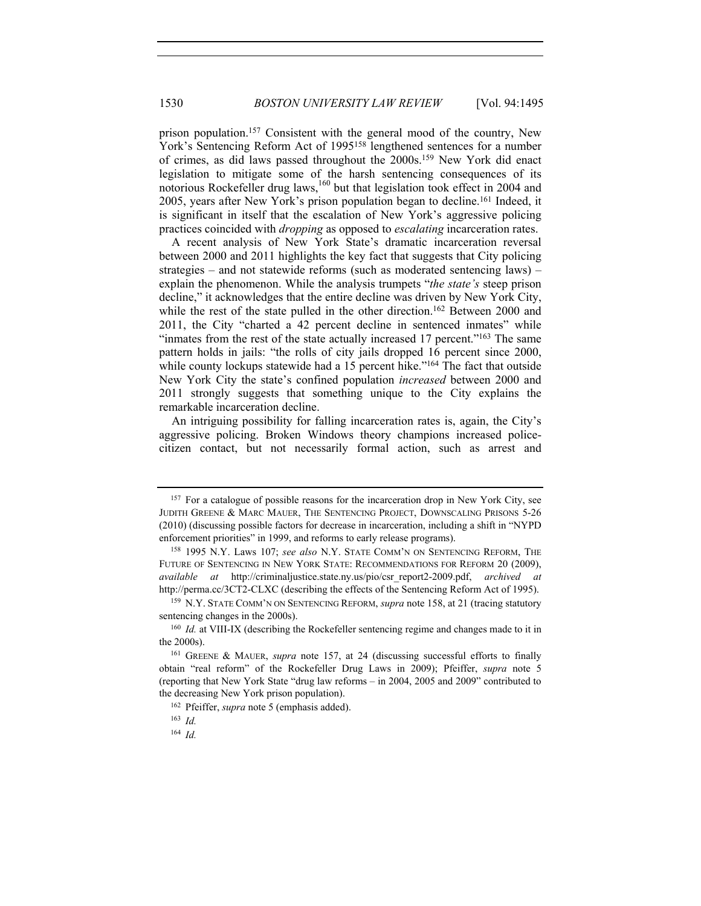prison population.[157] Consistent with the general mood of the country, New York's Sentencing Reform Act of 1995[158] lengthened sentences for a number of crimes, as did laws passed throughout the 2000s.[159] New York did enact legislation to mitigate some of the harsh sentencing consequences of its notorious Rockefeller drug laws,[160] but that legislation took effect in 2004 and 2005, years after New York's prison population began to decline.[161] Indeed, it is significant in itself that the escalation of New York's aggressive policing practices coincided with *dropping* as opposed to *escalating* incarceration rates.

A recent analysis of New York State's dramatic incarceration reversal between 2000 and 2011 highlights the key fact that suggests that City policing strategies – and not statewide reforms (such as moderated sentencing laws) – explain the phenomenon. While the analysis trumpets "*the state's* steep prison decline," it acknowledges that the entire decline was driven by New York City, while the rest of the state pulled in the other direction.[162] Between 2000 and 2011, the City "charted a 42 percent decline in sentenced inmates" while "inmates from the rest of the state actually increased 17 percent."[163] The same pattern holds in jails: "the rolls of city jails dropped 16 percent since 2000, while county lockups statewide had a 15 percent hike."[164] The fact that outside New York City the state's confined population *increased* between 2000 and 2011 strongly suggests that something unique to the City explains the remarkable incarceration decline.

An intriguing possibility for falling incarceration rates is, again, the City's aggressive policing. Broken Windows theory champions increased police-citizen contact, but not necessarily formal action, such as arrest and

---

[157] For a catalogue of possible reasons for the incarceration drop in New York City, see JUDITH GREENE & MARC MAUER, THE SENTENCING PROJECT, DOWNSCALING PRISONS 5-26 (2010) (discussing possible factors for decrease in incarceration, including a shift in "NYPD enforcement priorities" in 1999, and reforms to early release programs).

[158] 1995 N.Y. Laws 107; *see also* N.Y. STATE COMM'N ON SENTENCING REFORM, THE FUTURE OF SENTENCING IN NEW YORK STATE: RECOMMENDATIONS FOR REFORM 20 (2009), *available at* http://criminaljustice.state.ny.us/pio/csr_report2-2009.pdf, *archived at* http://perma.cc/3CT2-CLXC (describing the effects of the Sentencing Reform Act of 1995).

[159] N.Y. STATE COMM'N ON SENTENCING REFORM, *supra* note 158, at 21 (tracing statutory sentencing changes in the 2000s).

[160] *Id.* at VIII-IX (describing the Rockefeller sentencing regime and changes made to it in the 2000s).

[161] GREENE & MAUER, *supra* note 157, at 24 (discussing successful efforts to finally obtain "real reform" of the Rockefeller Drug Laws in 2009); Pfeiffer, *supra* note 5 (reporting that New York State "drug law reforms – in 2004, 2005 and 2009" contributed to the decreasing New York prison population).

[162] Pfeiffer, *supra* note 5 (emphasis added).

[163] *Id.*

[164] *Id.*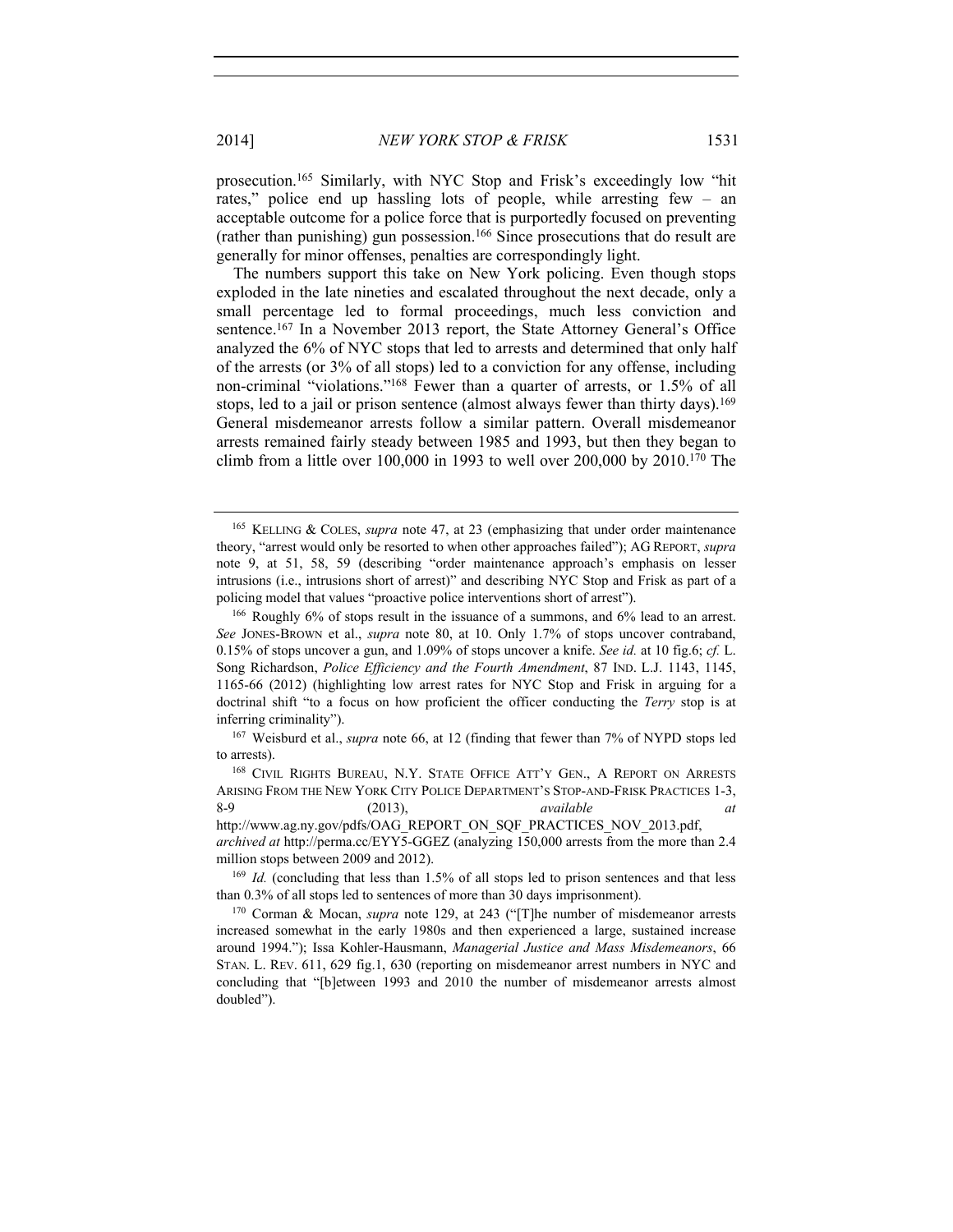prosecution.[165] Similarly, with NYC Stop and Frisk's exceedingly low "hit rates," police end up hassling lots of people, while arresting few – an acceptable outcome for a police force that is purportedly focused on preventing (rather than punishing) gun possession.[166] Since prosecutions that do result are generally for minor offenses, penalties are correspondingly light.

The numbers support this take on New York policing. Even though stops exploded in the late nineties and escalated throughout the next decade, only a small percentage led to formal proceedings, much less conviction and sentence.[167] In a November 2013 report, the State Attorney General's Office analyzed the 6% of NYC stops that led to arrests and determined that only half of the arrests (or 3% of all stops) led to a conviction for any offense, including non-criminal "violations."[168] Fewer than a quarter of arrests, or 1.5% of all stops, led to a jail or prison sentence (almost always fewer than thirty days).[169] General misdemeanor arrests follow a similar pattern. Overall misdemeanor arrests remained fairly steady between 1985 and 1993, but then they began to climb from a little over 100,000 in 1993 to well over 200,000 by 2010.[170] The

---

[165] KELLING & COLES, *supra* note 47, at 23 (emphasizing that under order maintenance theory, "arrest would only be resorted to when other approaches failed"); AG REPORT, *supra* note 9, at 51, 58, 59 (describing "order maintenance approach's emphasis on lesser intrusions (i.e., intrusions short of arrest)" and describing NYC Stop and Frisk as part of a policing model that values "proactive police interventions short of arrest").

[166] Roughly 6% of stops result in the issuance of a summons, and 6% lead to an arrest. *See* JONES-BROWN et al., *supra* note 80, at 10. Only 1.7% of stops uncover contraband, 0.15% of stops uncover a gun, and 1.09% of stops uncover a knife. *See id.* at 10 fig.6; *cf.* L. Song Richardson, *Police Efficiency and the Fourth Amendment*, 87 IND. L.J. 1143, 1145, 1165-66 (2012) (highlighting low arrest rates for NYC Stop and Frisk in arguing for a doctrinal shift "to a focus on how proficient the officer conducting the *Terry* stop is at inferring criminality").

[167] Weisburd et al., *supra* note 66, at 12 (finding that fewer than 7% of NYPD stops led to arrests).

[168] CIVIL RIGHTS BUREAU, N.Y. STATE OFFICE ATT'Y GEN., A REPORT ON ARRESTS ARISING FROM THE NEW YORK CITY POLICE DEPARTMENT'S STOP-AND-FRISK PRACTICES 1-3, 8-9 (2013), *available at* http://www.ag.ny.gov/pdfs/OAG_REPORT_ON_SQF_PRACTICES_NOV_2013.pdf, *archived at* http://perma.cc/EYY5-GGEZ (analyzing 150,000 arrests from the more than 2.4 million stops between 2009 and 2012).

[169] *Id.* (concluding that less than 1.5% of all stops led to prison sentences and that less than 0.3% of all stops led to sentences of more than 30 days imprisonment).

[170] Corman & Mocan, *supra* note 129, at 243 ("[T]he number of misdemeanor arrests increased somewhat in the early 1980s and then experienced a large, sustained increase around 1994."); Issa Kohler-Hausmann, *Managerial Justice and Mass Misdemeanors*, 66 STAN. L. REV. 611, 629 fig.1, 630 (reporting on misdemeanor arrest numbers in NYC and concluding that "[b]etween 1993 and 2010 the number of misdemeanor arrests almost doubled").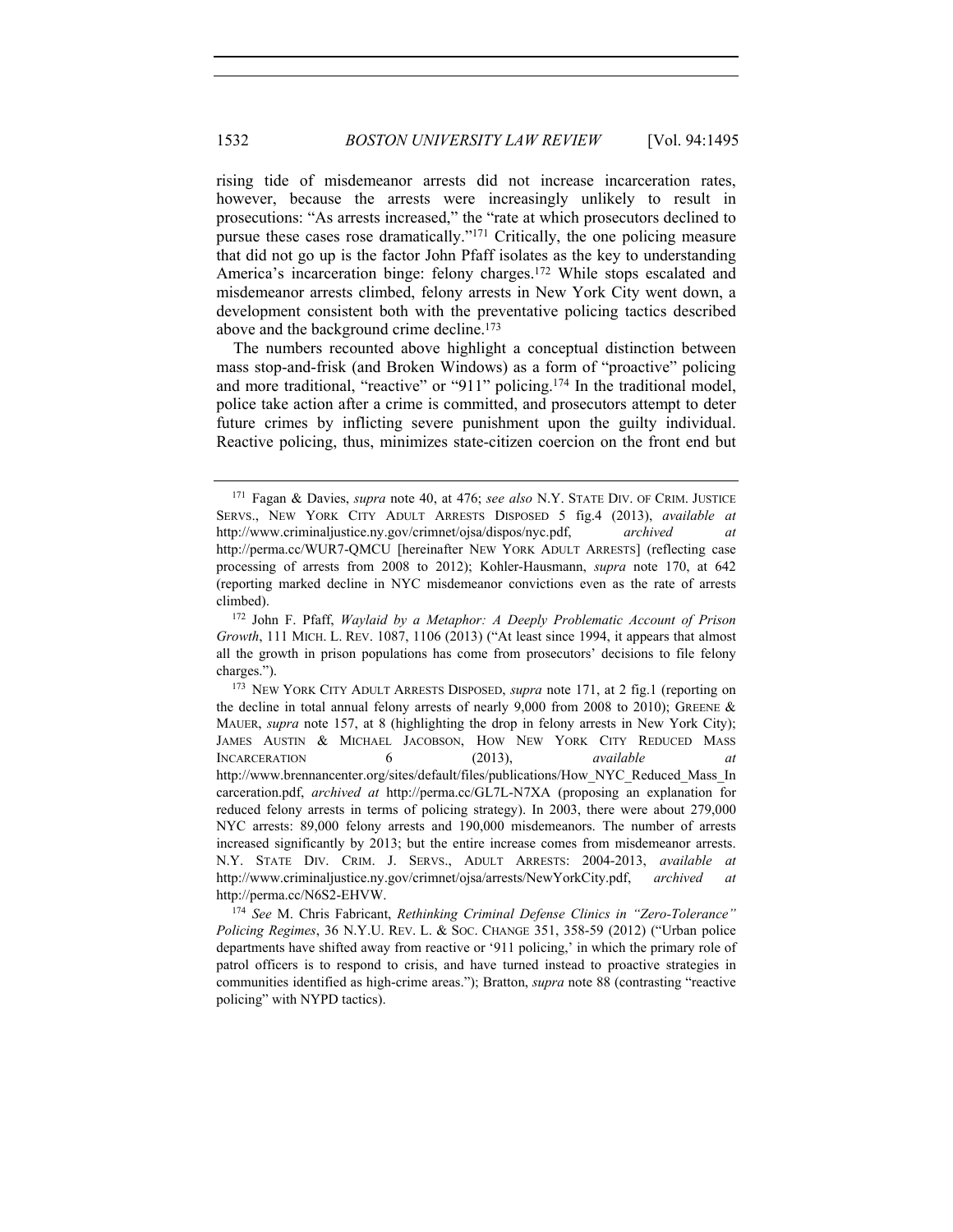rising tide of misdemeanor arrests did not increase incarceration rates, however, because the arrests were increasingly unlikely to result in prosecutions: "As arrests increased," the "rate at which prosecutors declined to pursue these cases rose dramatically."[171] Critically, the one policing measure that did not go up is the factor John Pfaff isolates as the key to understanding America's incarceration binge: felony charges.[172] While stops escalated and misdemeanor arrests climbed, felony arrests in New York City went down, a development consistent both with the preventative policing tactics described above and the background crime decline.[173]

The numbers recounted above highlight a conceptual distinction between mass stop-and-frisk (and Broken Windows) as a form of "proactive" policing and more traditional, "reactive" or "911" policing.[174] In the traditional model, police take action after a crime is committed, and prosecutors attempt to deter future crimes by inflicting severe punishment upon the guilty individual. Reactive policing, thus, minimizes state-citizen coercion on the front end but

---

[171] Fagan & Davies, *supra* note 40, at 476; *see also* N.Y. STATE DIV. OF CRIM. JUSTICE SERVS., NEW YORK CITY ADULT ARRESTS DISPOSED 5 fig.4 (2013), *available at* http://www.criminaljustice.ny.gov/crimnet/ojsa/dispos/nyc.pdf, *archived at* http://perma.cc/WUR7-QMCU [hereinafter NEW YORK ADULT ARRESTS] (reflecting case processing of arrests from 2008 to 2012); Kohler-Hausmann, *supra* note 170, at 642 (reporting marked decline in NYC misdemeanor convictions even as the rate of arrests climbed).

[172] John F. Pfaff, *Waylaid by a Metaphor: A Deeply Problematic Account of Prison Growth*, 111 MICH. L. REV. 1087, 1106 (2013) ("At least since 1994, it appears that almost all the growth in prison populations has come from prosecutors' decisions to file felony charges.").

[173] NEW YORK CITY ADULT ARRESTS DISPOSED, *supra* note 171, at 2 fig.1 (reporting on the decline in total annual felony arrests of nearly 9,000 from 2008 to 2010); GREENE & MAUER, *supra* note 157, at 8 (highlighting the drop in felony arrests in New York City); JAMES AUSTIN & MICHAEL JACOBSON, HOW NEW YORK CITY REDUCED MASS INCARCERATION 6 (2013), *available at* http://www.brennancenter.org/sites/default/files/publications/How_NYC_Reduced_Mass_Incarceration.pdf, *archived at* http://perma.cc/GL7L-N7XA (proposing an explanation for reduced felony arrests in terms of policing strategy). In 2003, there were about 279,000 NYC arrests: 89,000 felony arrests and 190,000 misdemeanors. The number of arrests increased significantly by 2013; but the entire increase comes from misdemeanor arrests. N.Y. STATE DIV. CRIM. J. SERVS., ADULT ARRESTS: 2004-2013, *available at* http://www.criminaljustice.ny.gov/crimnet/ojsa/arrests/NewYorkCity.pdf, *archived at* http://perma.cc/N6S2-EHVW.

[174] *See* M. Chris Fabricant, *Rethinking Criminal Defense Clinics in "Zero-Tolerance" Policing Regimes*, 36 N.Y.U. REV. L. & SOC. CHANGE 351, 358-59 (2012) ("Urban police departments have shifted away from reactive or '911 policing,' in which the primary role of patrol officers is to respond to crisis, and have turned instead to proactive strategies in communities identified as high-crime areas."); Bratton, *supra* note 88 (contrasting "reactive policing" with NYPD tactics).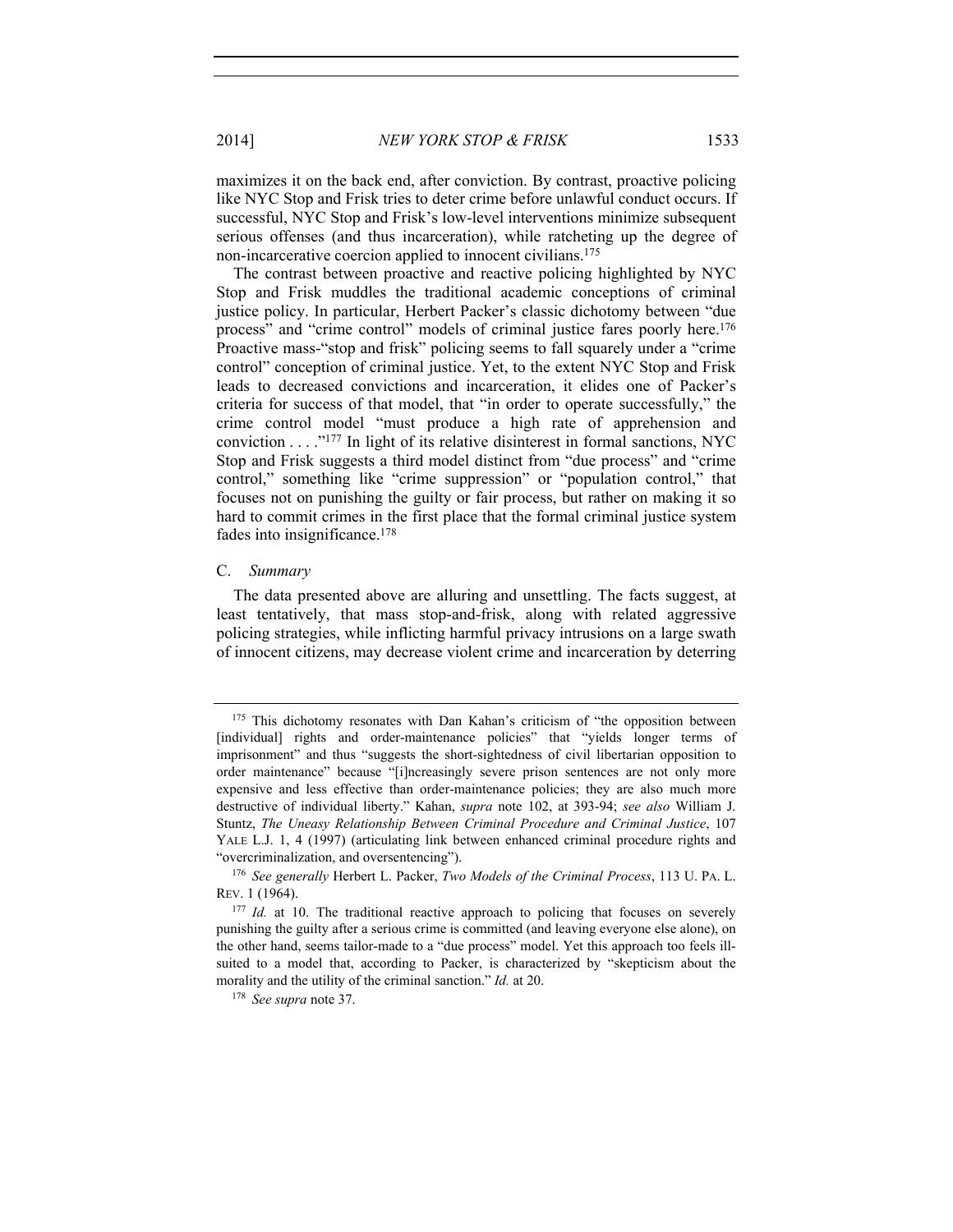maximizes it on the back end, after conviction. By contrast, proactive policing like NYC Stop and Frisk tries to deter crime before unlawful conduct occurs. If successful, NYC Stop and Frisk's low-level interventions minimize subsequent serious offenses (and thus incarceration), while ratcheting up the degree of non-incarcerative coercion applied to innocent civilians.[175]

The contrast between proactive and reactive policing highlighted by NYC Stop and Frisk muddles the traditional academic conceptions of criminal justice policy. In particular, Herbert Packer's classic dichotomy between "due process" and "crime control" models of criminal justice fares poorly here.[176] Proactive mass-"stop and frisk" policing seems to fall squarely under a "crime control" conception of criminal justice. Yet, to the extent NYC Stop and Frisk leads to decreased convictions and incarceration, it elides one of Packer's criteria for success of that model, that "in order to operate successfully," the crime control model "must produce a high rate of apprehension and conviction . . . ."[177] In light of its relative disinterest in formal sanctions, NYC Stop and Frisk suggests a third model distinct from "due process" and "crime control," something like "crime suppression" or "population control," that focuses not on punishing the guilty or fair process, but rather on making it so hard to commit crimes in the first place that the formal criminal justice system fades into insignificance.[178]

### C. *Summary*

The data presented above are alluring and unsettling. The facts suggest, at least tentatively, that mass stop-and-frisk, along with related aggressive policing strategies, while inflicting harmful privacy intrusions on a large swath of innocent citizens, may decrease violent crime and incarceration by deterring

---

[175] This dichotomy resonates with Dan Kahan's criticism of "the opposition between [individual] rights and order-maintenance policies" that "yields longer terms of imprisonment" and thus "suggests the short-sightedness of civil libertarian opposition to order maintenance" because "[i]ncreasingly severe prison sentences are not only more expensive and less effective than order-maintenance policies; they are also much more destructive of individual liberty." Kahan, *supra* note 102, at 393-94; *see also* William J. Stuntz, *The Uneasy Relationship Between Criminal Procedure and Criminal Justice*, 107 YALE L.J. 1, 4 (1997) (articulating link between enhanced criminal procedure rights and "overcriminalization, and oversentencing").

[176] *See generally* Herbert L. Packer, *Two Models of the Criminal Process*, 113 U. PA. L. REV. 1 (1964).

[177] *Id.* at 10. The traditional reactive approach to policing that focuses on severely punishing the guilty after a serious crime is committed (and leaving everyone else alone), on the other hand, seems tailor-made to a "due process" model. Yet this approach too feels ill-suited to a model that, according to Packer, is characterized by "skepticism about the morality and the utility of the criminal sanction." *Id.* at 20.

[178] *See supra* note 37.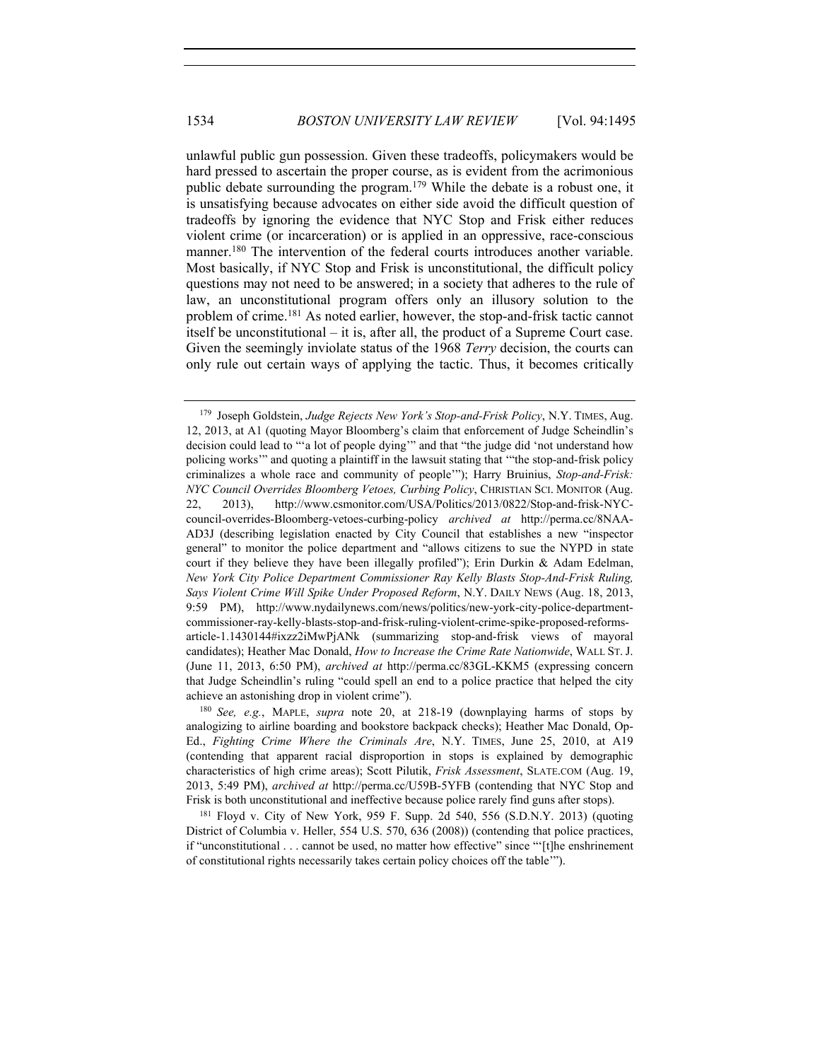unlawful public gun possession. Given these tradeoffs, policymakers would be hard pressed to ascertain the proper course, as is evident from the acrimonious public debate surrounding the program.[179] While the debate is a robust one, it is unsatisfying because advocates on either side avoid the difficult question of tradeoffs by ignoring the evidence that NYC Stop and Frisk either reduces violent crime (or incarceration) or is applied in an oppressive, race-conscious manner.[180] The intervention of the federal courts introduces another variable. Most basically, if NYC Stop and Frisk is unconstitutional, the difficult policy questions may not need to be answered; in a society that adheres to the rule of law, an unconstitutional program offers only an illusory solution to the problem of crime.[181] As noted earlier, however, the stop-and-frisk tactic cannot itself be unconstitutional – it is, after all, the product of a Supreme Court case. Given the seemingly inviolate status of the 1968 *Terry* decision, the courts can only rule out certain ways of applying the tactic. Thus, it becomes critically

---

[179] Joseph Goldstein, *Judge Rejects New York's Stop-and-Frisk Policy*, N.Y. TIMES, Aug. 12, 2013, at A1 (quoting Mayor Bloomberg's claim that enforcement of Judge Scheindlin's decision could lead to "'a lot of people dying'" and that "the judge did 'not understand how policing works'" and quoting a plaintiff in the lawsuit stating that '"the stop-and-frisk policy criminalizes a whole race and community of people'"); Harry Bruinius, *Stop-and-Frisk: NYC Council Overrides Bloomberg Vetoes, Curbing Policy*, CHRISTIAN SCI. MONITOR (Aug. 22, 2013), http://www.csmonitor.com/USA/Politics/2013/0822/Stop-and-frisk-NYC-council-overrides-Bloomberg-vetoes-curbing-policy *archived at* http://perma.cc/8NAA-AD3J (describing legislation enacted by City Council that establishes a new "inspector general" to monitor the police department and "allows citizens to sue the NYPD in state court if they believe they have been illegally profiled"); Erin Durkin & Adam Edelman, *New York City Police Department Commissioner Ray Kelly Blasts Stop-And-Frisk Ruling, Says Violent Crime Will Spike Under Proposed Reform*, N.Y. DAILY NEWS (Aug. 18, 2013, 9:59 PM), http://www.nydailynews.com/news/politics/new-york-city-police-department-commissioner-ray-kelly-blasts-stop-and-frisk-ruling-violent-crime-spike-proposed-reforms-article-1.1430144#ixzz2iMwPjANk (summarizing stop-and-frisk views of mayoral candidates); Heather Mac Donald, *How to Increase the Crime Rate Nationwide*, WALL ST. J. (June 11, 2013, 6:50 PM), *archived at* http://perma.cc/83GL-KKM5 (expressing concern that Judge Scheindlin's ruling "could spell an end to a police practice that helped the city achieve an astonishing drop in violent crime").

[180] *See, e.g.*, MAPLE, *supra* note 20, at 218-19 (downplaying harms of stops by analogizing to airline boarding and bookstore backpack checks); Heather Mac Donald, Op-Ed., *Fighting Crime Where the Criminals Are*, N.Y. TIMES, June 25, 2010, at A19 (contending that apparent racial disproportion in stops is explained by demographic characteristics of high crime areas); Scott Pilutik, *Frisk Assessment*, SLATE.COM (Aug. 19, 2013, 5:49 PM), *archived at* http://perma.cc/U59B-5YFB (contending that NYC Stop and Frisk is both unconstitutional and ineffective because police rarely find guns after stops).

[181] Floyd v. City of New York, 959 F. Supp. 2d 540, 556 (S.D.N.Y. 2013) (quoting District of Columbia v. Heller, 554 U.S. 570, 636 (2008)) (contending that police practices, if "unconstitutional . . . cannot be used, no matter how effective" since "'[t]he enshrinement of constitutional rights necessarily takes certain policy choices off the table'").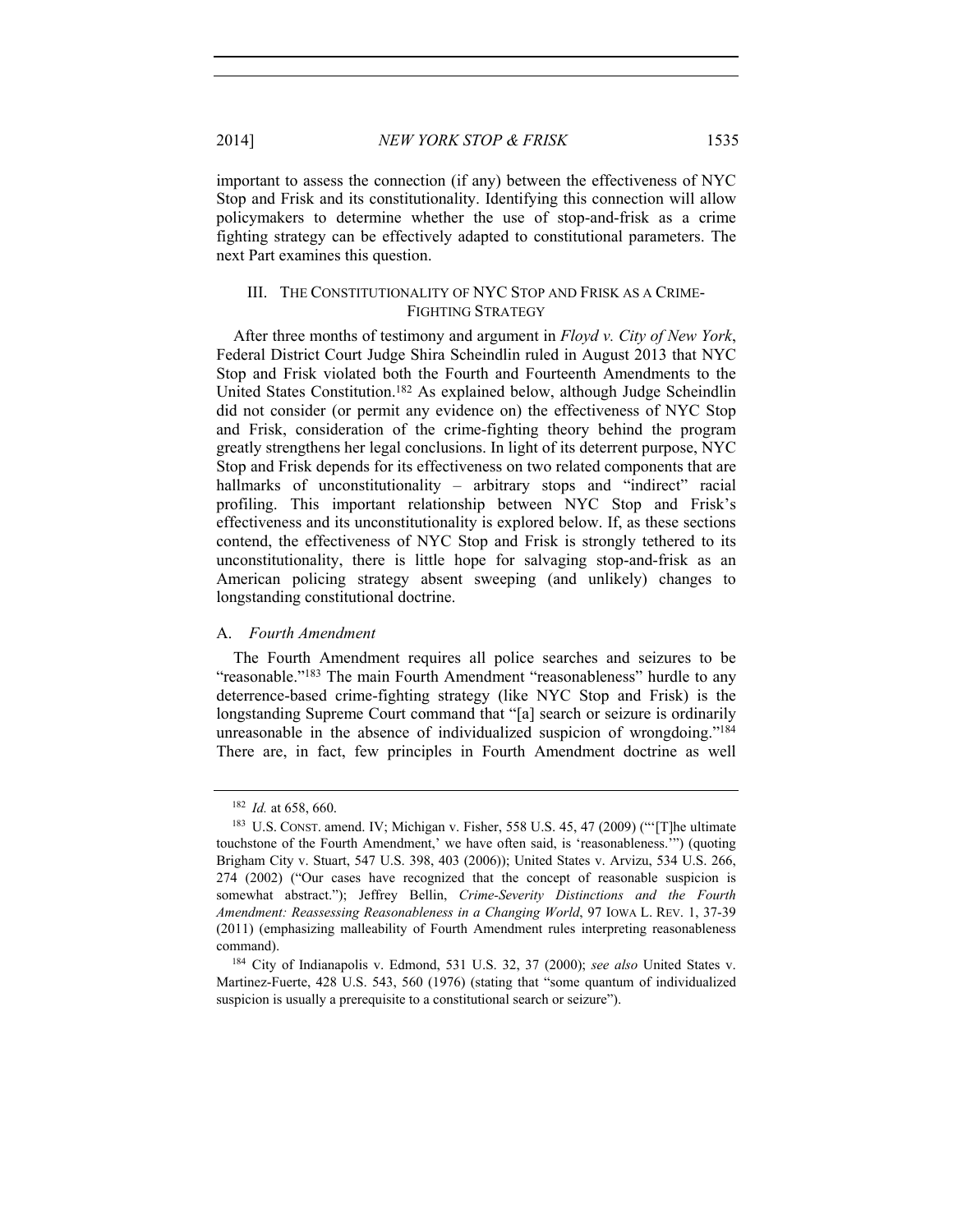important to assess the connection (if any) between the effectiveness of NYC Stop and Frisk and its constitutionality. Identifying this connection will allow policymakers to determine whether the use of stop-and-frisk as a crime fighting strategy can be effectively adapted to constitutional parameters. The next Part examines this question.

## III. THE CONSTITUTIONALITY OF NYC STOP AND FRISK AS A CRIME-FIGHTING STRATEGY

After three months of testimony and argument in *Floyd v. City of New York*, Federal District Court Judge Shira Scheindlin ruled in August 2013 that NYC Stop and Frisk violated both the Fourth and Fourteenth Amendments to the United States Constitution.[182] As explained below, although Judge Scheindlin did not consider (or permit any evidence on) the effectiveness of NYC Stop and Frisk, consideration of the crime-fighting theory behind the program greatly strengthens her legal conclusions. In light of its deterrent purpose, NYC Stop and Frisk depends for its effectiveness on two related components that are hallmarks of unconstitutionality – arbitrary stops and "indirect" racial profiling. This important relationship between NYC Stop and Frisk's effectiveness and its unconstitutionality is explored below. If, as these sections contend, the effectiveness of NYC Stop and Frisk is strongly tethered to its unconstitutionality, there is little hope for salvaging stop-and-frisk as an American policing strategy absent sweeping (and unlikely) changes to longstanding constitutional doctrine.

### A. *Fourth Amendment*

The Fourth Amendment requires all police searches and seizures to be "reasonable."[183] The main Fourth Amendment "reasonableness" hurdle to any deterrence-based crime-fighting strategy (like NYC Stop and Frisk) is the longstanding Supreme Court command that "[a] search or seizure is ordinarily unreasonable in the absence of individualized suspicion of wrongdoing."[184] There are, in fact, few principles in Fourth Amendment doctrine as well

---

[182] *Id.* at 658, 660.

[183] U.S. CONST. amend. IV; Michigan v. Fisher, 558 U.S. 45, 47 (2009) ("'[T]he ultimate touchstone of the Fourth Amendment,' we have often said, is 'reasonableness.'") (quoting Brigham City v. Stuart, 547 U.S. 398, 403 (2006)); United States v. Arvizu, 534 U.S. 266, 274 (2002) ("Our cases have recognized that the concept of reasonable suspicion is somewhat abstract."); Jeffrey Bellin, *Crime-Severity Distinctions and the Fourth Amendment: Reassessing Reasonableness in a Changing World*, 97 IOWA L. REV. 1, 37-39 (2011) (emphasizing malleability of Fourth Amendment rules interpreting reasonableness command).

[184] City of Indianapolis v. Edmond, 531 U.S. 32, 37 (2000); *see also* United States v. Martinez-Fuerte, 428 U.S. 543, 560 (1976) (stating that "some quantum of individualized suspicion is usually a prerequisite to a constitutional search or seizure").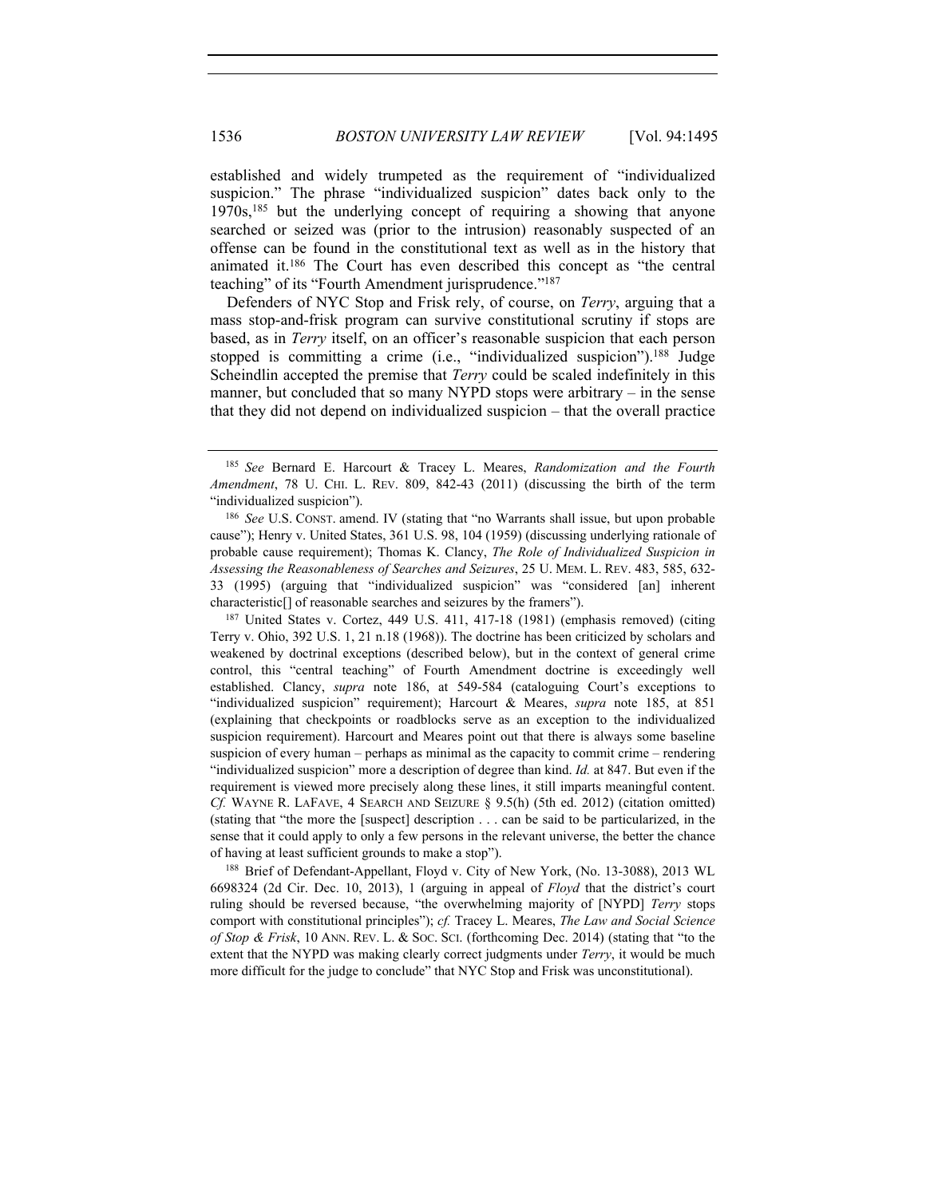established and widely trumpeted as the requirement of "individualized suspicion." The phrase "individualized suspicion" dates back only to the 1970s,[185] but the underlying concept of requiring a showing that anyone searched or seized was (prior to the intrusion) reasonably suspected of an offense can be found in the constitutional text as well as in the history that animated it.[186] The Court has even described this concept as "the central teaching" of its "Fourth Amendment jurisprudence."[187]

Defenders of NYC Stop and Frisk rely, of course, on *Terry*, arguing that a mass stop-and-frisk program can survive constitutional scrutiny if stops are based, as in *Terry* itself, on an officer's reasonable suspicion that each person stopped is committing a crime (i.e., "individualized suspicion").[188] Judge Scheindlin accepted the premise that *Terry* could be scaled indefinitely in this manner, but concluded that so many NYPD stops were arbitrary – in the sense that they did not depend on individualized suspicion – that the overall practice

---

[185] *See* Bernard E. Harcourt & Tracey L. Meares, *Randomization and the Fourth Amendment*, 78 U. CHI. L. REV. 809, 842-43 (2011) (discussing the birth of the term "individualized suspicion").

[186] *See* U.S. CONST. amend. IV (stating that "no Warrants shall issue, but upon probable cause"); Henry v. United States, 361 U.S. 98, 104 (1959) (discussing underlying rationale of probable cause requirement); Thomas K. Clancy, *The Role of Individualized Suspicion in Assessing the Reasonableness of Searches and Seizures*, 25 U. MEM. L. REV. 483, 585, 632-33 (1995) (arguing that "individualized suspicion" was "considered [an] inherent characteristic[] of reasonable searches and seizures by the framers").

[187] United States v. Cortez, 449 U.S. 411, 417-18 (1981) (emphasis removed) (citing Terry v. Ohio, 392 U.S. 1, 21 n.18 (1968)). The doctrine has been criticized by scholars and weakened by doctrinal exceptions (described below), but in the context of general crime control, this "central teaching" of Fourth Amendment doctrine is exceedingly well established. Clancy, *supra* note 186, at 549-584 (cataloguing Court's exceptions to "individualized suspicion" requirement); Harcourt & Meares, *supra* note 185, at 851 (explaining that checkpoints or roadblocks serve as an exception to the individualized suspicion requirement). Harcourt and Meares point out that there is always some baseline suspicion of every human – perhaps as minimal as the capacity to commit crime – rendering "individualized suspicion" more a description of degree than kind. *Id.* at 847. But even if the requirement is viewed more precisely along these lines, it still imparts meaningful content. *Cf.* WAYNE R. LAFAVE, 4 SEARCH AND SEIZURE § 9.5(h) (5th ed. 2012) (citation omitted) (stating that "the more the [suspect] description . . . can be said to be particularized, in the sense that it could apply to only a few persons in the relevant universe, the better the chance of having at least sufficient grounds to make a stop").

[188] Brief of Defendant-Appellant, Floyd v. City of New York, (No. 13-3088), 2013 WL 6698324 (2d Cir. Dec. 10, 2013), 1 (arguing in appeal of *Floyd* that the district's court ruling should be reversed because, "the overwhelming majority of [NYPD] *Terry* stops comport with constitutional principles"); *cf.* Tracey L. Meares, *The Law and Social Science of Stop & Frisk*, 10 ANN. REV. L. & SOC. SCI. (forthcoming Dec. 2014) (stating that "to the extent that the NYPD was making clearly correct judgments under *Terry*, it would be much more difficult for the judge to conclude" that NYC Stop and Frisk was unconstitutional).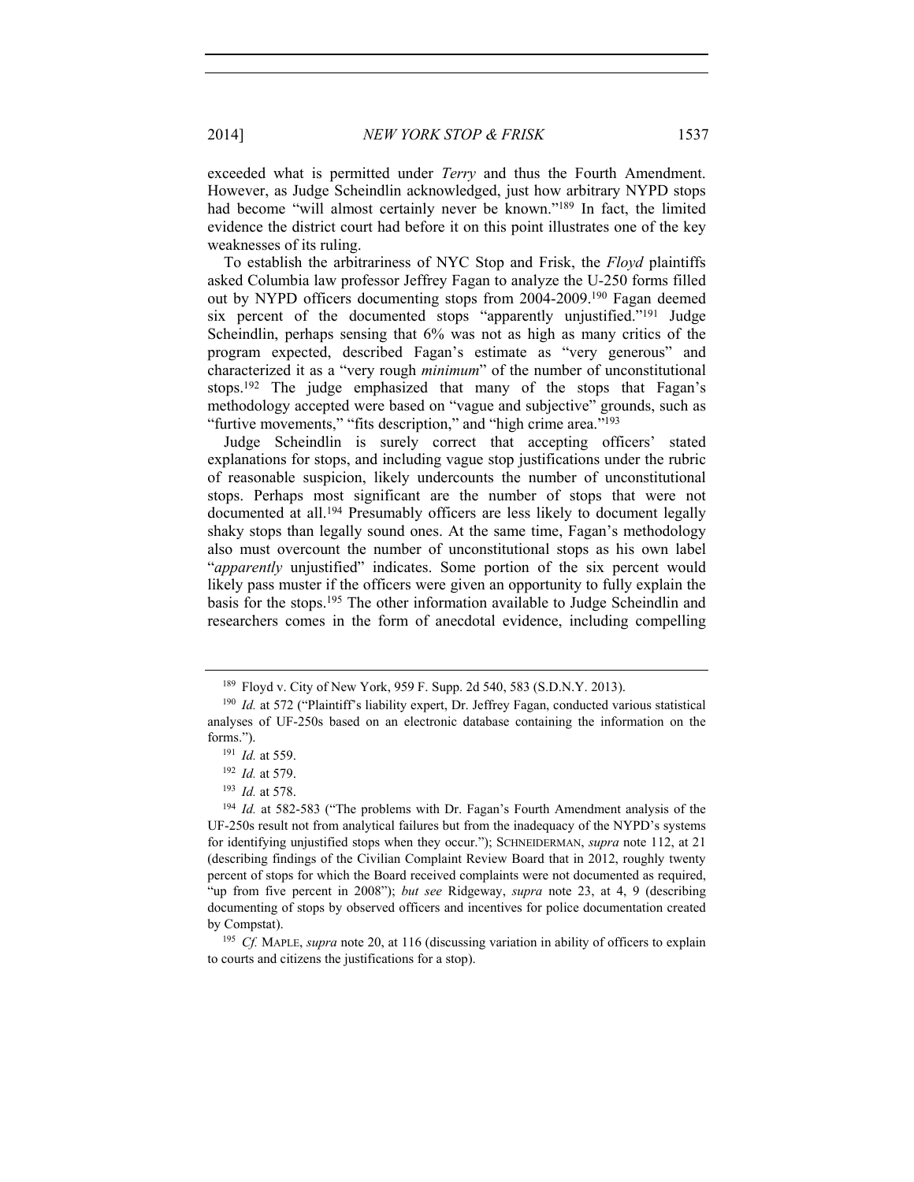exceeded what is permitted under *Terry* and thus the Fourth Amendment. However, as Judge Scheindlin acknowledged, just how arbitrary NYPD stops had become "will almost certainly never be known."[189] In fact, the limited evidence the district court had before it on this point illustrates one of the key weaknesses of its ruling.

To establish the arbitrariness of NYC Stop and Frisk, the *Floyd* plaintiffs asked Columbia law professor Jeffrey Fagan to analyze the U-250 forms filled out by NYPD officers documenting stops from 2004-2009.[190] Fagan deemed six percent of the documented stops "apparently unjustified."[191] Judge Scheindlin, perhaps sensing that 6% was not as high as many critics of the program expected, described Fagan's estimate as "very generous" and characterized it as a "very rough *minimum*" of the number of unconstitutional stops.[192] The judge emphasized that many of the stops that Fagan's methodology accepted were based on "vague and subjective" grounds, such as "furtive movements," "fits description," and "high crime area."[193]

Judge Scheindlin is surely correct that accepting officers' stated explanations for stops, and including vague stop justifications under the rubric of reasonable suspicion, likely undercounts the number of unconstitutional stops. Perhaps most significant are the number of stops that were not documented at all.[194] Presumably officers are less likely to document legally shaky stops than legally sound ones. At the same time, Fagan's methodology also must overcount the number of unconstitutional stops as his own label "*apparently* unjustified" indicates. Some portion of the six percent would likely pass muster if the officers were given an opportunity to fully explain the basis for the stops.[195] The other information available to Judge Scheindlin and researchers comes in the form of anecdotal evidence, including compelling

---

[189] Floyd v. City of New York, 959 F. Supp. 2d 540, 583 (S.D.N.Y. 2013).

[190] *Id.* at 572 ("Plaintiff's liability expert, Dr. Jeffrey Fagan, conducted various statistical analyses of UF-250s based on an electronic database containing the information on the forms.").

[191] *Id.* at 559.

[192] *Id.* at 579.

[193] *Id.* at 578.

[194] *Id.* at 582-583 ("The problems with Dr. Fagan's Fourth Amendment analysis of the UF-250s result not from analytical failures but from the inadequacy of the NYPD's systems for identifying unjustified stops when they occur."); SCHNEIDERMAN, *supra* note 112, at 21 (describing findings of the Civilian Complaint Review Board that in 2012, roughly twenty percent of stops for which the Board received complaints were not documented as required, "up from five percent in 2008"); *but see* Ridgeway, *supra* note 23, at 4, 9 (describing documenting of stops by observed officers and incentives for police documentation created by Compstat).

[195] *Cf.* MAPLE, *supra* note 20, at 116 (discussing variation in ability of officers to explain to courts and citizens the justifications for a stop).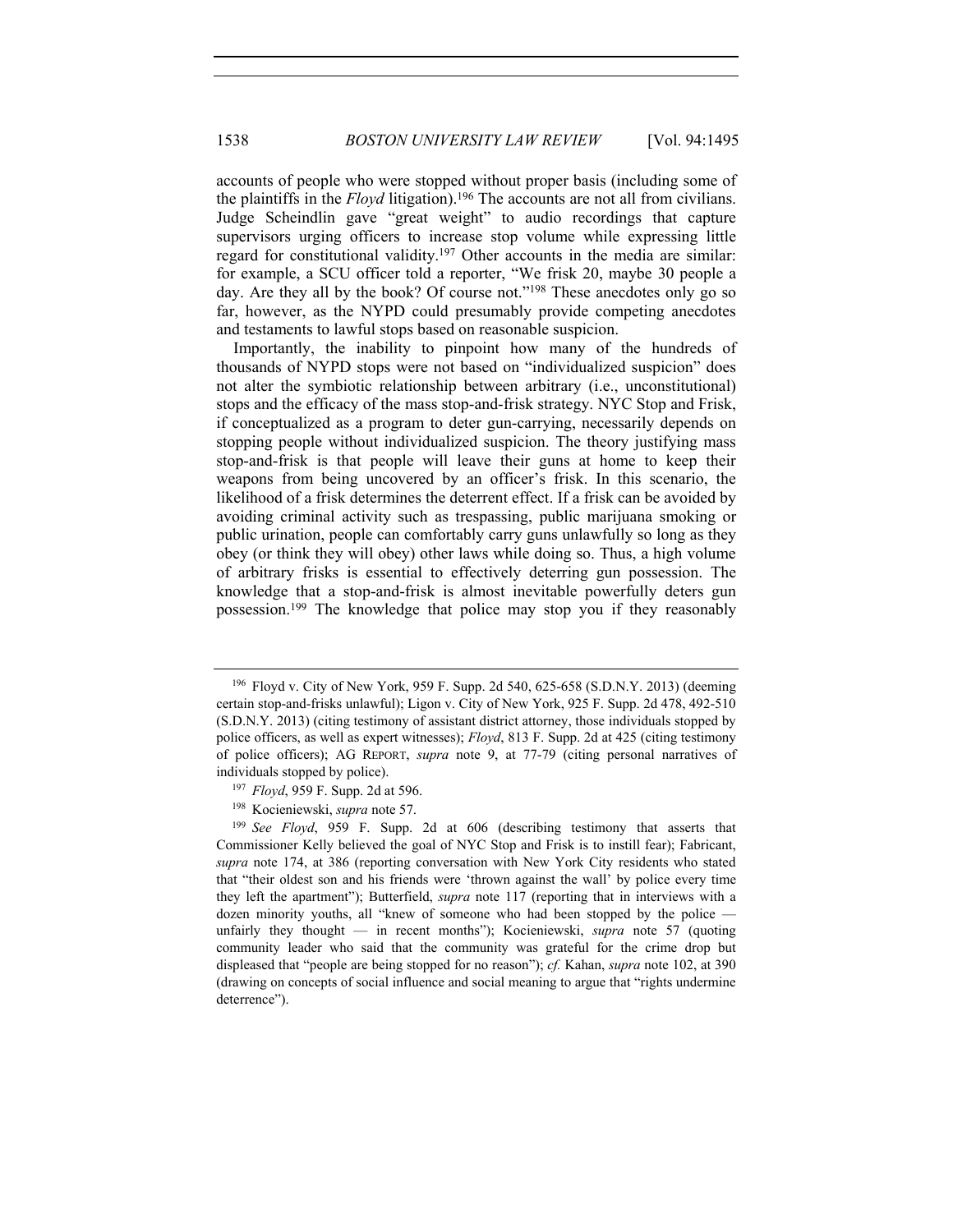accounts of people who were stopped without proper basis (including some of the plaintiffs in the *Floyd* litigation).[196] The accounts are not all from civilians. Judge Scheindlin gave "great weight" to audio recordings that capture supervisors urging officers to increase stop volume while expressing little regard for constitutional validity.[197] Other accounts in the media are similar: for example, a SCU officer told a reporter, "We frisk 20, maybe 30 people a day. Are they all by the book? Of course not."[198] These anecdotes only go so far, however, as the NYPD could presumably provide competing anecdotes and testaments to lawful stops based on reasonable suspicion.

Importantly, the inability to pinpoint how many of the hundreds of thousands of NYPD stops were not based on "individualized suspicion" does not alter the symbiotic relationship between arbitrary (i.e., unconstitutional) stops and the efficacy of the mass stop-and-frisk strategy. NYC Stop and Frisk, if conceptualized as a program to deter gun-carrying, necessarily depends on stopping people without individualized suspicion. The theory justifying mass stop-and-frisk is that people will leave their guns at home to keep their weapons from being uncovered by an officer's frisk. In this scenario, the likelihood of a frisk determines the deterrent effect. If a frisk can be avoided by avoiding criminal activity such as trespassing, public marijuana smoking or public urination, people can comfortably carry guns unlawfully so long as they obey (or think they will obey) other laws while doing so. Thus, a high volume of arbitrary frisks is essential to effectively deterring gun possession. The knowledge that a stop-and-frisk is almost inevitable powerfully deters gun possession.[199] The knowledge that police may stop you if they reasonably

---

[196] Floyd v. City of New York, 959 F. Supp. 2d 540, 625-658 (S.D.N.Y. 2013) (deeming certain stop-and-frisks unlawful); Ligon v. City of New York, 925 F. Supp. 2d 478, 492-510 (S.D.N.Y. 2013) (citing testimony of assistant district attorney, those individuals stopped by police officers, as well as expert witnesses); *Floyd*, 813 F. Supp. 2d at 425 (citing testimony of police officers); AG REPORT, *supra* note 9, at 77-79 (citing personal narratives of individuals stopped by police).

[197] *Floyd*, 959 F. Supp. 2d at 596.

[198] Kocieniewski, *supra* note 57.

[199] *See Floyd*, 959 F. Supp. 2d at 606 (describing testimony that asserts that Commissioner Kelly believed the goal of NYC Stop and Frisk is to instill fear); Fabricant, *supra* note 174, at 386 (reporting conversation with New York City residents who stated that "their oldest son and his friends were 'thrown against the wall' by police every time they left the apartment"); Butterfield, *supra* note 117 (reporting that in interviews with a dozen minority youths, all "knew of someone who had been stopped by the police — unfairly they thought — in recent months"); Kocieniewski, *supra* note 57 (quoting community leader who said that the community was grateful for the crime drop but displeased that "people are being stopped for no reason"); *cf.* Kahan, *supra* note 102, at 390 (drawing on concepts of social influence and social meaning to argue that "rights undermine deterrence").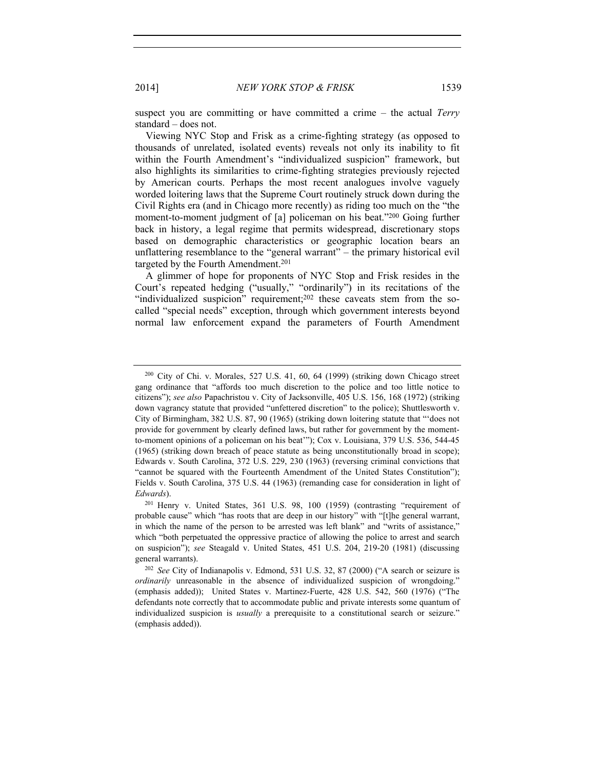suspect you are committing or have committed a crime – the actual *Terry* standard – does not.

Viewing NYC Stop and Frisk as a crime-fighting strategy (as opposed to thousands of unrelated, isolated events) reveals not only its inability to fit within the Fourth Amendment's "individualized suspicion" framework, but also highlights its similarities to crime-fighting strategies previously rejected by American courts. Perhaps the most recent analogues involve vaguely worded loitering laws that the Supreme Court routinely struck down during the Civil Rights era (and in Chicago more recently) as riding too much on the "the moment-to-moment judgment of [a] policeman on his beat."[200] Going further back in history, a legal regime that permits widespread, discretionary stops based on demographic characteristics or geographic location bears an unflattering resemblance to the "general warrant" – the primary historical evil targeted by the Fourth Amendment.[201]

A glimmer of hope for proponents of NYC Stop and Frisk resides in the Court's repeated hedging ("usually," "ordinarily") in its recitations of the "individualized suspicion" requirement;[202] these caveats stem from the so-called "special needs" exception, through which government interests beyond normal law enforcement expand the parameters of Fourth Amendment

---

[200] City of Chi. v. Morales, 527 U.S. 41, 60, 64 (1999) (striking down Chicago street gang ordinance that "affords too much discretion to the police and too little notice to citizens"); *see also* Papachristou v. City of Jacksonville, 405 U.S. 156, 168 (1972) (striking down vagrancy statute that provided "unfettered discretion" to the police); Shuttlesworth v. City of Birmingham, 382 U.S. 87, 90 (1965) (striking down loitering statute that "'does not provide for government by clearly defined laws, but rather for government by the moment-to-moment opinions of a policeman on his beat'"); Cox v. Louisiana, 379 U.S. 536, 544-45 (1965) (striking down breach of peace statute as being unconstitutionally broad in scope); Edwards v. South Carolina, 372 U.S. 229, 230 (1963) (reversing criminal convictions that "cannot be squared with the Fourteenth Amendment of the United States Constitution"); Fields v. South Carolina, 375 U.S. 44 (1963) (remanding case for consideration in light of *Edwards*).

[201] Henry v. United States, 361 U.S. 98, 100 (1959) (contrasting "requirement of probable cause" which "has roots that are deep in our history" with "[t]he general warrant, in which the name of the person to be arrested was left blank" and "writs of assistance," which "both perpetuated the oppressive practice of allowing the police to arrest and search on suspicion"); *see* Steagald v. United States, 451 U.S. 204, 219-20 (1981) (discussing general warrants).

[202] *See* City of Indianapolis v. Edmond, 531 U.S. 32, 87 (2000) ("A search or seizure is *ordinarily* unreasonable in the absence of individualized suspicion of wrongdoing." (emphasis added)); United States v. Martinez-Fuerte, 428 U.S. 542, 560 (1976) ("The defendants note correctly that to accommodate public and private interests some quantum of individualized suspicion is *usually* a prerequisite to a constitutional search or seizure." (emphasis added)).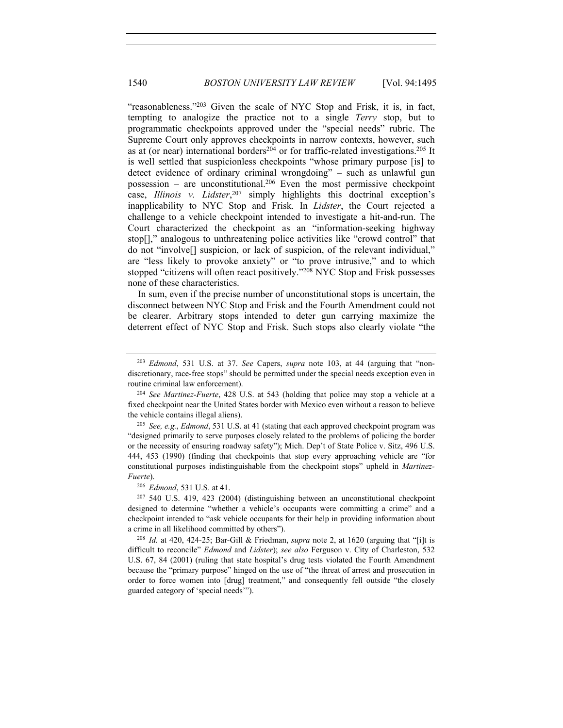"reasonableness."[203] Given the scale of NYC Stop and Frisk, it is, in fact, tempting to analogize the practice not to a single *Terry* stop, but to programmatic checkpoints approved under the "special needs" rubric. The Supreme Court only approves checkpoints in narrow contexts, however, such as at (or near) international borders[204] or for traffic-related investigations.[205] It is well settled that suspicionless checkpoints "whose primary purpose [is] to detect evidence of ordinary criminal wrongdoing" – such as unlawful gun possession – are unconstitutional.[206] Even the most permissive checkpoint case, *Illinois v. Lidster*,[207] simply highlights this doctrinal exception's inapplicability to NYC Stop and Frisk. In *Lidster*, the Court rejected a challenge to a vehicle checkpoint intended to investigate a hit-and-run. The Court characterized the checkpoint as an "information-seeking highway stop[]," analogous to unthreatening police activities like "crowd control" that do not "involve[] suspicion, or lack of suspicion, of the relevant individual," are "less likely to provoke anxiety" or "to prove intrusive," and to which stopped "citizens will often react positively."[208] NYC Stop and Frisk possesses none of these characteristics.

In sum, even if the precise number of unconstitutional stops is uncertain, the disconnect between NYC Stop and Frisk and the Fourth Amendment could not be clearer. Arbitrary stops intended to deter gun carrying maximize the deterrent effect of NYC Stop and Frisk. Such stops also clearly violate "the

---

[203] *Edmond*, 531 U.S. at 37. *See* Capers, *supra* note 103, at 44 (arguing that "non-discretionary, race-free stops" should be permitted under the special needs exception even in routine criminal law enforcement).

[204] *See Martinez-Fuerte*, 428 U.S. at 543 (holding that police may stop a vehicle at a fixed checkpoint near the United States border with Mexico even without a reason to believe the vehicle contains illegal aliens).

[205] *See, e.g.*, *Edmond*, 531 U.S. at 41 (stating that each approved checkpoint program was "designed primarily to serve purposes closely related to the problems of policing the border or the necessity of ensuring roadway safety"); Mich. Dep't of State Police v. Sitz, 496 U.S. 444, 453 (1990) (finding that checkpoints that stop every approaching vehicle are "for constitutional purposes indistinguishable from the checkpoint stops" upheld in *Martinez-Fuerte*).

[206] *Edmond*, 531 U.S. at 41.

[207] 540 U.S. 419, 423 (2004) (distinguishing between an unconstitutional checkpoint designed to determine "whether a vehicle's occupants were committing a crime" and a checkpoint intended to "ask vehicle occupants for their help in providing information about a crime in all likelihood committed by others").

[208] *Id.* at 420, 424-25; Bar-Gill & Friedman, *supra* note 2, at 1620 (arguing that "[i]t is difficult to reconcile" *Edmond* and *Lidster*); *see also* Ferguson v. City of Charleston, 532 U.S. 67, 84 (2001) (ruling that state hospital's drug tests violated the Fourth Amendment because the "primary purpose" hinged on the use of "the threat of arrest and prosecution in order to force women into [drug] treatment," and consequently fell outside "the closely guarded category of 'special needs'").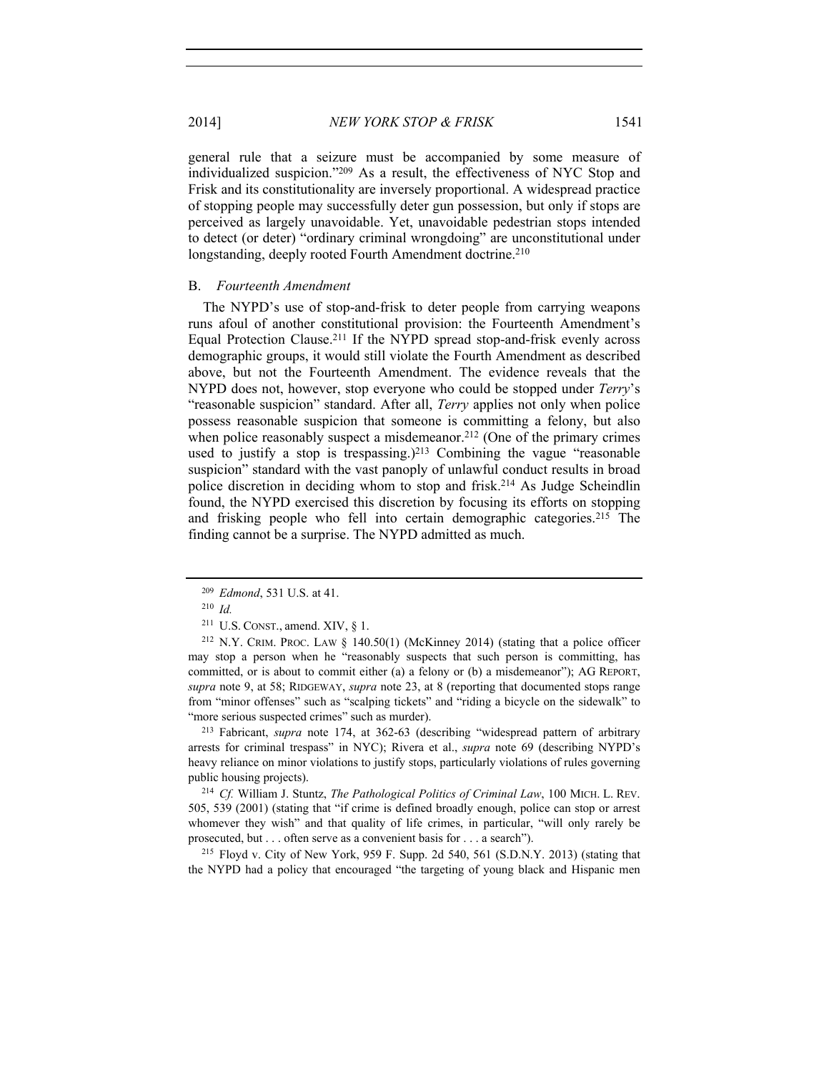general rule that a seizure must be accompanied by some measure of individualized suspicion."[209] As a result, the effectiveness of NYC Stop and Frisk and its constitutionality are inversely proportional. A widespread practice of stopping people may successfully deter gun possession, but only if stops are perceived as largely unavoidable. Yet, unavoidable pedestrian stops intended to detect (or deter) "ordinary criminal wrongdoing" are unconstitutional under longstanding, deeply rooted Fourth Amendment doctrine.[210]

### B. *Fourteenth Amendment*

The NYPD's use of stop-and-frisk to deter people from carrying weapons runs afoul of another constitutional provision: the Fourteenth Amendment's Equal Protection Clause.[211] If the NYPD spread stop-and-frisk evenly across demographic groups, it would still violate the Fourth Amendment as described above, but not the Fourteenth Amendment. The evidence reveals that the NYPD does not, however, stop everyone who could be stopped under *Terry*'s "reasonable suspicion" standard. After all, *Terry* applies not only when police possess reasonable suspicion that someone is committing a felony, but also when police reasonably suspect a misdemeanor.[212] (One of the primary crimes used to justify a stop is trespassing.)[213] Combining the vague "reasonable suspicion" standard with the vast panoply of unlawful conduct results in broad police discretion in deciding whom to stop and frisk.[214] As Judge Scheindlin found, the NYPD exercised this discretion by focusing its efforts on stopping and frisking people who fell into certain demographic categories.[215] The finding cannot be a surprise. The NYPD admitted as much.

---

[209] *Edmond*, 531 U.S. at 41.

[210] *Id.*

[211] U.S. CONST., amend. XIV, § 1.

[212] N.Y. CRIM. PROC. LAW § 140.50(1) (McKinney 2014) (stating that a police officer may stop a person when he "reasonably suspects that such person is committing, has committed, or is about to commit either (a) a felony or (b) a misdemeanor"); AG REPORT, *supra* note 9, at 58; RIDGEWAY, *supra* note 23, at 8 (reporting that documented stops range from "minor offenses" such as "scalping tickets" and "riding a bicycle on the sidewalk" to "more serious suspected crimes" such as murder).

[213] Fabricant, *supra* note 174, at 362-63 (describing "widespread pattern of arbitrary arrests for criminal trespass" in NYC); Rivera et al., *supra* note 69 (describing NYPD's heavy reliance on minor violations to justify stops, particularly violations of rules governing public housing projects).

[214] *Cf.* William J. Stuntz, *The Pathological Politics of Criminal Law*, 100 MICH. L. REV. 505, 539 (2001) (stating that "if crime is defined broadly enough, police can stop or arrest whomever they wish" and that quality of life crimes, in particular, "will only rarely be prosecuted, but . . . often serve as a convenient basis for . . . a search").

[215] Floyd v. City of New York, 959 F. Supp. 2d 540, 561 (S.D.N.Y. 2013) (stating that the NYPD had a policy that encouraged "the targeting of young black and Hispanic men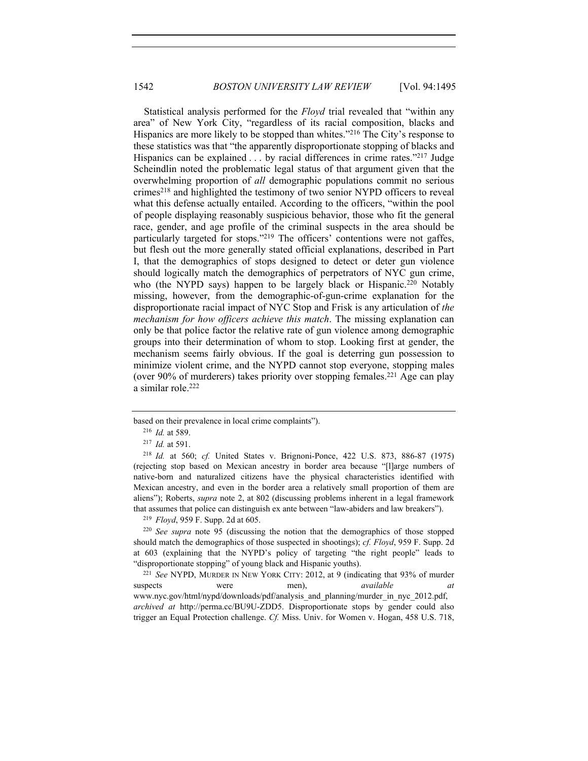Statistical analysis performed for the *Floyd* trial revealed that "within any area" of New York City, "regardless of its racial composition, blacks and Hispanics are more likely to be stopped than whites."[216] The City's response to these statistics was that "the apparently disproportionate stopping of blacks and Hispanics can be explained . . . by racial differences in crime rates."[217] Judge Scheindlin noted the problematic legal status of that argument given that the overwhelming proportion of *all* demographic populations commit no serious crimes[218] and highlighted the testimony of two senior NYPD officers to reveal what this defense actually entailed. According to the officers, "within the pool of people displaying reasonably suspicious behavior, those who fit the general race, gender, and age profile of the criminal suspects in the area should be particularly targeted for stops."[219] The officers' contentions were not gaffes, but flesh out the more generally stated official explanations, described in Part I, that the demographics of stops designed to detect or deter gun violence should logically match the demographics of perpetrators of NYC gun crime, who (the NYPD says) happen to be largely black or Hispanic.[220] Notably missing, however, from the demographic-of-gun-crime explanation for the disproportionate racial impact of NYC Stop and Frisk is any articulation of *the mechanism for how officers achieve this match*. The missing explanation can only be that police factor the relative rate of gun violence among demographic groups into their determination of whom to stop. Looking first at gender, the mechanism seems fairly obvious. If the goal is deterring gun possession to minimize violent crime, and the NYPD cannot stop everyone, stopping males (over 90% of murderers) takes priority over stopping females.[221] Age can play a similar role.[222]

---

based on their prevalence in local crime complaints").

[216] *Id.* at 589.

[217] *Id.* at 591.

[218] *Id.* at 560; *cf.* United States v. Brignoni-Ponce, 422 U.S. 873, 886-87 (1975) (rejecting stop based on Mexican ancestry in border area because "[l]arge numbers of native-born and naturalized citizens have the physical characteristics identified with Mexican ancestry, and even in the border area a relatively small proportion of them are aliens"); Roberts, *supra* note 2, at 802 (discussing problems inherent in a legal framework that assumes that police can distinguish ex ante between "law-abiders and law breakers").

[219] *Floyd*, 959 F. Supp. 2d at 605.

[220] *See supra* note 95 (discussing the notion that the demographics of those stopped should match the demographics of those suspected in shootings); *cf. Floyd*, 959 F. Supp. 2d at 603 (explaining that the NYPD's policy of targeting "the right people" leads to "disproportionate stopping" of young black and Hispanic youths).

[221] *See* NYPD, MURDER IN NEW YORK CITY: 2012, at 9 (indicating that 93% of murder suspects were men), *available at* www.nyc.gov/html/nypd/downloads/pdf/analysis_and_planning/murder_in_nyc_2012.pdf, *archived at* http://perma.cc/BU9U-ZDD5. Disproportionate stops by gender could also trigger an Equal Protection challenge. *Cf.* Miss. Univ. for Women v. Hogan, 458 U.S. 718,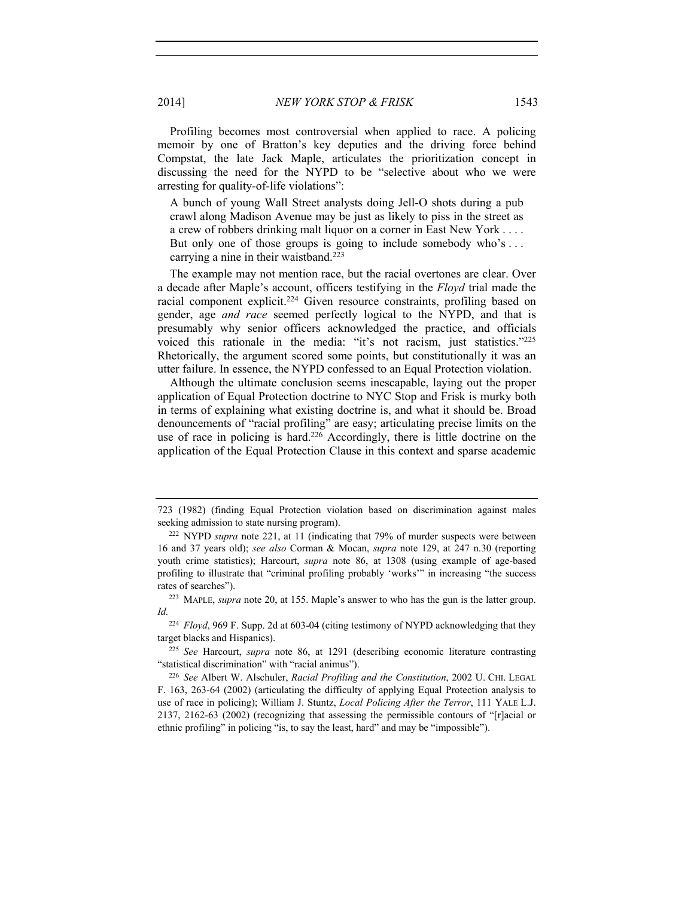Profiling becomes most controversial when applied to race. A policing memoir by one of Bratton's key deputies and the driving force behind Compstat, the late Jack Maple, articulates the prioritization concept in discussing the need for the NYPD to be "selective about who we were arresting for quality-of-life violations":

> A bunch of young Wall Street analysts doing Jell-O shots during a pub crawl along Madison Avenue may be just as likely to piss in the street as a crew of robbers drinking malt liquor on a corner in East New York . . . . But only one of those groups is going to include somebody who's . . . carrying a nine in their waistband.[223]

The example may not mention race, but the racial overtones are clear. Over a decade after Maple's account, officers testifying in the *Floyd* trial made the racial component explicit.[224] Given resource constraints, profiling based on gender, age *and race* seemed perfectly logical to the NYPD, and that is presumably why senior officers acknowledged the practice, and officials voiced this rationale in the media: "it's not racism, just statistics."[225] Rhetorically, the argument scored some points, but constitutionally it was an utter failure. In essence, the NYPD confessed to an Equal Protection violation.

Although the ultimate conclusion seems inescapable, laying out the proper application of Equal Protection doctrine to NYC Stop and Frisk is murky both in terms of explaining what existing doctrine is, and what it should be. Broad denouncements of "racial profiling" are easy; articulating precise limits on the use of race in policing is hard.[226] Accordingly, there is little doctrine on the application of the Equal Protection Clause in this context and sparse academic

---

723 (1982) (finding Equal Protection violation based on discrimination against males seeking admission to state nursing program).

[222] NYPD *supra* note 221, at 11 (indicating that 79% of murder suspects were between 16 and 37 years old); *see also* Corman & Mocan, *supra* note 129, at 247 n.30 (reporting youth crime statistics); Harcourt, *supra* note 86, at 1308 (using example of age-based profiling to illustrate that "criminal profiling probably 'works'" in increasing "the success rates of searches").

[223] MAPLE, *supra* note 20, at 155. Maple's answer to who has the gun is the latter group. *Id.*

[224] *Floyd*, 969 F. Supp. 2d at 603-04 (citing testimony of NYPD acknowledging that they target blacks and Hispanics).

[225] *See* Harcourt, *supra* note 86, at 1291 (describing economic literature contrasting "statistical discrimination" with "racial animus").

[226] *See* Albert W. Alschuler, *Racial Profiling and the Constitution*, 2002 U. CHI. LEGAL F. 163, 263-64 (2002) (articulating the difficulty of applying Equal Protection analysis to use of race in policing); William J. Stuntz, *Local Policing After the Terror*, 111 YALE L.J. 2137, 2162-63 (2002) (recognizing that assessing the permissible contours of "[r]acial or ethnic profiling" in policing "is, to say the least, hard" and may be "impossible").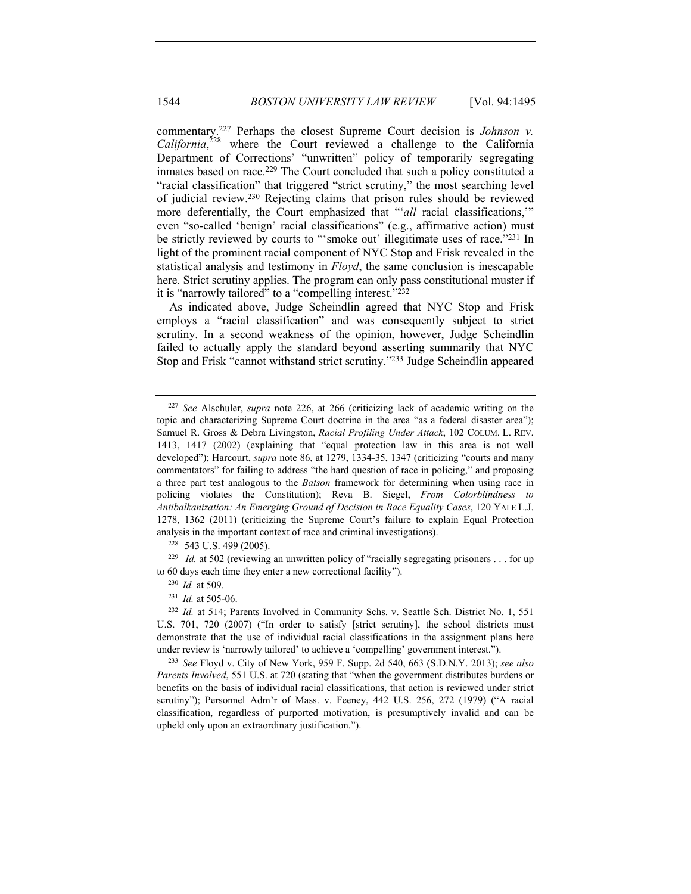commentary.[227] Perhaps the closest Supreme Court decision is *Johnson v. California*,[228] where the Court reviewed a challenge to the California Department of Corrections' "unwritten" policy of temporarily segregating inmates based on race.[229] The Court concluded that such a policy constituted a "racial classification" that triggered "strict scrutiny," the most searching level of judicial review.[230] Rejecting claims that prison rules should be reviewed more deferentially, the Court emphasized that "'*all* racial classifications,'" even "so-called 'benign' racial classifications" (e.g., affirmative action) must be strictly reviewed by courts to "'smoke out' illegitimate uses of race."[231] In light of the prominent racial component of NYC Stop and Frisk revealed in the statistical analysis and testimony in *Floyd*, the same conclusion is inescapable here. Strict scrutiny applies. The program can only pass constitutional muster if it is "narrowly tailored" to a "compelling interest."[232]

As indicated above, Judge Scheindlin agreed that NYC Stop and Frisk employs a "racial classification" and was consequently subject to strict scrutiny. In a second weakness of the opinion, however, Judge Scheindlin failed to actually apply the standard beyond asserting summarily that NYC Stop and Frisk "cannot withstand strict scrutiny."[233] Judge Scheindlin appeared

---

[227] *See* Alschuler, *supra* note 226, at 266 (criticizing lack of academic writing on the topic and characterizing Supreme Court doctrine in the area "as a federal disaster area"); Samuel R. Gross & Debra Livingston, *Racial Profiling Under Attack*, 102 COLUM. L. REV. 1413, 1417 (2002) (explaining that "equal protection law in this area is not well developed"); Harcourt, *supra* note 86, at 1279, 1334-35, 1347 (criticizing "courts and many commentators" for failing to address "the hard question of race in policing," and proposing a three part test analogous to the *Batson* framework for determining when using race in policing violates the Constitution); Reva B. Siegel, *From Colorblindness to Antibalkanization: An Emerging Ground of Decision in Race Equality Cases*, 120 YALE L.J. 1278, 1362 (2011) (criticizing the Supreme Court's failure to explain Equal Protection analysis in the important context of race and criminal investigations).

[228] 543 U.S. 499 (2005).

[229] *Id.* at 502 (reviewing an unwritten policy of "racially segregating prisoners . . . for up to 60 days each time they enter a new correctional facility").

[230] *Id.* at 509.

[231] *Id.* at 505-06.

[232] *Id.* at 514; Parents Involved in Community Schs. v. Seattle Sch. District No. 1, 551 U.S. 701, 720 (2007) ("In order to satisfy [strict scrutiny], the school districts must demonstrate that the use of individual racial classifications in the assignment plans here under review is 'narrowly tailored' to achieve a 'compelling' government interest.").

[233] *See* Floyd v. City of New York, 959 F. Supp. 2d 540, 663 (S.D.N.Y. 2013); *see also Parents Involved*, 551 U.S. at 720 (stating that "when the government distributes burdens or benefits on the basis of individual racial classifications, that action is reviewed under strict scrutiny"); Personnel Adm'r of Mass. v. Feeney, 442 U.S. 256, 272 (1979) ("A racial classification, regardless of purported motivation, is presumptively invalid and can be upheld only upon an extraordinary justification.").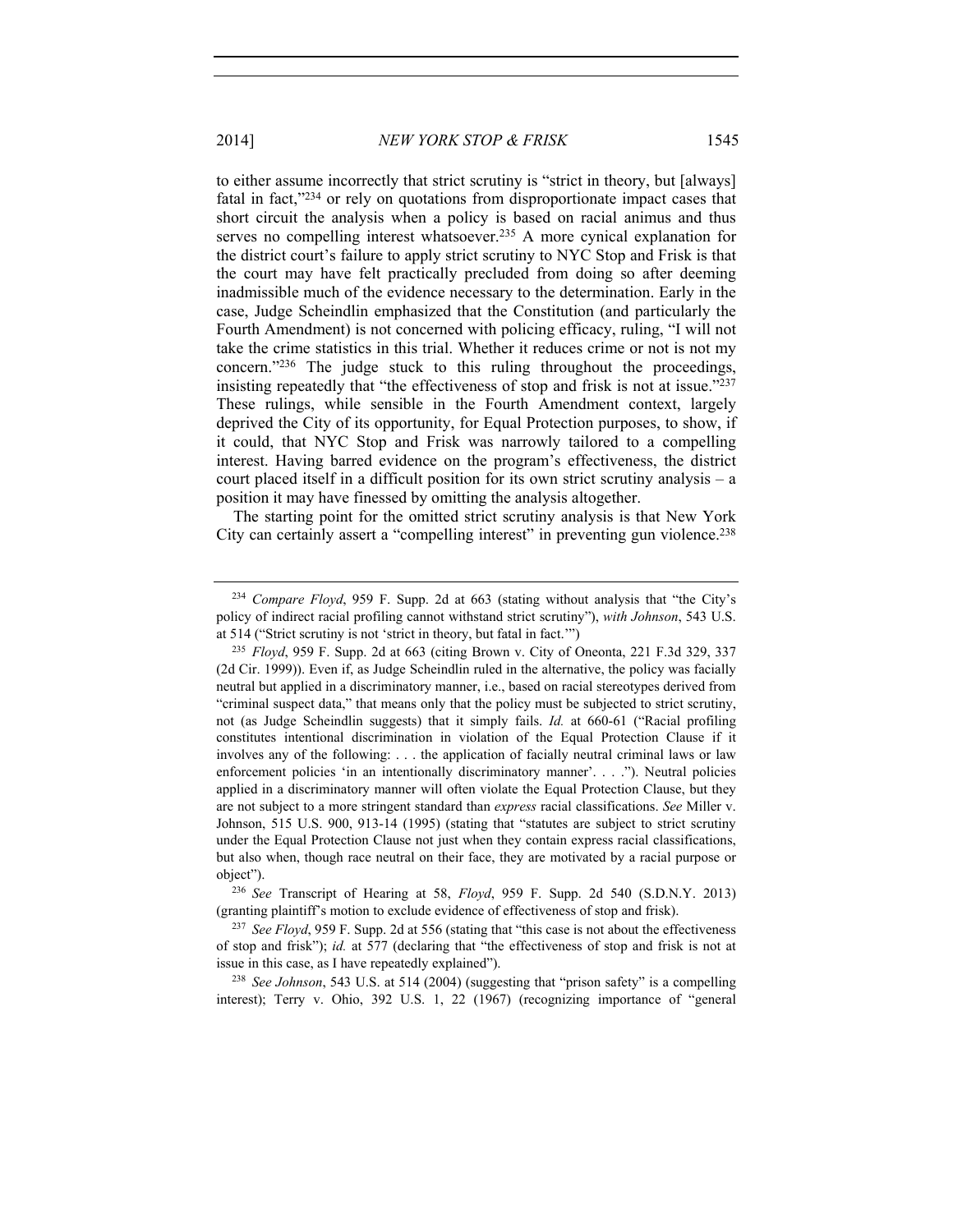to either assume incorrectly that strict scrutiny is "strict in theory, but [always] fatal in fact,"[234] or rely on quotations from disproportionate impact cases that short circuit the analysis when a policy is based on racial animus and thus serves no compelling interest whatsoever.[235] A more cynical explanation for the district court's failure to apply strict scrutiny to NYC Stop and Frisk is that the court may have felt practically precluded from doing so after deeming inadmissible much of the evidence necessary to the determination. Early in the case, Judge Scheindlin emphasized that the Constitution (and particularly the Fourth Amendment) is not concerned with policing efficacy, ruling, "I will not take the crime statistics in this trial. Whether it reduces crime or not is not my concern."[236] The judge stuck to this ruling throughout the proceedings, insisting repeatedly that "the effectiveness of stop and frisk is not at issue."[237] These rulings, while sensible in the Fourth Amendment context, largely deprived the City of its opportunity, for Equal Protection purposes, to show, if it could, that NYC Stop and Frisk was narrowly tailored to a compelling interest. Having barred evidence on the program's effectiveness, the district court placed itself in a difficult position for its own strict scrutiny analysis – a position it may have finessed by omitting the analysis altogether.

The starting point for the omitted strict scrutiny analysis is that New York City can certainly assert a "compelling interest" in preventing gun violence.[238]

---

[234] *Compare Floyd*, 959 F. Supp. 2d at 663 (stating without analysis that "the City's policy of indirect racial profiling cannot withstand strict scrutiny"), *with Johnson*, 543 U.S. at 514 ("Strict scrutiny is not 'strict in theory, but fatal in fact.'")

[235] *Floyd*, 959 F. Supp. 2d at 663 (citing Brown v. City of Oneonta, 221 F.3d 329, 337 (2d Cir. 1999)). Even if, as Judge Scheindlin ruled in the alternative, the policy was facially neutral but applied in a discriminatory manner, i.e., based on racial stereotypes derived from "criminal suspect data," that means only that the policy must be subjected to strict scrutiny, not (as Judge Scheindlin suggests) that it simply fails. *Id.* at 660-61 ("Racial profiling constitutes intentional discrimination in violation of the Equal Protection Clause if it involves any of the following: . . . the application of facially neutral criminal laws or law enforcement policies 'in an intentionally discriminatory manner'. . . ."). Neutral policies applied in a discriminatory manner will often violate the Equal Protection Clause, but they are not subject to a more stringent standard than *express* racial classifications. *See* Miller v. Johnson, 515 U.S. 900, 913-14 (1995) (stating that "statutes are subject to strict scrutiny under the Equal Protection Clause not just when they contain express racial classifications, but also when, though race neutral on their face, they are motivated by a racial purpose or object").

[236] *See* Transcript of Hearing at 58, *Floyd*, 959 F. Supp. 2d 540 (S.D.N.Y. 2013) (granting plaintiff's motion to exclude evidence of effectiveness of stop and frisk).

[237] *See Floyd*, 959 F. Supp. 2d at 556 (stating that "this case is not about the effectiveness of stop and frisk"); *id.* at 577 (declaring that "the effectiveness of stop and frisk is not at issue in this case, as I have repeatedly explained").

[238] *See Johnson*, 543 U.S. at 514 (2004) (suggesting that "prison safety" is a compelling interest); Terry v. Ohio, 392 U.S. 1, 22 (1967) (recognizing importance of "general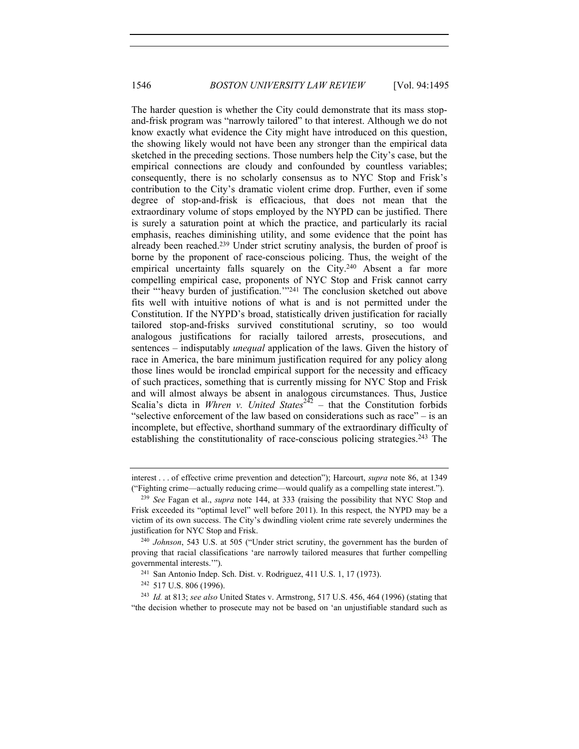The harder question is whether the City could demonstrate that its mass stop-and-frisk program was "narrowly tailored" to that interest. Although we do not know exactly what evidence the City might have introduced on this question, the showing likely would not have been any stronger than the empirical data sketched in the preceding sections. Those numbers help the City's case, but the empirical connections are cloudy and confounded by countless variables; consequently, there is no scholarly consensus as to NYC Stop and Frisk's contribution to the City's dramatic violent crime drop. Further, even if some degree of stop-and-frisk is efficacious, that does not mean that the extraordinary volume of stops employed by the NYPD can be justified. There is surely a saturation point at which the practice, and particularly its racial emphasis, reaches diminishing utility, and some evidence that the point has already been reached.[239] Under strict scrutiny analysis, the burden of proof is borne by the proponent of race-conscious policing. Thus, the weight of the empirical uncertainty falls squarely on the City.[240] Absent a far more compelling empirical case, proponents of NYC Stop and Frisk cannot carry their "'heavy burden of justification.'"[241] The conclusion sketched out above fits well with intuitive notions of what is and is not permitted under the Constitution. If the NYPD's broad, statistically driven justification for racially tailored stop-and-frisks survived constitutional scrutiny, so too would analogous justifications for racially tailored arrests, prosecutions, and sentences – indisputably *unequal* application of the laws. Given the history of race in America, the bare minimum justification required for any policy along those lines would be ironclad empirical support for the necessity and efficacy of such practices, something that is currently missing for NYC Stop and Frisk and will almost always be absent in analogous circumstances. Thus, Justice Scalia's dicta in *Whren v. United States*[242] – that the Constitution forbids "selective enforcement of the law based on considerations such as race" – is an incomplete, but effective, shorthand summary of the extraordinary difficulty of establishing the constitutionality of race-conscious policing strategies.[243] The

---

interest . . . of effective crime prevention and detection"); Harcourt, *supra* note 86, at 1349 ("Fighting crime—actually reducing crime—would qualify as a compelling state interest.").

[239] *See* Fagan et al., *supra* note 144, at 333 (raising the possibility that NYC Stop and Frisk exceeded its "optimal level" well before 2011). In this respect, the NYPD may be a victim of its own success. The City's dwindling violent crime rate severely undermines the justification for NYC Stop and Frisk.

[240] *Johnson*, 543 U.S. at 505 ("Under strict scrutiny, the government has the burden of proving that racial classifications 'are narrowly tailored measures that further compelling governmental interests.'").

[241] San Antonio Indep. Sch. Dist. v. Rodriguez, 411 U.S. 1, 17 (1973).

[242] 517 U.S. 806 (1996).

[243] *Id.* at 813; *see also* United States v. Armstrong, 517 U.S. 456, 464 (1996) (stating that "the decision whether to prosecute may not be based on 'an unjustifiable standard such as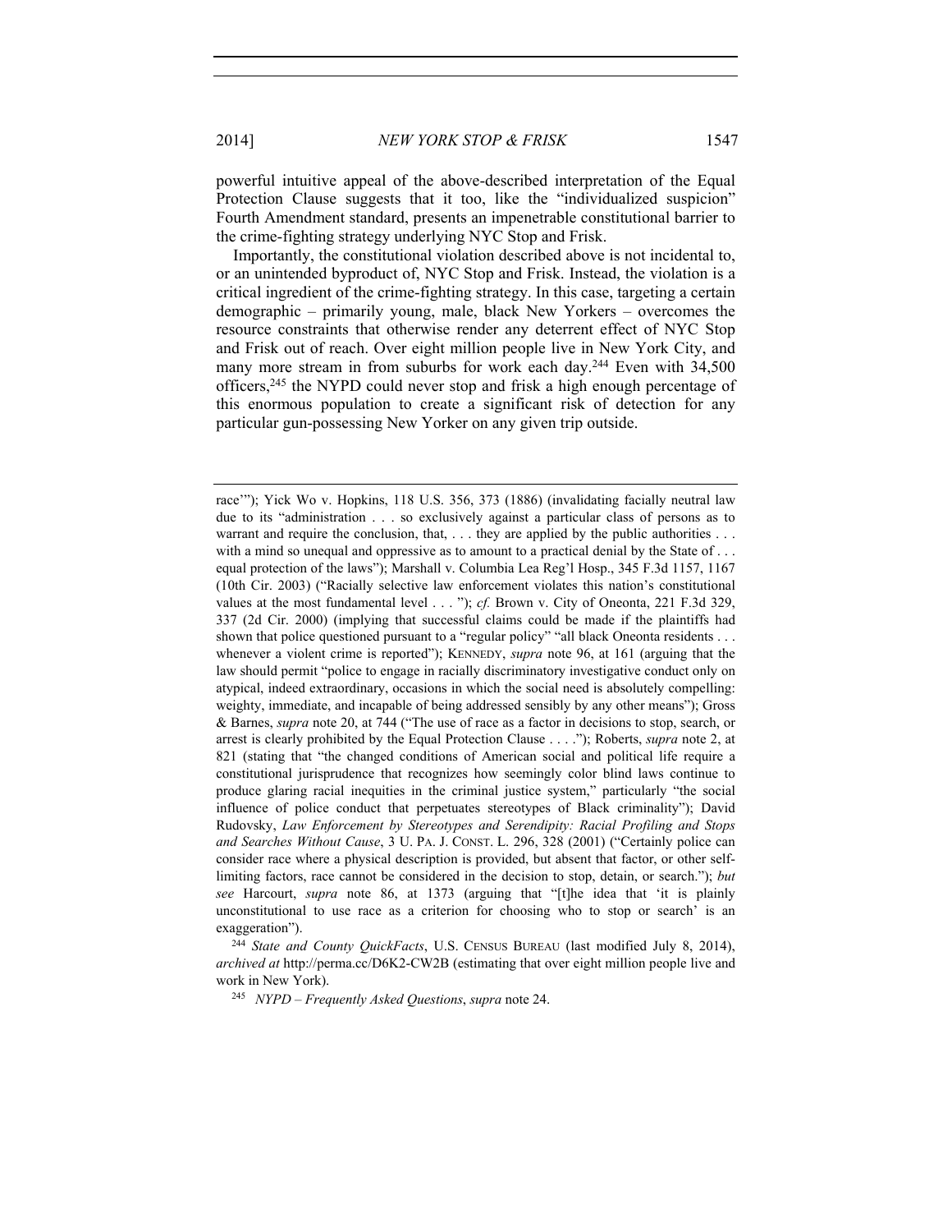powerful intuitive appeal of the above-described interpretation of the Equal Protection Clause suggests that it too, like the "individualized suspicion" Fourth Amendment standard, presents an impenetrable constitutional barrier to the crime-fighting strategy underlying NYC Stop and Frisk.

Importantly, the constitutional violation described above is not incidental to, or an unintended byproduct of, NYC Stop and Frisk. Instead, the violation is a critical ingredient of the crime-fighting strategy. In this case, targeting a certain demographic – primarily young, male, black New Yorkers – overcomes the resource constraints that otherwise render any deterrent effect of NYC Stop and Frisk out of reach. Over eight million people live in New York City, and many more stream in from suburbs for work each day.[244] Even with 34,500 officers,[245] the NYPD could never stop and frisk a high enough percentage of this enormous population to create a significant risk of detection for any particular gun-possessing New Yorker on any given trip outside.

---

race'"); Yick Wo v. Hopkins, 118 U.S. 356, 373 (1886) (invalidating facially neutral law due to its "administration . . . so exclusively against a particular class of persons as to warrant and require the conclusion, that, . . . they are applied by the public authorities . . . with a mind so unequal and oppressive as to amount to a practical denial by the State of . . . equal protection of the laws"); Marshall v. Columbia Lea Reg'l Hosp., 345 F.3d 1157, 1167 (10th Cir. 2003) ("Racially selective law enforcement violates this nation's constitutional values at the most fundamental level . . . "); *cf.* Brown v. City of Oneonta, 221 F.3d 329, 337 (2d Cir. 2000) (implying that successful claims could be made if the plaintiffs had shown that police questioned pursuant to a "regular policy" "all black Oneonta residents . . . whenever a violent crime is reported"); KENNEDY, *supra* note 96, at 161 (arguing that the law should permit "police to engage in racially discriminatory investigative conduct only on atypical, indeed extraordinary, occasions in which the social need is absolutely compelling: weighty, immediate, and incapable of being addressed sensibly by any other means"); Gross & Barnes, *supra* note 20, at 744 ("The use of race as a factor in decisions to stop, search, or arrest is clearly prohibited by the Equal Protection Clause . . . ."); Roberts, *supra* note 2, at 821 (stating that "the changed conditions of American social and political life require a constitutional jurisprudence that recognizes how seemingly color blind laws continue to produce glaring racial inequities in the criminal justice system," particularly "the social influence of police conduct that perpetuates stereotypes of Black criminality"); David Rudovsky, *Law Enforcement by Stereotypes and Serendipity: Racial Profiling and Stops and Searches Without Cause*, 3 U. PA. J. CONST. L. 296, 328 (2001) ("Certainly police can consider race where a physical description is provided, but absent that factor, or other self-limiting factors, race cannot be considered in the decision to stop, detain, or search."); *but see* Harcourt, *supra* note 86, at 1373 (arguing that "[t]he idea that 'it is plainly unconstitutional to use race as a criterion for choosing who to stop or search' is an exaggeration").

[244] *State and County QuickFacts*, U.S. CENSUS BUREAU (last modified July 8, 2014), *archived at* http://perma.cc/D6K2-CW2B (estimating that over eight million people live and work in New York).

[245] *NYPD – Frequently Asked Questions*, *supra* note 24.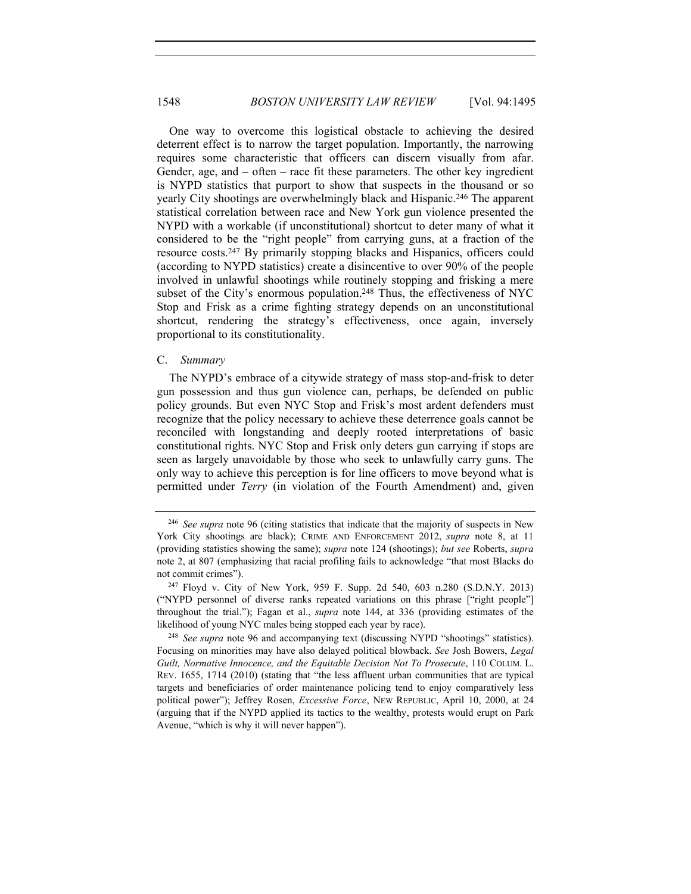One way to overcome this logistical obstacle to achieving the desired deterrent effect is to narrow the target population. Importantly, the narrowing requires some characteristic that officers can discern visually from afar. Gender, age, and – often – race fit these parameters. The other key ingredient is NYPD statistics that purport to show that suspects in the thousand or so yearly City shootings are overwhelmingly black and Hispanic.[246] The apparent statistical correlation between race and New York gun violence presented the NYPD with a workable (if unconstitutional) shortcut to deter many of what it considered to be the "right people" from carrying guns, at a fraction of the resource costs.[247] By primarily stopping blacks and Hispanics, officers could (according to NYPD statistics) create a disincentive to over 90% of the people involved in unlawful shootings while routinely stopping and frisking a mere subset of the City's enormous population.[248] Thus, the effectiveness of NYC Stop and Frisk as a crime fighting strategy depends on an unconstitutional shortcut, rendering the strategy's effectiveness, once again, inversely proportional to its constitutionality.

### C. *Summary*

The NYPD's embrace of a citywide strategy of mass stop-and-frisk to deter gun possession and thus gun violence can, perhaps, be defended on public policy grounds. But even NYC Stop and Frisk's most ardent defenders must recognize that the policy necessary to achieve these deterrence goals cannot be reconciled with longstanding and deeply rooted interpretations of basic constitutional rights. NYC Stop and Frisk only deters gun carrying if stops are seen as largely unavoidable by those who seek to unlawfully carry guns. The only way to achieve this perception is for line officers to move beyond what is permitted under *Terry* (in violation of the Fourth Amendment) and, given

---

[246] *See supra* note 96 (citing statistics that indicate that the majority of suspects in New York City shootings are black); CRIME AND ENFORCEMENT 2012, *supra* note 8, at 11 (providing statistics showing the same); *supra* note 124 (shootings); *but see* Roberts, *supra* note 2, at 807 (emphasizing that racial profiling fails to acknowledge "that most Blacks do not commit crimes").

[247] Floyd v. City of New York, 959 F. Supp. 2d 540, 603 n.280 (S.D.N.Y. 2013) ("NYPD personnel of diverse ranks repeated variations on this phrase ["right people"] throughout the trial."); Fagan et al., *supra* note 144, at 336 (providing estimates of the likelihood of young NYC males being stopped each year by race).

[248] *See supra* note 96 and accompanying text (discussing NYPD "shootings" statistics). Focusing on minorities may have also delayed political blowback. *See* Josh Bowers, *Legal Guilt, Normative Innocence, and the Equitable Decision Not To Prosecute*, 110 COLUM. L. REV. 1655, 1714 (2010) (stating that "the less affluent urban communities that are typical targets and beneficiaries of order maintenance policing tend to enjoy comparatively less political power"); Jeffrey Rosen, *Excessive Force*, NEW REPUBLIC, April 10, 2000, at 24 (arguing that if the NYPD applied its tactics to the wealthy, protests would erupt on Park Avenue, "which is why it will never happen").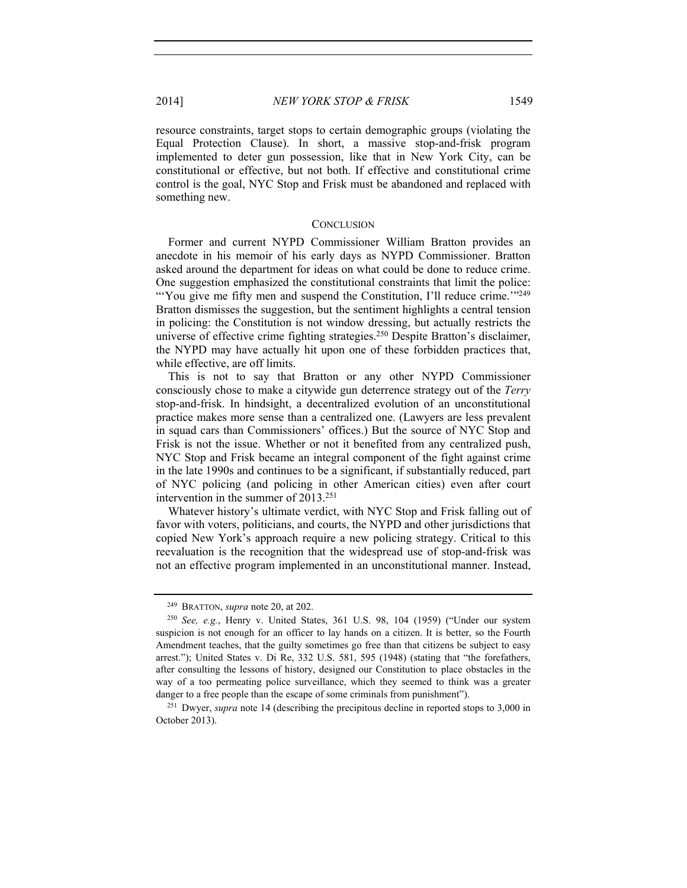resource constraints, target stops to certain demographic groups (violating the Equal Protection Clause). In short, a massive stop-and-frisk program implemented to deter gun possession, like that in New York City, can be constitutional or effective, but not both. If effective and constitutional crime control is the goal, NYC Stop and Frisk must be abandoned and replaced with something new.

## CONCLUSION

Former and current NYPD Commissioner William Bratton provides an anecdote in his memoir of his early days as NYPD Commissioner. Bratton asked around the department for ideas on what could be done to reduce crime. One suggestion emphasized the constitutional constraints that limit the police: "'You give me fifty men and suspend the Constitution, I'll reduce crime.'"[249] Bratton dismisses the suggestion, but the sentiment highlights a central tension in policing: the Constitution is not window dressing, but actually restricts the universe of effective crime fighting strategies.[250] Despite Bratton's disclaimer, the NYPD may have actually hit upon one of these forbidden practices that, while effective, are off limits.

This is not to say that Bratton or any other NYPD Commissioner consciously chose to make a citywide gun deterrence strategy out of the *Terry* stop-and-frisk. In hindsight, a decentralized evolution of an unconstitutional practice makes more sense than a centralized one. (Lawyers are less prevalent in squad cars than Commissioners' offices.) But the source of NYC Stop and Frisk is not the issue. Whether or not it benefited from any centralized push, NYC Stop and Frisk became an integral component of the fight against crime in the late 1990s and continues to be a significant, if substantially reduced, part of NYC policing (and policing in other American cities) even after court intervention in the summer of 2013.[251]

Whatever history's ultimate verdict, with NYC Stop and Frisk falling out of favor with voters, politicians, and courts, the NYPD and other jurisdictions that copied New York's approach require a new policing strategy. Critical to this reevaluation is the recognition that the widespread use of stop-and-frisk was not an effective program implemented in an unconstitutional manner. Instead,

---

[249] BRATTON, *supra* note 20, at 202.

[250] *See, e.g.*, Henry v. United States, 361 U.S. 98, 104 (1959) ("Under our system suspicion is not enough for an officer to lay hands on a citizen. It is better, so the Fourth Amendment teaches, that the guilty sometimes go free than that citizens be subject to easy arrest."); United States v. Di Re, 332 U.S. 581, 595 (1948) (stating that "the forefathers, after consulting the lessons of history, designed our Constitution to place obstacles in the way of a too permeating police surveillance, which they seemed to think was a greater danger to a free people than the escape of some criminals from punishment").

[251] Dwyer, *supra* note 14 (describing the precipitous decline in reported stops to 3,000 in October 2013).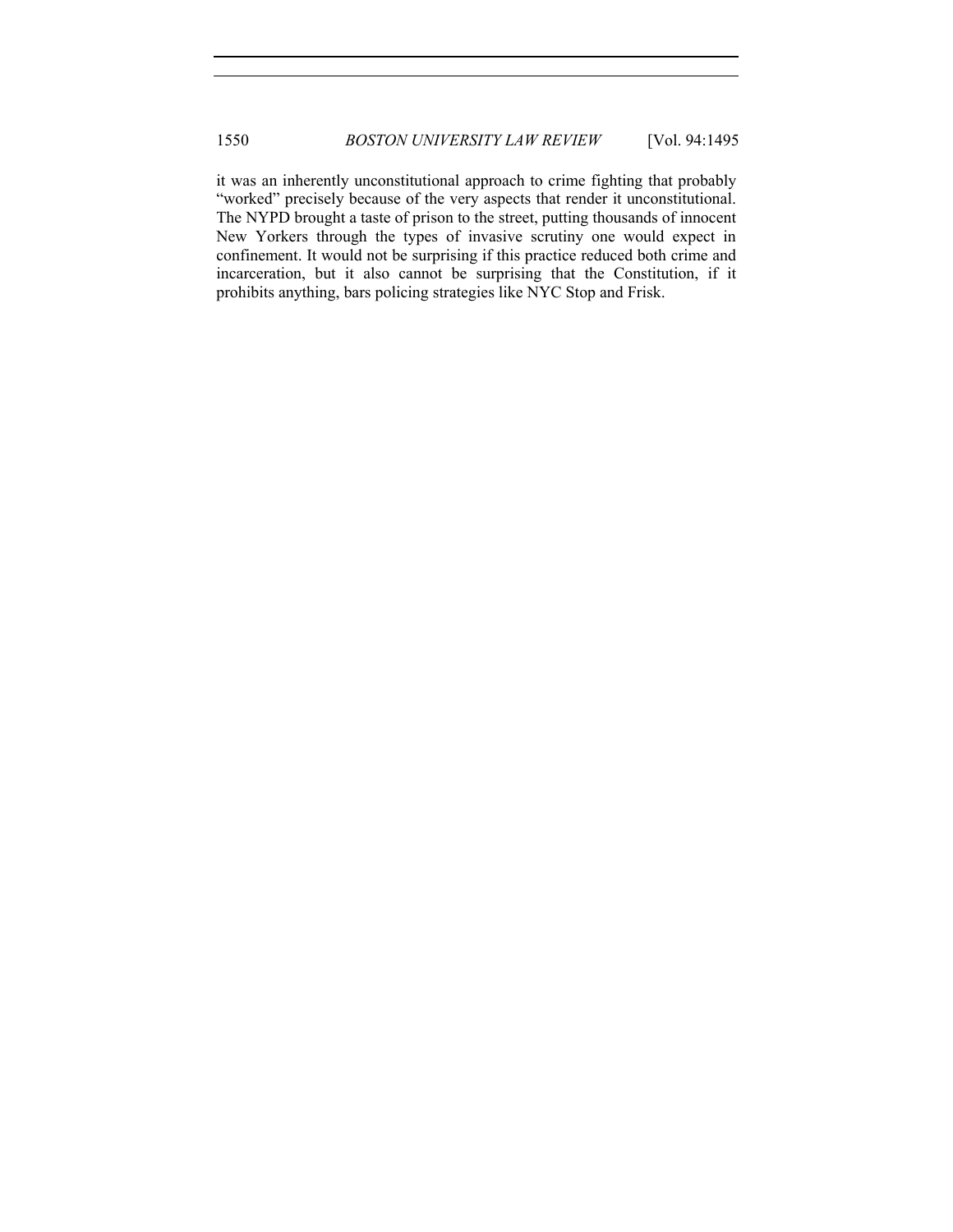it was an inherently unconstitutional approach to crime fighting that probably "worked" precisely because of the very aspects that render it unconstitutional. The NYPD brought a taste of prison to the street, putting thousands of innocent New Yorkers through the types of invasive scrutiny one would expect in confinement. It would not be surprising if this practice reduced both crime and incarceration, but it also cannot be surprising that the Constitution, if it prohibits anything, bars policing strategies like NYC Stop and Frisk.